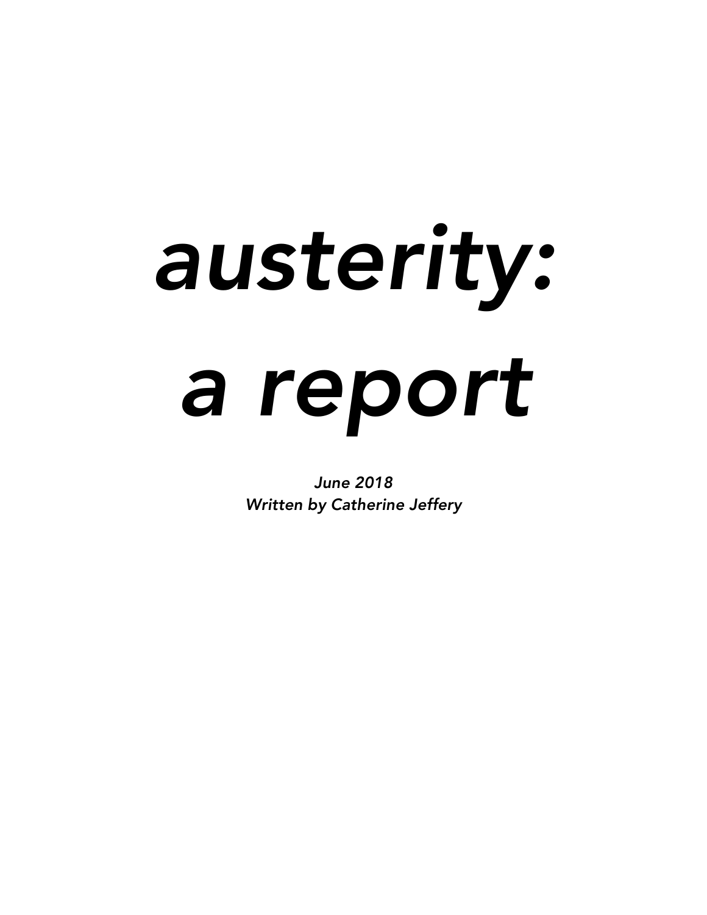# *austerity: a report*

*June 2018*
*Written by Catherine Jeffery*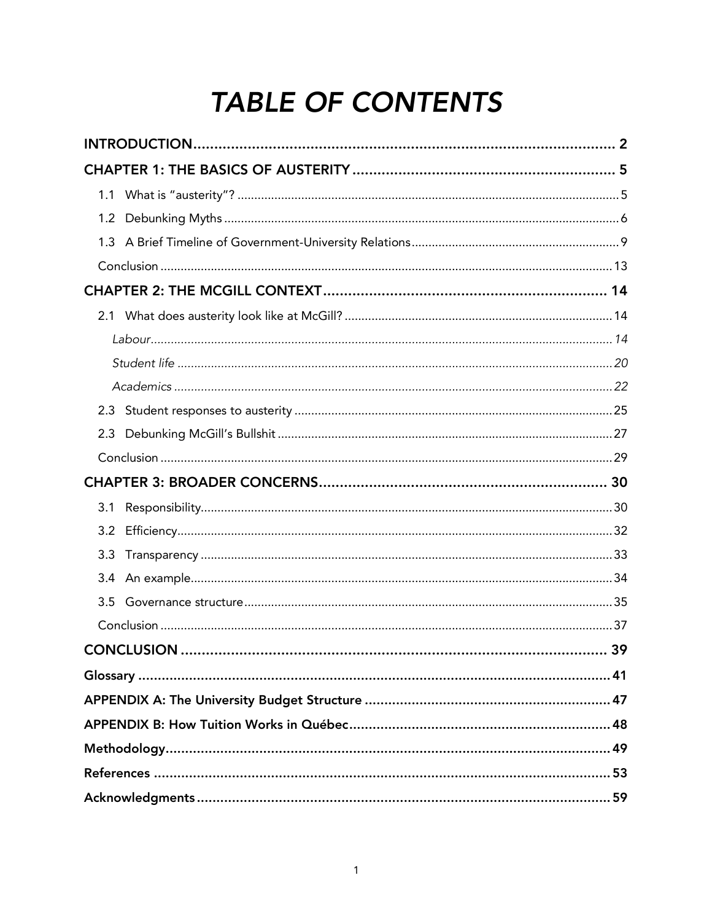# TABLE OF CONTENTS

| | |
|---|---|
| **INTRODUCTION** | **2** |
| **CHAPTER 1: THE BASICS OF AUSTERITY** | **5** |
| 1.1 What is "austerity"? | 5 |
| 1.2 Debunking Myths | 6 |
| 1.3 A Brief Timeline of Government-University Relations | 9 |
| Conclusion | 13 |
| **CHAPTER 2: THE MCGILL CONTEXT** | **14** |
| 2.1 What does austerity look like at McGill? | 14 |
| *Labour* | *14* |
| *Student life* | *20* |
| *Academics* | *22* |
| 2.3 Student responses to austerity | 25 |
| 2.3 Debunking McGill's Bullshit | 27 |
| Conclusion | 29 |
| **CHAPTER 3: BROADER CONCERNS** | **30** |
| 3.1 Responsibility | 30 |
| 3.2 Efficiency | 32 |
| 3.3 Transparency | 33 |
| 3.4 An example | 34 |
| 3.5 Governance structure | 35 |
| Conclusion | 37 |
| **CONCLUSION** | **39** |
| **Glossary** | **41** |
| **APPENDIX A: The University Budget Structure** | **47** |
| **APPENDIX B: How Tuition Works in Québec** | **48** |
| **Methodology** | **49** |
| **References** | **53** |
| **Acknowledgments** | **59** |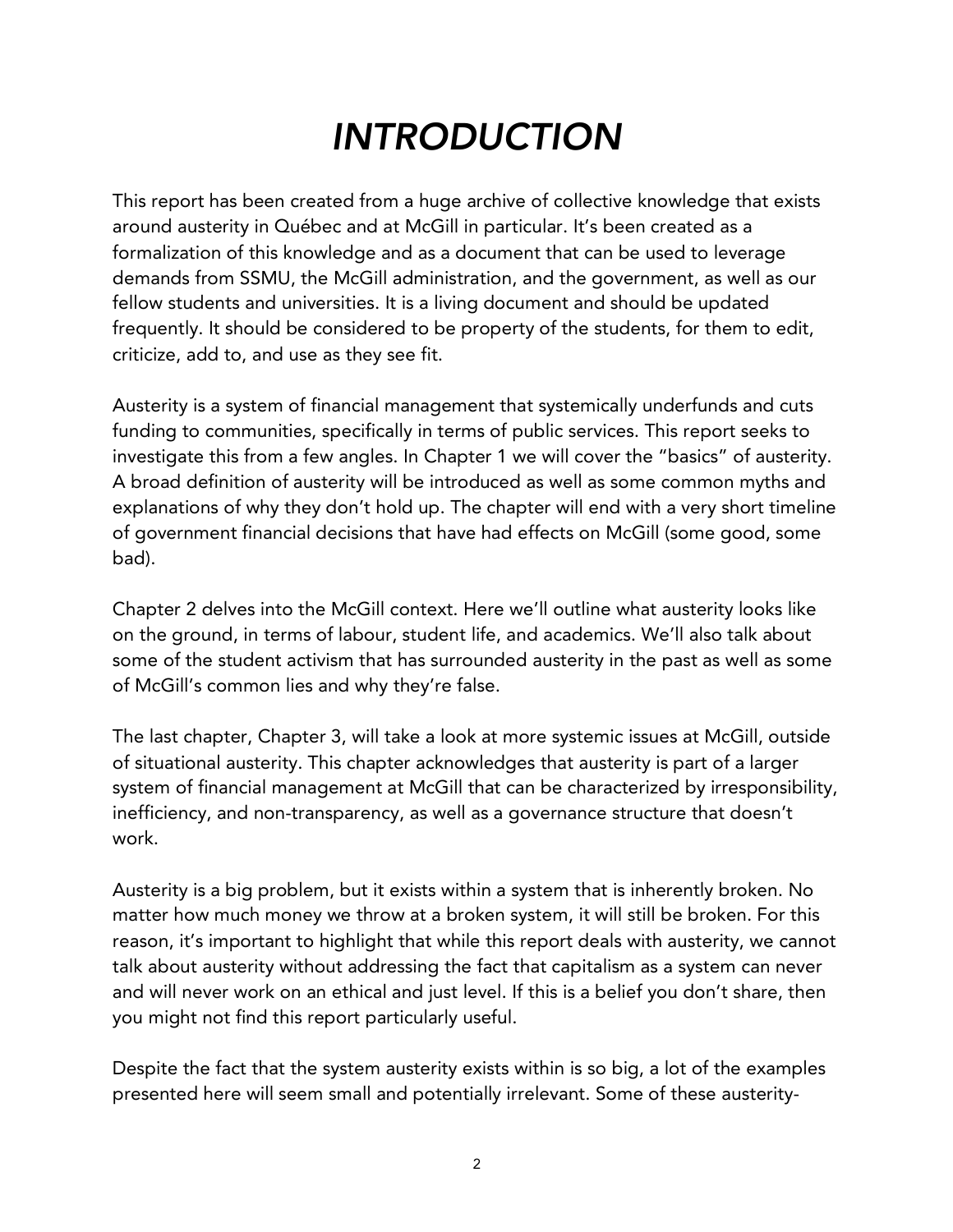# *INTRODUCTION*

This report has been created from a huge archive of collective knowledge that exists around austerity in Québec and at McGill in particular. It's been created as a formalization of this knowledge and as a document that can be used to leverage demands from SSMU, the McGill administration, and the government, as well as our fellow students and universities. It is a living document and should be updated frequently. It should be considered to be property of the students, for them to edit, criticize, add to, and use as they see fit.

Austerity is a system of financial management that systemically underfunds and cuts funding to communities, specifically in terms of public services. This report seeks to investigate this from a few angles. In Chapter 1 we will cover the "basics" of austerity. A broad definition of austerity will be introduced as well as some common myths and explanations of why they don't hold up. The chapter will end with a very short timeline of government financial decisions that have had effects on McGill (some good, some bad).

Chapter 2 delves into the McGill context. Here we'll outline what austerity looks like on the ground, in terms of labour, student life, and academics. We'll also talk about some of the student activism that has surrounded austerity in the past as well as some of McGill's common lies and why they're false.

The last chapter, Chapter 3, will take a look at more systemic issues at McGill, outside of situational austerity. This chapter acknowledges that austerity is part of a larger system of financial management at McGill that can be characterized by irresponsibility, inefficiency, and non-transparency, as well as a governance structure that doesn't work.

Austerity is a big problem, but it exists within a system that is inherently broken. No matter how much money we throw at a broken system, it will still be broken. For this reason, it's important to highlight that while this report deals with austerity, we cannot talk about austerity without addressing the fact that capitalism as a system can never and will never work on an ethical and just level. If this is a belief you don't share, then you might not find this report particularly useful.

Despite the fact that the system austerity exists within is so big, a lot of the examples presented here will seem small and potentially irrelevant. Some of these austerity-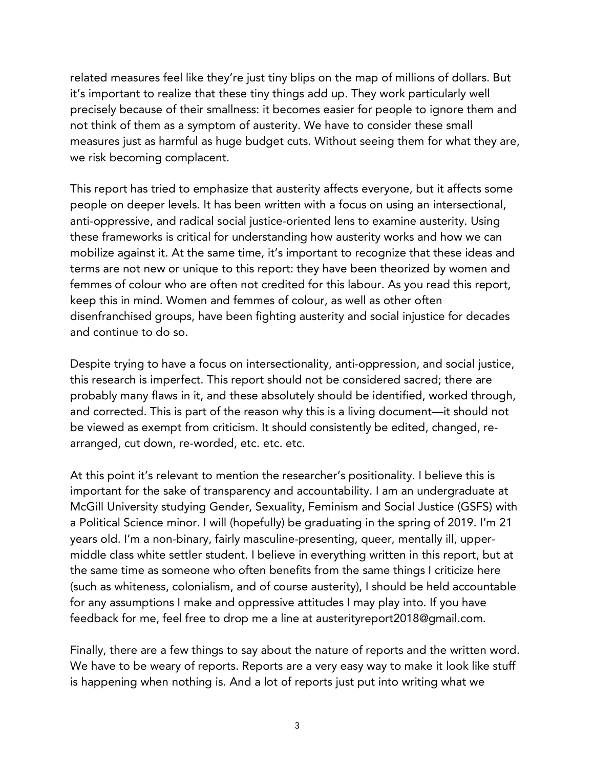related measures feel like they're just tiny blips on the map of millions of dollars. But it's important to realize that these tiny things add up. They work particularly well precisely because of their smallness: it becomes easier for people to ignore them and not think of them as a symptom of austerity. We have to consider these small measures just as harmful as huge budget cuts. Without seeing them for what they are, we risk becoming complacent.

This report has tried to emphasize that austerity affects everyone, but it affects some people on deeper levels. It has been written with a focus on using an intersectional, anti-oppressive, and radical social justice-oriented lens to examine austerity. Using these frameworks is critical for understanding how austerity works and how we can mobilize against it. At the same time, it's important to recognize that these ideas and terms are not new or unique to this report: they have been theorized by women and femmes of colour who are often not credited for this labour. As you read this report, keep this in mind. Women and femmes of colour, as well as other often disenfranchised groups, have been fighting austerity and social injustice for decades and continue to do so.

Despite trying to have a focus on intersectionality, anti-oppression, and social justice, this research is imperfect. This report should not be considered sacred; there are probably many flaws in it, and these absolutely should be identified, worked through, and corrected. This is part of the reason why this is a living document—it should not be viewed as exempt from criticism. It should consistently be edited, changed, re-arranged, cut down, re-worded, etc. etc. etc.

At this point it's relevant to mention the researcher's positionality. I believe this is important for the sake of transparency and accountability. I am an undergraduate at McGill University studying Gender, Sexuality, Feminism and Social Justice (GSFS) with a Political Science minor. I will (hopefully) be graduating in the spring of 2019. I'm 21 years old. I'm a non-binary, fairly masculine-presenting, queer, mentally ill, upper-middle class white settler student. I believe in everything written in this report, but at the same time as someone who often benefits from the same things I criticize here (such as whiteness, colonialism, and of course austerity), I should be held accountable for any assumptions I make and oppressive attitudes I may play into. If you have feedback for me, feel free to drop me a line at austerityreport2018@gmail.com.

Finally, there are a few things to say about the nature of reports and the written word. We have to be weary of reports. Reports are a very easy way to make it look like stuff is happening when nothing is. And a lot of reports just put into writing what we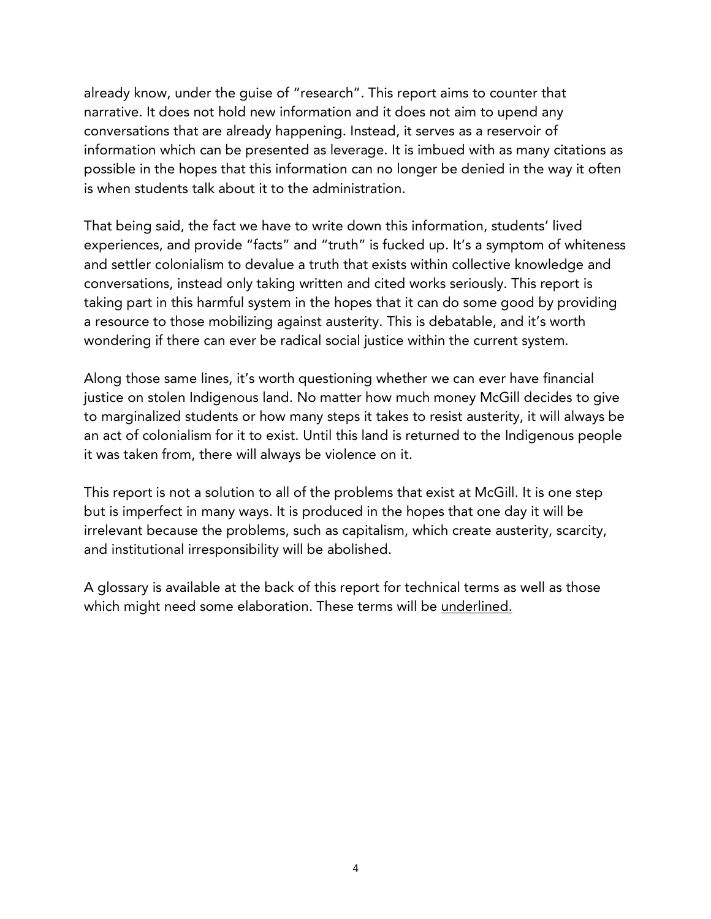already know, under the guise of "research". This report aims to counter that narrative. It does not hold new information and it does not aim to upend any conversations that are already happening. Instead, it serves as a reservoir of information which can be presented as leverage. It is imbued with as many citations as possible in the hopes that this information can no longer be denied in the way it often is when students talk about it to the administration.

That being said, the fact we have to write down this information, students' lived experiences, and provide "facts" and "truth" is fucked up. It's a symptom of whiteness and settler colonialism to devalue a truth that exists within collective knowledge and conversations, instead only taking written and cited works seriously. This report is taking part in this harmful system in the hopes that it can do some good by providing a resource to those mobilizing against austerity. This is debatable, and it's worth wondering if there can ever be radical social justice within the current system.

Along those same lines, it's worth questioning whether we can ever have financial justice on stolen Indigenous land. No matter how much money McGill decides to give to marginalized students or how many steps it takes to resist austerity, it will always be an act of colonialism for it to exist. Until this land is returned to the Indigenous people it was taken from, there will always be violence on it.

This report is not a solution to all of the problems that exist at McGill. It is one step but is imperfect in many ways. It is produced in the hopes that one day it will be irrelevant because the problems, such as capitalism, which create austerity, scarcity, and institutional irresponsibility will be abolished.

A glossary is available at the back of this report for technical terms as well as those which might need some elaboration. These terms will be <u>underlined.</u>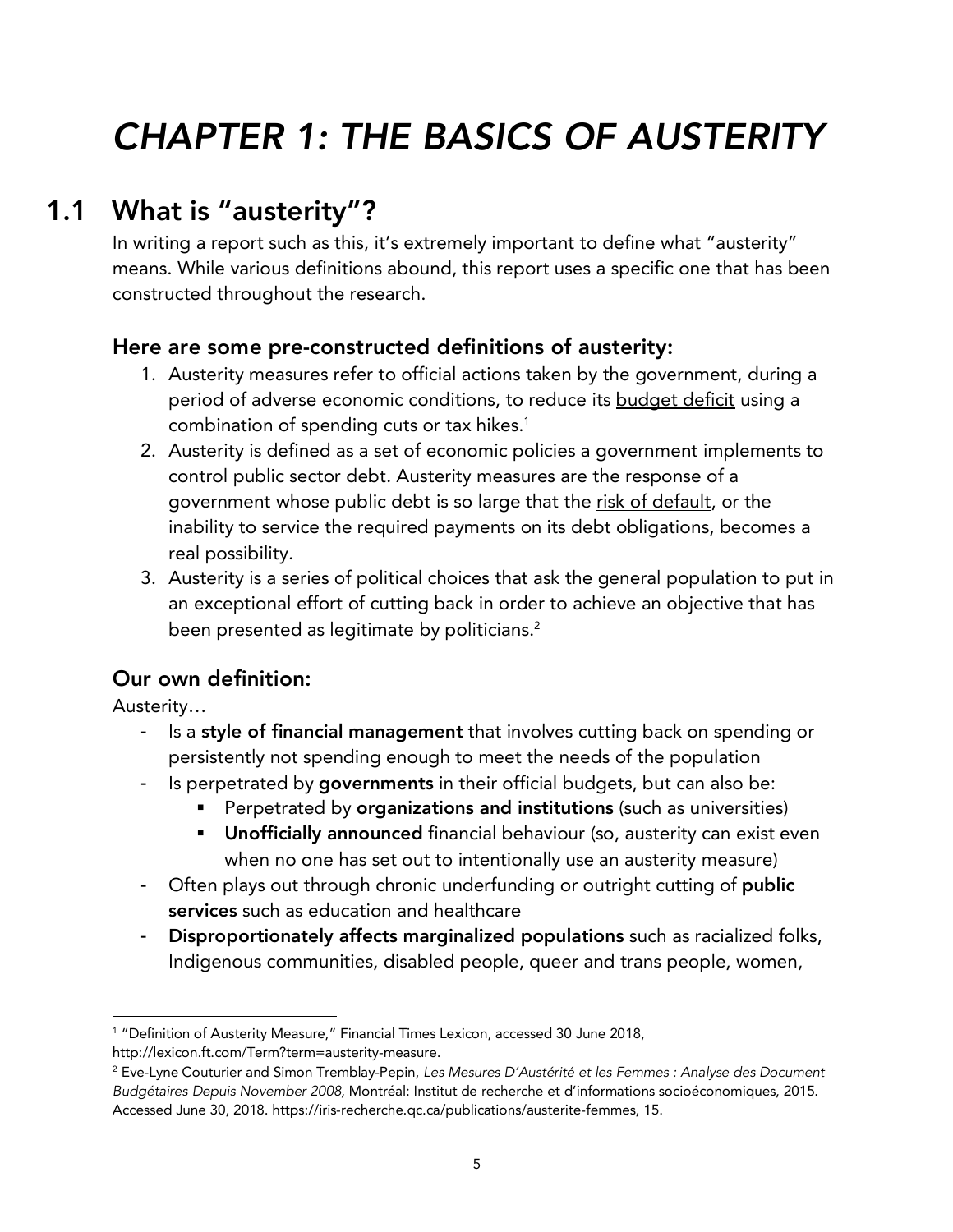# *CHAPTER 1: THE BASICS OF AUSTERITY*

## 1.1 What is "austerity"?

In writing a report such as this, it's extremely important to define what "austerity" means. While various definitions abound, this report uses a specific one that has been constructed throughout the research.

### Here are some pre-constructed definitions of austerity:

1. Austerity measures refer to official actions taken by the government, during a period of adverse economic conditions, to reduce its <u>budget deficit</u> using a combination of spending cuts or tax hikes.[1]
2. Austerity is defined as a set of economic policies a government implements to control public sector debt. Austerity measures are the response of a government whose public debt is so large that the <u>risk of default</u>, or the inability to service the required payments on its debt obligations, becomes a real possibility.
3. Austerity is a series of political choices that ask the general population to put in an exceptional effort of cutting back in order to achieve an objective that has been presented as legitimate by politicians.[2]

### Our own definition:

Austerity…

- Is a **style of financial management** that involves cutting back on spending or persistently not spending enough to meet the needs of the population
- Is perpetrated by **governments** in their official budgets, but can also be:
    - Perpetrated by **organizations and institutions** (such as universities)
    - **Unofficially announced** financial behaviour (so, austerity can exist even when no one has set out to intentionally use an austerity measure)
- Often plays out through chronic underfunding or outright cutting of **public services** such as education and healthcare
- **Disproportionately affects marginalized populations** such as racialized folks, Indigenous communities, disabled people, queer and trans people, women,

---

[1] "Definition of Austerity Measure," Financial Times Lexicon, accessed 30 June 2018, http://lexicon.ft.com/Term?term=austerity-measure.

[2] Eve-Lyne Couturier and Simon Tremblay-Pepin, *Les Mesures D'Austérité et les Femmes : Analyse des Document Budgétaires Depuis November 2008,* Montréal: Institut de recherche et d'informations socioéconomiques, 2015. Accessed June 30, 2018. https://iris-recherche.qc.ca/publications/austerite-femmes, 15.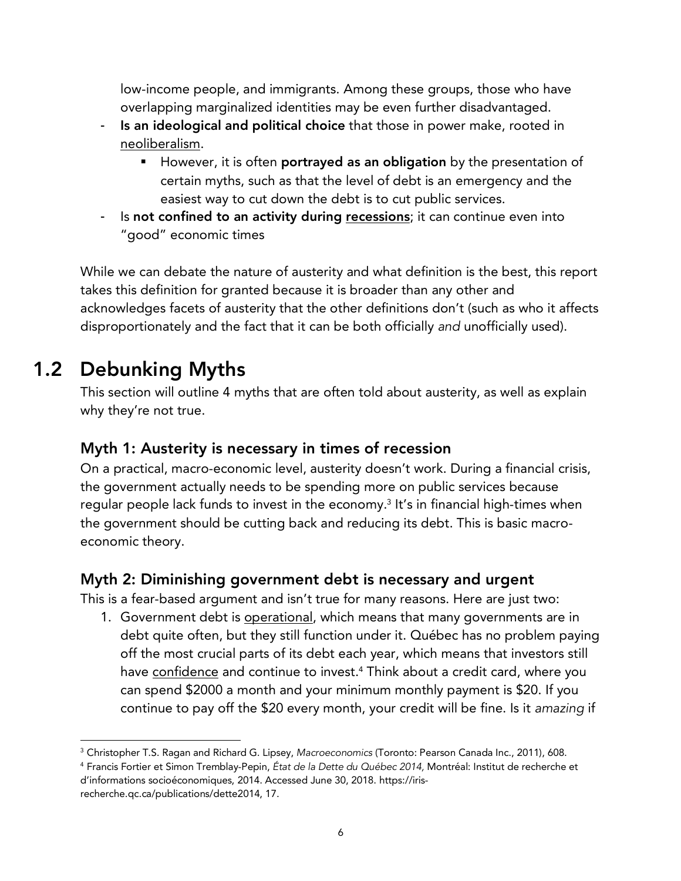low-income people, and immigrants. Among these groups, those who have overlapping marginalized identities may be even further disadvantaged.

- **Is an ideological and political choice** that those in power make, rooted in neoliberalism.
    - However, it is often **portrayed as an obligation** by the presentation of certain myths, such as that the level of debt is an emergency and the easiest way to cut down the debt is to cut public services.
- Is **not confined to an activity during recessions**; it can continue even into "good" economic times

While we can debate the nature of austerity and what definition is the best, this report takes this definition for granted because it is broader than any other and acknowledges facets of austerity that the other definitions don't (such as who it affects disproportionately and the fact that it can be both officially *and* unofficially used).

## 1.2 Debunking Myths

This section will outline 4 myths that are often told about austerity, as well as explain why they're not true.

### Myth 1: Austerity is necessary in times of recession

On a practical, macro-economic level, austerity doesn't work. During a financial crisis, the government actually needs to be spending more on public services because regular people lack funds to invest in the economy.[3] It's in financial high-times when the government should be cutting back and reducing its debt. This is basic macro-economic theory.

### Myth 2: Diminishing government debt is necessary and urgent

This is a fear-based argument and isn't true for many reasons. Here are just two:

1. Government debt is operational, which means that many governments are in debt quite often, but they still function under it. Québec has no problem paying off the most crucial parts of its debt each year, which means that investors still have confidence and continue to invest.[4] Think about a credit card, where you can spend $2000 a month and your minimum monthly payment is $20. If you continue to pay off the $20 every month, your credit will be fine. Is it *amazing* if

---

[3] Christopher T.S. Ragan and Richard G. Lipsey, *Macroeconomics* (Toronto: Pearson Canada Inc., 2011), 608.

[4] Francis Fortier et Simon Tremblay-Pepin, *État de la Dette du Québec 2014,* Montréal: Institut de recherche et d'informations socioéconomiques, 2014. Accessed June 30, 2018. https://iris-recherche.qc.ca/publications/dette2014, 17.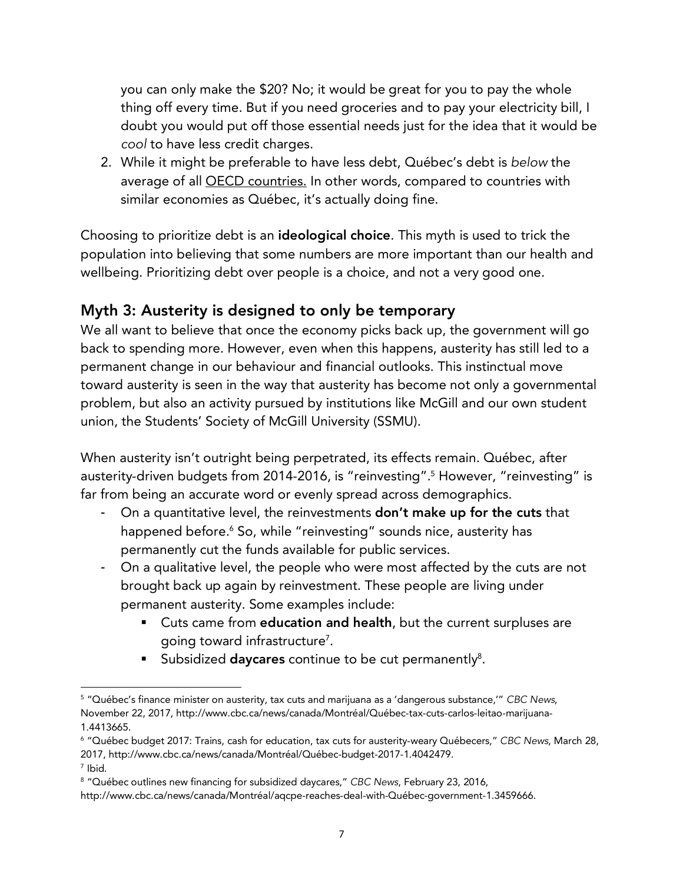you can only make the $20? No; it would be great for you to pay the whole thing off every time. But if you need groceries and to pay your electricity bill, I doubt you would put off those essential needs just for the idea that it would be *cool* to have less credit charges.

2. While it might be preferable to have less debt, Québec's debt is *below* the average of all OECD countries. In other words, compared to countries with similar economies as Québec, it's actually doing fine.

Choosing to prioritize debt is an **ideological choice**. This myth is used to trick the population into believing that some numbers are more important than our health and wellbeing. Prioritizing debt over people is a choice, and not a very good one.

## Myth 3: Austerity is designed to only be temporary

We all want to believe that once the economy picks back up, the government will go back to spending more. However, even when this happens, austerity has still led to a permanent change in our behaviour and financial outlooks. This instinctual move toward austerity is seen in the way that austerity has become not only a governmental problem, but also an activity pursued by institutions like McGill and our own student union, the Students' Society of McGill University (SSMU).

When austerity isn't outright being perpetrated, its effects remain. Québec, after austerity-driven budgets from 2014-2016, is "reinvesting".[5] However, "reinvesting" is far from being an accurate word or evenly spread across demographics.

- On a quantitative level, the reinvestments **don't make up for the cuts** that happened before.[6] So, while "reinvesting" sounds nice, austerity has permanently cut the funds available for public services.
- On a qualitative level, the people who were most affected by the cuts are not brought back up again by reinvestment. These people are living under permanent austerity. Some examples include:
  - Cuts came from **education and health**, but the current surpluses are going toward infrastructure[7].
  - Subsidized **daycares** continue to be cut permanently[8].

---

[5] "Québec's finance minister on austerity, tax cuts and marijuana as a 'dangerous substance,'" *CBC News*, November 22, 2017, http://www.cbc.ca/news/canada/Montréal/Québec-tax-cuts-carlos-leitao-marijuana-1.4413665.

[6] "Québec budget 2017: Trains, cash for education, tax cuts for austerity-weary Québecers," *CBC News*, March 28, 2017, http://www.cbc.ca/news/canada/Montréal/Québec-budget-2017-1.4042479.

[7] Ibid.

[8] "Québec outlines new financing for subsidized daycares," *CBC News*, February 23, 2016, http://www.cbc.ca/news/canada/Montréal/aqcpe-reaches-deal-with-Québec-government-1.3459666.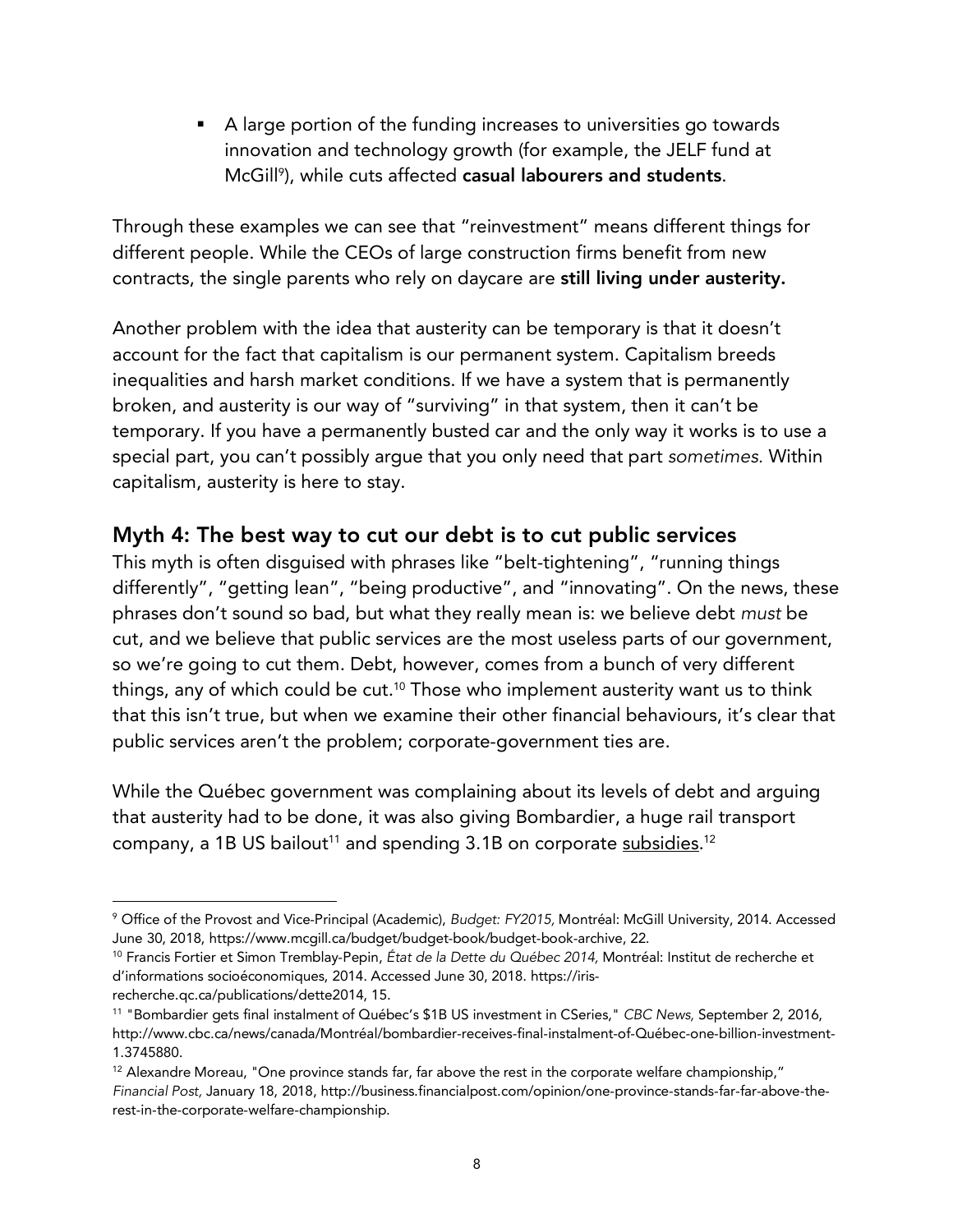- A large portion of the funding increases to universities go towards innovation and technology growth (for example, the JELF fund at McGill[9]), while cuts affected **casual labourers and students**.

Through these examples we can see that "reinvestment" means different things for different people. While the CEOs of large construction firms benefit from new contracts, the single parents who rely on daycare are **still living under austerity.**

Another problem with the idea that austerity can be temporary is that it doesn't account for the fact that capitalism is our permanent system. Capitalism breeds inequalities and harsh market conditions. If we have a system that is permanently broken, and austerity is our way of "surviving" in that system, then it can't be temporary. If you have a permanently busted car and the only way it works is to use a special part, you can't possibly argue that you only need that part *sometimes.* Within capitalism, austerity is here to stay.

## Myth 4: The best way to cut our debt is to cut public services

This myth is often disguised with phrases like "belt-tightening", "running things differently", "getting lean", "being productive", and "innovating". On the news, these phrases don't sound so bad, but what they really mean is: we believe debt *must* be cut, and we believe that public services are the most useless parts of our government, so we're going to cut them. Debt, however, comes from a bunch of very different things, any of which could be cut.[10] Those who implement austerity want us to think that this isn't true, but when we examine their other financial behaviours, it's clear that public services aren't the problem; corporate-government ties are.

While the Québec government was complaining about its levels of debt and arguing that austerity had to be done, it was also giving Bombardier, a huge rail transport company, a 1B US bailout[11] and spending 3.1B on corporate subsidies.[12]

---

[9] Office of the Provost and Vice-Principal (Academic), *Budget: FY2015,* Montréal: McGill University, 2014. Accessed June 30, 2018, https://www.mcgill.ca/budget/budget-book/budget-book-archive, 22.

[10] Francis Fortier et Simon Tremblay-Pepin, *État de la Dette du Québec 2014,* Montréal: Institut de recherche et d'informations socioéconomiques, 2014. Accessed June 30, 2018. https://iris-recherche.qc.ca/publications/dette2014, 15.

[11] "Bombardier gets final instalment of Québec's $1B US investment in CSeries," *CBC News,* September 2, 2016, http://www.cbc.ca/news/canada/Montréal/bombardier-receives-final-instalment-of-Québec-one-billion-investment-1.3745880.

[12] Alexandre Moreau, "One province stands far, far above the rest in the corporate welfare championship," *Financial Post,* January 18, 2018, http://business.financialpost.com/opinion/one-province-stands-far-far-above-the-rest-in-the-corporate-welfare-championship.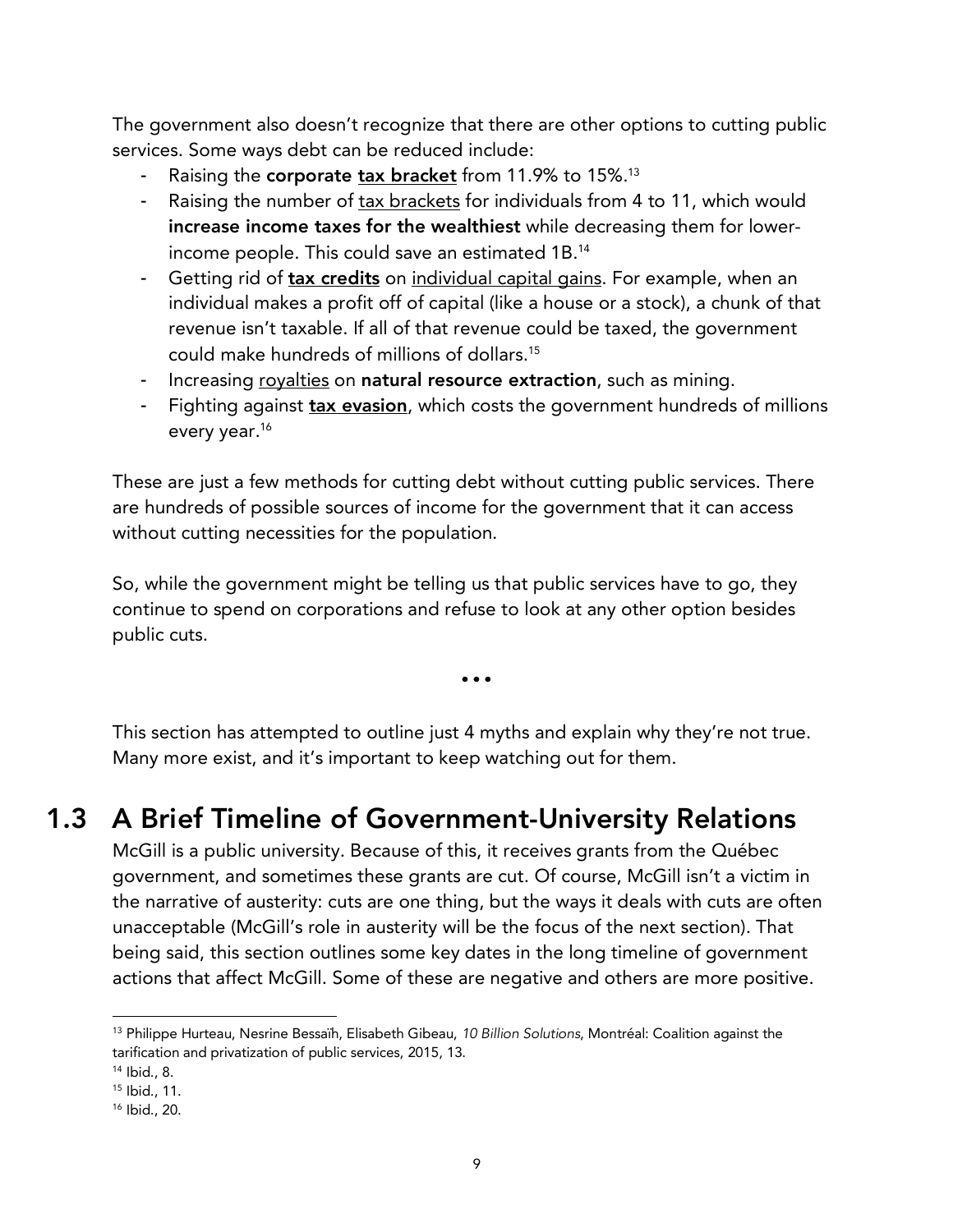The government also doesn't recognize that there are other options to cutting public services. Some ways debt can be reduced include:

- Raising the **corporate tax bracket** from 11.9% to 15%.[13]
- Raising the number of tax brackets for individuals from 4 to 11, which would **increase income taxes for the wealthiest** while decreasing them for lower-income people. This could save an estimated 1B.[14]
- Getting rid of **tax credits** on individual capital gains. For example, when an individual makes a profit off of capital (like a house or a stock), a chunk of that revenue isn't taxable. If all of that revenue could be taxed, the government could make hundreds of millions of dollars.[15]
- Increasing royalties on **natural resource extraction**, such as mining.
- Fighting against **tax evasion**, which costs the government hundreds of millions every year.[16]

These are just a few methods for cutting debt without cutting public services. There are hundreds of possible sources of income for the government that it can access without cutting necessities for the population.

So, while the government might be telling us that public services have to go, they continue to spend on corporations and refuse to look at any other option besides public cuts.

•••

This section has attempted to outline just 4 myths and explain why they're not true. Many more exist, and it's important to keep watching out for them.

## 1.3 A Brief Timeline of Government-University Relations

McGill is a public university. Because of this, it receives grants from the Québec government, and sometimes these grants are cut. Of course, McGill isn't a victim in the narrative of austerity: cuts are one thing, but the ways it deals with cuts are often unacceptable (McGill's role in austerity will be the focus of the next section). That being said, this section outlines some key dates in the long timeline of government actions that affect McGill. Some of these are negative and others are more positive.

---

[13] Philippe Hurteau, Nesrine Bessaïh, Elisabeth Gibeau, *10 Billion Solutions*, Montréal: Coalition against the tarification and privatization of public services, 2015, 13.

[14] Ibid., 8.

[15] Ibid., 11.

[16] Ibid., 20.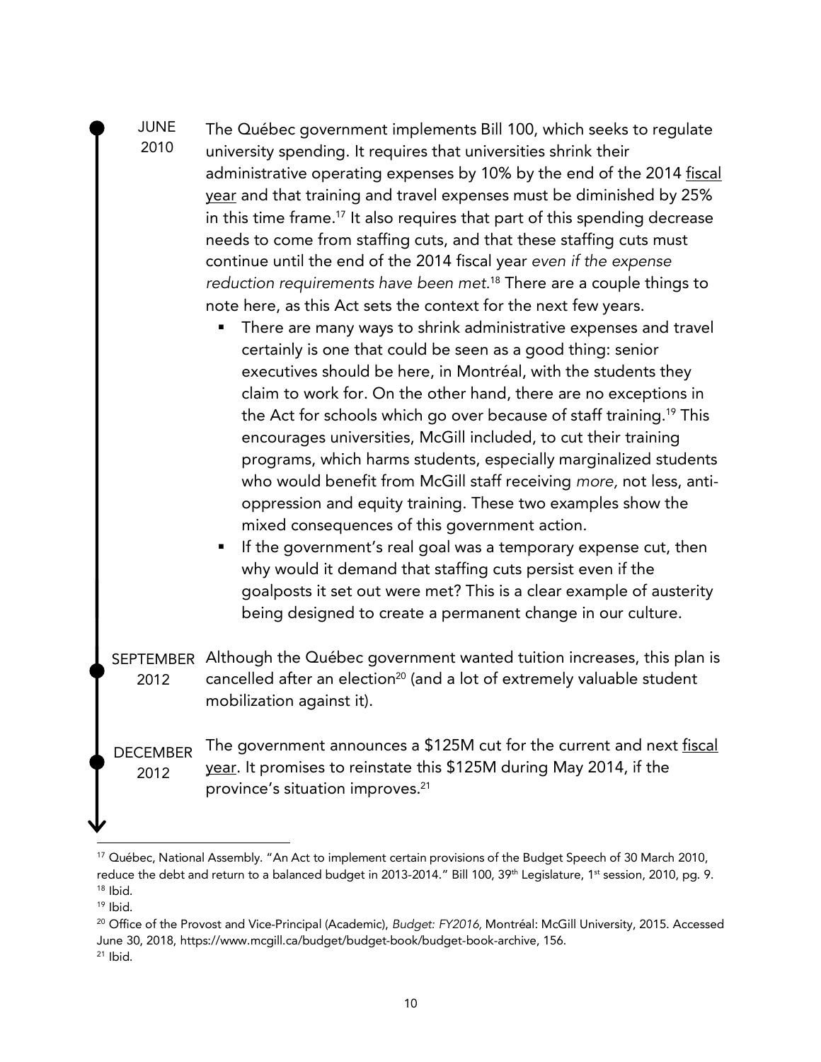**JUNE 2010**

The Québec government implements Bill 100, which seeks to regulate university spending. It requires that universities shrink their administrative operating expenses by 10% by the end of the 2014 fiscal year and that training and travel expenses must be diminished by 25% in this time frame.[17] It also requires that part of this spending decrease needs to come from staffing cuts, and that these staffing cuts must continue until the end of the 2014 fiscal year *even if the expense reduction requirements have been met.*[18] There are a couple things to note here, as this Act sets the context for the next few years.

- There are many ways to shrink administrative expenses and travel certainly is one that could be seen as a good thing: senior executives should be here, in Montréal, with the students they claim to work for. On the other hand, there are no exceptions in the Act for schools which go over because of staff training.[19] This encourages universities, McGill included, to cut their training programs, which harms students, especially marginalized students who would benefit from McGill staff receiving *more,* not less, anti-oppression and equity training. These two examples show the mixed consequences of this government action.
- If the government's real goal was a temporary expense cut, then why would it demand that staffing cuts persist even if the goalposts it set out were met? This is a clear example of austerity being designed to create a permanent change in our culture.

**SEPTEMBER 2012**

Although the Québec government wanted tuition increases, this plan is cancelled after an election[20] (and a lot of extremely valuable student mobilization against it).

**DECEMBER 2012**

The government announces a $125M cut for the current and next fiscal year. It promises to reinstate this $125M during May 2014, if the province's situation improves.[21]

---

[17] Québec, National Assembly. "An Act to implement certain provisions of the Budget Speech of 30 March 2010, reduce the debt and return to a balanced budget in 2013-2014." Bill 100, 39th Legislature, 1st session, 2010, pg. 9.

[18] Ibid.

[19] Ibid.

[20] Office of the Provost and Vice-Principal (Academic), *Budget: FY2016,* Montréal: McGill University, 2015. Accessed June 30, 2018, https://www.mcgill.ca/budget/budget-book/budget-book-archive, 156.

[21] Ibid.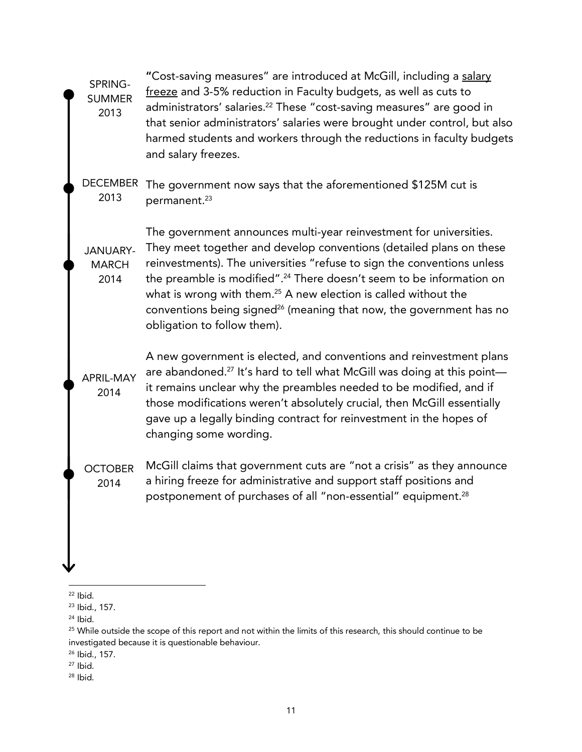**SPRING-SUMMER 2013**

"Cost-saving measures" are introduced at McGill, including a salary freeze and 3-5% reduction in Faculty budgets, as well as cuts to administrators' salaries.[22] These "cost-saving measures" are good in that senior administrators' salaries were brought under control, but also harmed students and workers through the reductions in faculty budgets and salary freezes.

**DECEMBER 2013**

The government now says that the aforementioned $125M cut is permanent.[23]

**JANUARY-MARCH 2014**

The government announces multi-year reinvestment for universities. They meet together and develop conventions (detailed plans on these reinvestments). The universities "refuse to sign the conventions unless the preamble is modified".[24] There doesn't seem to be information on what is wrong with them.[25] A new election is called without the conventions being signed[26] (meaning that now, the government has no obligation to follow them).

**APRIL-MAY 2014**

A new government is elected, and conventions and reinvestment plans are abandoned.[27] It's hard to tell what McGill was doing at this point—it remains unclear why the preambles needed to be modified, and if those modifications weren't absolutely crucial, then McGill essentially gave up a legally binding contract for reinvestment in the hopes of changing some wording.

**OCTOBER 2014**

McGill claims that government cuts are "not a crisis" as they announce a hiring freeze for administrative and support staff positions and postponement of purchases of all "non-essential" equipment.[28]

---

[22] Ibid.

[23] Ibid., 157.

[24] Ibid.

[25] While outside the scope of this report and not within the limits of this research, this should continue to be investigated because it is questionable behaviour.

[26] Ibid., 157.

[27] Ibid.

[28] Ibid.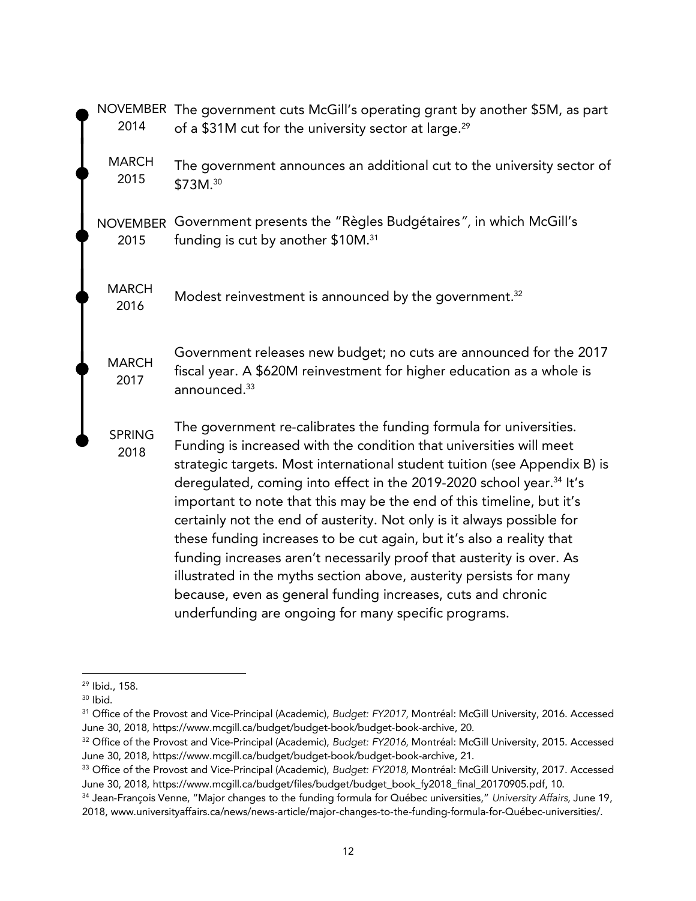**NOVEMBER 2014** The government cuts McGill's operating grant by another $5M, as part of a $31M cut for the university sector at large.[29]

**MARCH 2015** The government announces an additional cut to the university sector of $73M.[30]

**NOVEMBER 2015** Government presents the "Règles Budgétaires", in which McGill's funding is cut by another $10M.[31]

**MARCH 2016** Modest reinvestment is announced by the government.[32]

**MARCH 2017** Government releases new budget; no cuts are announced for the 2017 fiscal year. A $620M reinvestment for higher education as a whole is announced.[33]

**SPRING 2018** The government re-calibrates the funding formula for universities. Funding is increased with the condition that universities will meet strategic targets. Most international student tuition (see Appendix B) is deregulated, coming into effect in the 2019-2020 school year.[34] It's important to note that this may be the end of this timeline, but it's certainly not the end of austerity. Not only is it always possible for these funding increases to be cut again, but it's also a reality that funding increases aren't necessarily proof that austerity is over. As illustrated in the myths section above, austerity persists for many because, even as general funding increases, cuts and chronic underfunding are ongoing for many specific programs.

---

[29] Ibid., 158.

[30] Ibid.

[31] Office of the Provost and Vice-Principal (Academic), *Budget: FY2017,* Montréal: McGill University, 2016. Accessed June 30, 2018, https://www.mcgill.ca/budget/budget-book/budget-book-archive, 20.

[32] Office of the Provost and Vice-Principal (Academic), *Budget: FY2016,* Montréal: McGill University, 2015. Accessed June 30, 2018, https://www.mcgill.ca/budget/budget-book/budget-book-archive, 21.

[33] Office of the Provost and Vice-Principal (Academic), *Budget: FY2018,* Montréal: McGill University, 2017. Accessed June 30, 2018, https://www.mcgill.ca/budget/files/budget/budget_book_fy2018_final_20170905.pdf, 10.

[34] Jean-François Venne, "Major changes to the funding formula for Québec universities," *University Affairs,* June 19, 2018, www.universityaffairs.ca/news/news-article/major-changes-to-the-funding-formula-for-Québec-universities/.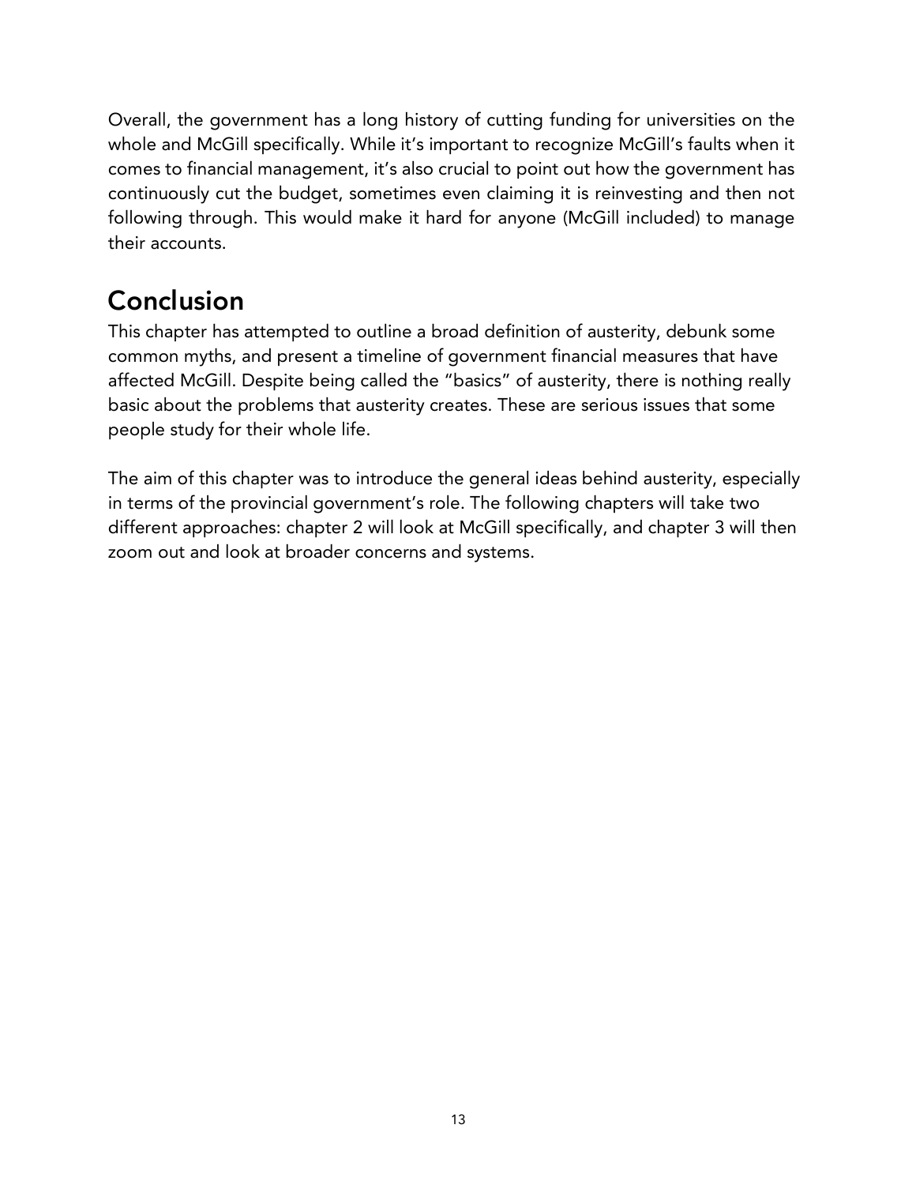Overall, the government has a long history of cutting funding for universities on the whole and McGill specifically. While it's important to recognize McGill's faults when it comes to financial management, it's also crucial to point out how the government has continuously cut the budget, sometimes even claiming it is reinvesting and then not following through. This would make it hard for anyone (McGill included) to manage their accounts.

## Conclusion

This chapter has attempted to outline a broad definition of austerity, debunk some common myths, and present a timeline of government financial measures that have affected McGill. Despite being called the "basics" of austerity, there is nothing really basic about the problems that austerity creates. These are serious issues that some people study for their whole life.

The aim of this chapter was to introduce the general ideas behind austerity, especially in terms of the provincial government's role. The following chapters will take two different approaches: chapter 2 will look at McGill specifically, and chapter 3 will then zoom out and look at broader concerns and systems.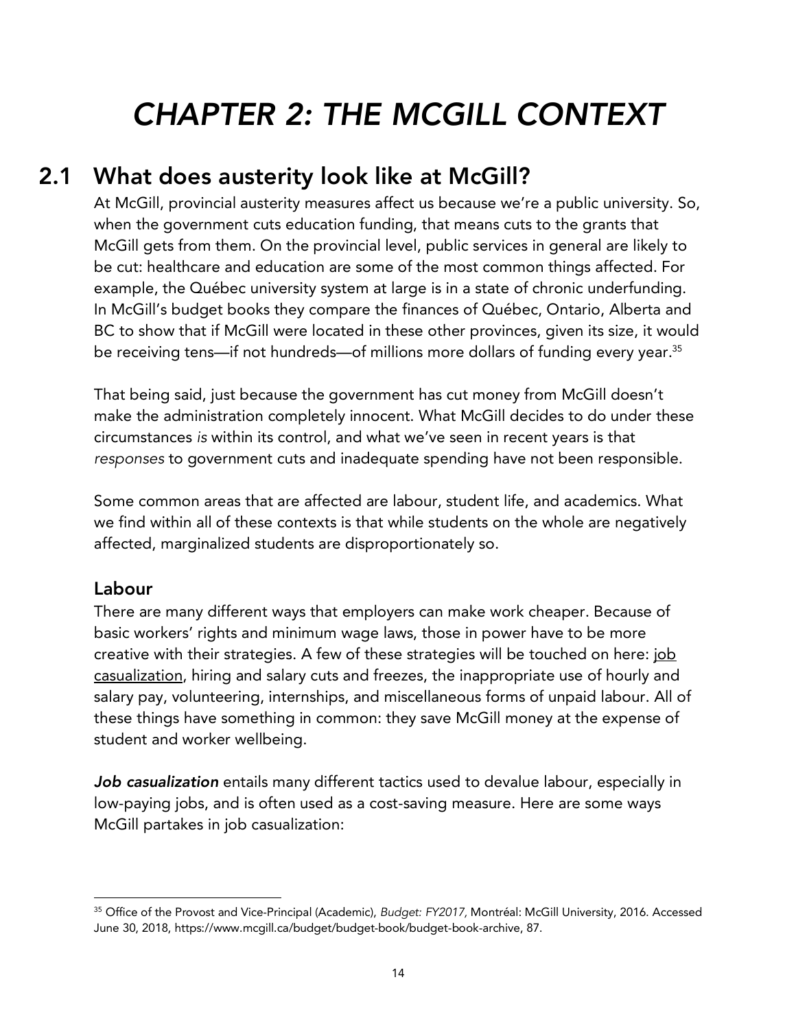# *CHAPTER 2: THE MCGILL CONTEXT*

## 2.1 What does austerity look like at McGill?

At McGill, provincial austerity measures affect us because we're a public university. So, when the government cuts education funding, that means cuts to the grants that McGill gets from them. On the provincial level, public services in general are likely to be cut: healthcare and education are some of the most common things affected. For example, the Québec university system at large is in a state of chronic underfunding. In McGill's budget books they compare the finances of Québec, Ontario, Alberta and BC to show that if McGill were located in these other provinces, given its size, it would be receiving tens—if not hundreds—of millions more dollars of funding every year.[35]

That being said, just because the government has cut money from McGill doesn't make the administration completely innocent. What McGill decides to do under these circumstances *is* within its control, and what we've seen in recent years is that *responses* to government cuts and inadequate spending have not been responsible.

Some common areas that are affected are labour, student life, and academics. What we find within all of these contexts is that while students on the whole are negatively affected, marginalized students are disproportionately so.

### Labour

There are many different ways that employers can make work cheaper. Because of basic workers' rights and minimum wage laws, those in power have to be more creative with their strategies. A few of these strategies will be touched on here: job casualization, hiring and salary cuts and freezes, the inappropriate use of hourly and salary pay, volunteering, internships, and miscellaneous forms of unpaid labour. All of these things have something in common: they save McGill money at the expense of student and worker wellbeing.

***Job casualization*** entails many different tactics used to devalue labour, especially in low-paying jobs, and is often used as a cost-saving measure. Here are some ways McGill partakes in job casualization:

---

[35] Office of the Provost and Vice-Principal (Academic), *Budget: FY2017*, Montréal: McGill University, 2016. Accessed June 30, 2018, https://www.mcgill.ca/budget/budget-book/budget-book-archive, 87.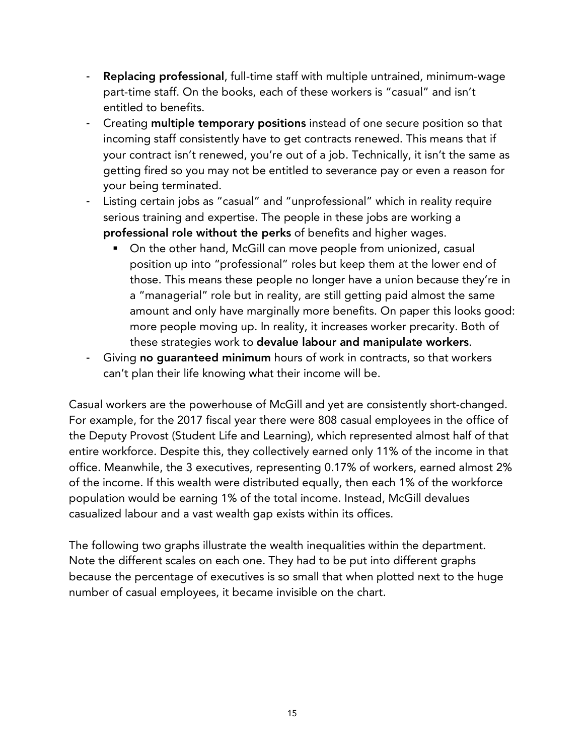- **Replacing professional**, full-time staff with multiple untrained, minimum-wage part-time staff. On the books, each of these workers is "casual" and isn't entitled to benefits.
- Creating **multiple temporary positions** instead of one secure position so that incoming staff consistently have to get contracts renewed. This means that if your contract isn't renewed, you're out of a job. Technically, it isn't the same as getting fired so you may not be entitled to severance pay or even a reason for your being terminated.
- Listing certain jobs as "casual" and "unprofessional" which in reality require serious training and expertise. The people in these jobs are working a **professional role without the perks** of benefits and higher wages.
  - On the other hand, McGill can move people from unionized, casual position up into "professional" roles but keep them at the lower end of those. This means these people no longer have a union because they're in a "managerial" role but in reality, are still getting paid almost the same amount and only have marginally more benefits. On paper this looks good: more people moving up. In reality, it increases worker precarity. Both of these strategies work to **devalue labour and manipulate workers**.
- Giving **no guaranteed minimum** hours of work in contracts, so that workers can't plan their life knowing what their income will be.

Casual workers are the powerhouse of McGill and yet are consistently short-changed. For example, for the 2017 fiscal year there were 808 casual employees in the office of the Deputy Provost (Student Life and Learning), which represented almost half of that entire workforce. Despite this, they collectively earned only 11% of the income in that office. Meanwhile, the 3 executives, representing 0.17% of workers, earned almost 2% of the income. If this wealth were distributed equally, then each 1% of the workforce population would be earning 1% of the total income. Instead, McGill devalues casualized labour and a vast wealth gap exists within its offices.

The following two graphs illustrate the wealth inequalities within the department. Note the different scales on each one. They had to be put into different graphs because the percentage of executives is so small that when plotted next to the huge number of casual employees, it became invisible on the chart.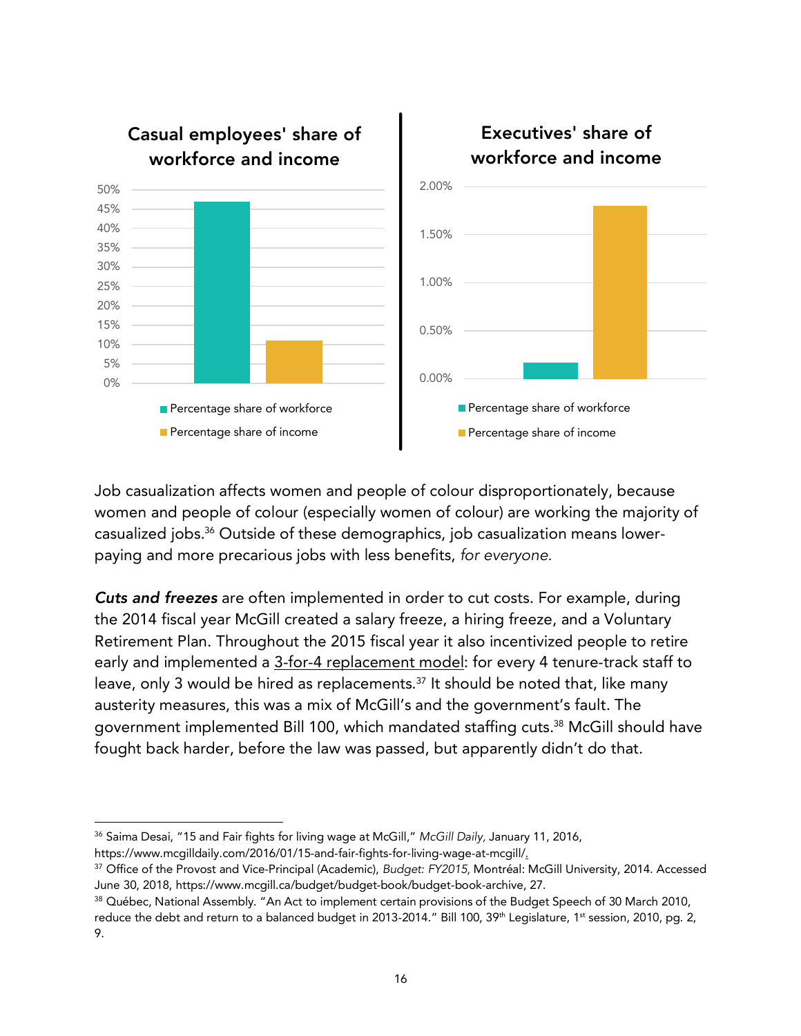Casual employees' share of workforce and income

Percentage share of workforce

Percentage share of income

Executives' share of workforce and income

Percentage share of workforce

Percentage share of income

Job casualization affects women and people of colour disproportionately, because women and people of colour (especially women of colour) are working the majority of casualized jobs.[36] Outside of these demographics, job casualization means lower-paying and more precarious jobs with less benefits, *for everyone.*

***Cuts and freezes*** are often implemented in order to cut costs. For example, during the 2014 fiscal year McGill created a salary freeze, a hiring freeze, and a Voluntary Retirement Plan. Throughout the 2015 fiscal year it also incentivized people to retire early and implemented a 3-for-4 replacement model: for every 4 tenure-track staff to leave, only 3 would be hired as replacements.[37] It should be noted that, like many austerity measures, this was a mix of McGill's and the government's fault. The government implemented Bill 100, which mandated staffing cuts.[38] McGill should have fought back harder, before the law was passed, but apparently didn't do that.

---

[36] Saima Desai, "15 and Fair fights for living wage at McGill," *McGill Daily*, January 11, 2016, https://www.mcgilldaily.com/2016/01/15-and-fair-fights-for-living-wage-at-mcgill/.

[37] Office of the Provost and Vice-Principal (Academic), *Budget: FY2015*, Montréal: McGill University, 2014. Accessed June 30, 2018, https://www.mcgill.ca/budget/budget-book/budget-book-archive, 27.

[38] Québec, National Assembly. "An Act to implement certain provisions of the Budget Speech of 30 March 2010, reduce the debt and return to a balanced budget in 2013-2014." Bill 100, 39th Legislature, 1st session, 2010, pg. 2, 9.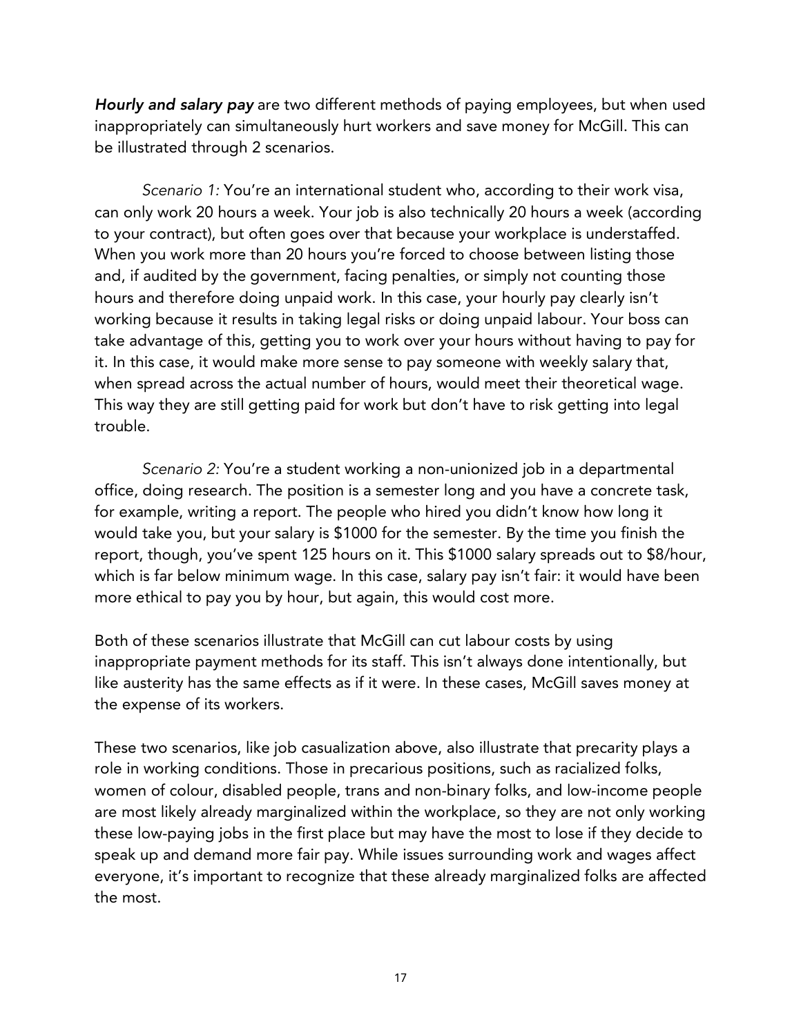***Hourly and salary pay*** are two different methods of paying employees, but when used inappropriately can simultaneously hurt workers and save money for McGill. This can be illustrated through 2 scenarios.

*Scenario 1:* You're an international student who, according to their work visa, can only work 20 hours a week. Your job is also technically 20 hours a week (according to your contract), but often goes over that because your workplace is understaffed. When you work more than 20 hours you're forced to choose between listing those and, if audited by the government, facing penalties, or simply not counting those hours and therefore doing unpaid work. In this case, your hourly pay clearly isn't working because it results in taking legal risks or doing unpaid labour. Your boss can take advantage of this, getting you to work over your hours without having to pay for it. In this case, it would make more sense to pay someone with weekly salary that, when spread across the actual number of hours, would meet their theoretical wage. This way they are still getting paid for work but don't have to risk getting into legal trouble.

*Scenario 2:* You're a student working a non-unionized job in a departmental office, doing research. The position is a semester long and you have a concrete task, for example, writing a report. The people who hired you didn't know how long it would take you, but your salary is $1000 for the semester. By the time you finish the report, though, you've spent 125 hours on it. This $1000 salary spreads out to $8/hour, which is far below minimum wage. In this case, salary pay isn't fair: it would have been more ethical to pay you by hour, but again, this would cost more.

Both of these scenarios illustrate that McGill can cut labour costs by using inappropriate payment methods for its staff. This isn't always done intentionally, but like austerity has the same effects as if it were. In these cases, McGill saves money at the expense of its workers.

These two scenarios, like job casualization above, also illustrate that precarity plays a role in working conditions. Those in precarious positions, such as racialized folks, women of colour, disabled people, trans and non-binary folks, and low-income people are most likely already marginalized within the workplace, so they are not only working these low-paying jobs in the first place but may have the most to lose if they decide to speak up and demand more fair pay. While issues surrounding work and wages affect everyone, it's important to recognize that these already marginalized folks are affected the most.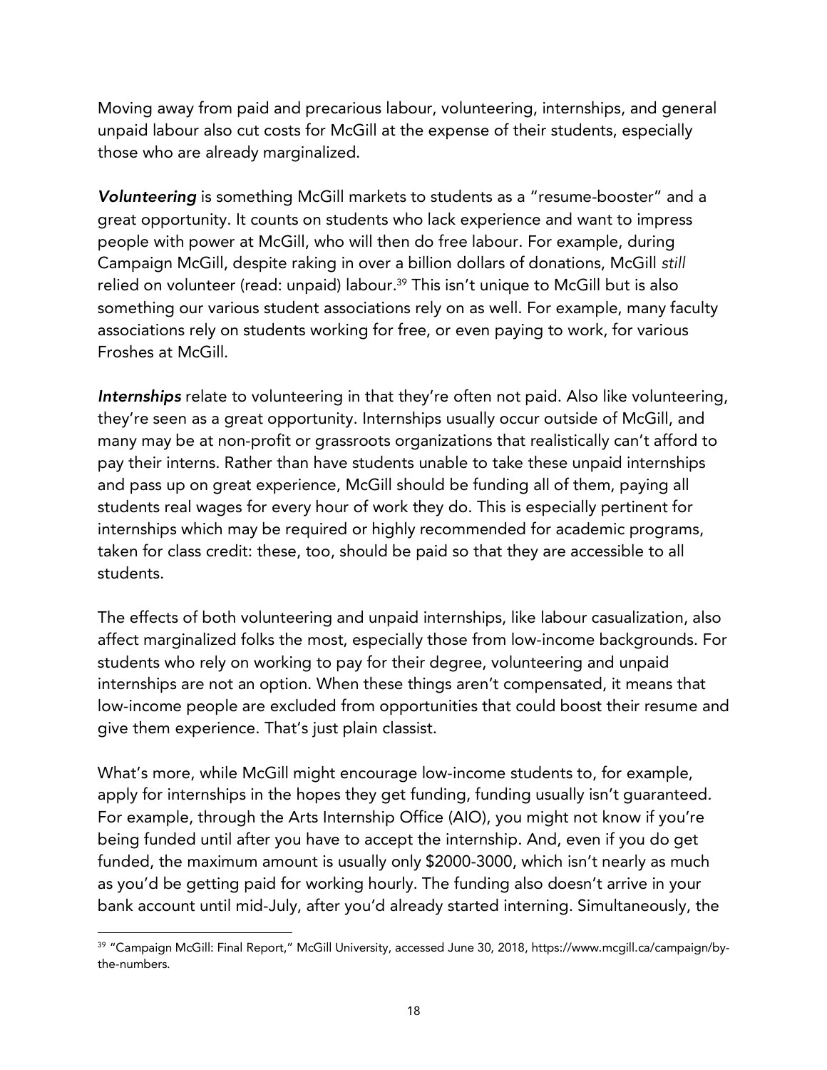Moving away from paid and precarious labour, volunteering, internships, and general unpaid labour also cut costs for McGill at the expense of their students, especially those who are already marginalized.

***Volunteering*** is something McGill markets to students as a "resume-booster" and a great opportunity. It counts on students who lack experience and want to impress people with power at McGill, who will then do free labour. For example, during Campaign McGill, despite raking in over a billion dollars of donations, McGill *still* relied on volunteer (read: unpaid) labour.[39] This isn't unique to McGill but is also something our various student associations rely on as well. For example, many faculty associations rely on students working for free, or even paying to work, for various Froshes at McGill.

***Internships*** relate to volunteering in that they're often not paid. Also like volunteering, they're seen as a great opportunity. Internships usually occur outside of McGill, and many may be at non-profit or grassroots organizations that realistically can't afford to pay their interns. Rather than have students unable to take these unpaid internships and pass up on great experience, McGill should be funding all of them, paying all students real wages for every hour of work they do. This is especially pertinent for internships which may be required or highly recommended for academic programs, taken for class credit: these, too, should be paid so that they are accessible to all students.

The effects of both volunteering and unpaid internships, like labour casualization, also affect marginalized folks the most, especially those from low-income backgrounds. For students who rely on working to pay for their degree, volunteering and unpaid internships are not an option. When these things aren't compensated, it means that low-income people are excluded from opportunities that could boost their resume and give them experience. That's just plain classist.

What's more, while McGill might encourage low-income students to, for example, apply for internships in the hopes they get funding, funding usually isn't guaranteed. For example, through the Arts Internship Office (AIO), you might not know if you're being funded until after you have to accept the internship. And, even if you do get funded, the maximum amount is usually only $2000-3000, which isn't nearly as much as you'd be getting paid for working hourly. The funding also doesn't arrive in your bank account until mid-July, after you'd already started interning. Simultaneously, the

---

[39] "Campaign McGill: Final Report," McGill University, accessed June 30, 2018, https://www.mcgill.ca/campaign/by-the-numbers.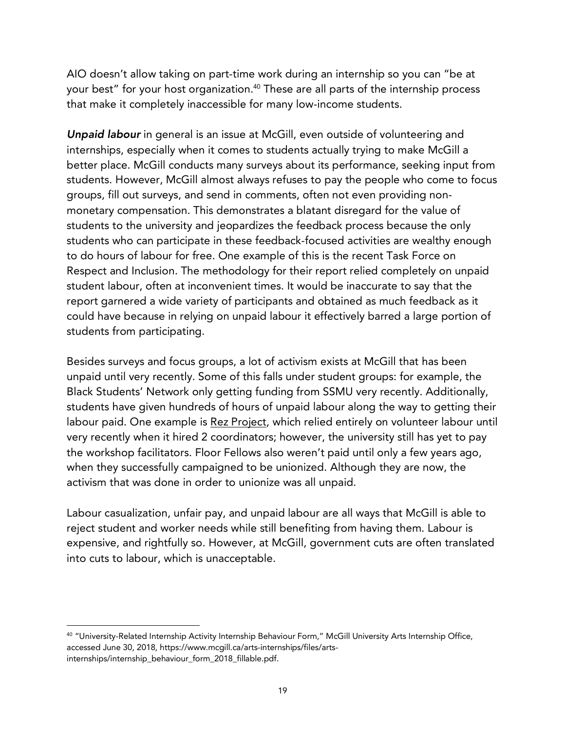AIO doesn't allow taking on part-time work during an internship so you can "be at your best" for your host organization.[40] These are all parts of the internship process that make it completely inaccessible for many low-income students.

***Unpaid labour*** in general is an issue at McGill, even outside of volunteering and internships, especially when it comes to students actually trying to make McGill a better place. McGill conducts many surveys about its performance, seeking input from students. However, McGill almost always refuses to pay the people who come to focus groups, fill out surveys, and send in comments, often not even providing non-monetary compensation. This demonstrates a blatant disregard for the value of students to the university and jeopardizes the feedback process because the only students who can participate in these feedback-focused activities are wealthy enough to do hours of labour for free. One example of this is the recent Task Force on Respect and Inclusion. The methodology for their report relied completely on unpaid student labour, often at inconvenient times. It would be inaccurate to say that the report garnered a wide variety of participants and obtained as much feedback as it could have because in relying on unpaid labour it effectively barred a large portion of students from participating.

Besides surveys and focus groups, a lot of activism exists at McGill that has been unpaid until very recently. Some of this falls under student groups: for example, the Black Students' Network only getting funding from SSMU very recently. Additionally, students have given hundreds of hours of unpaid labour along the way to getting their labour paid. One example is Rez Project, which relied entirely on volunteer labour until very recently when it hired 2 coordinators; however, the university still has yet to pay the workshop facilitators. Floor Fellows also weren't paid until only a few years ago, when they successfully campaigned to be unionized. Although they are now, the activism that was done in order to unionize was all unpaid.

Labour casualization, unfair pay, and unpaid labour are all ways that McGill is able to reject student and worker needs while still benefiting from having them. Labour is expensive, and rightfully so. However, at McGill, government cuts are often translated into cuts to labour, which is unacceptable.

---

[40] "University-Related Internship Activity Internship Behaviour Form," McGill University Arts Internship Office, accessed June 30, 2018, https://www.mcgill.ca/arts-internships/files/arts-internships/internship_behaviour_form_2018_fillable.pdf.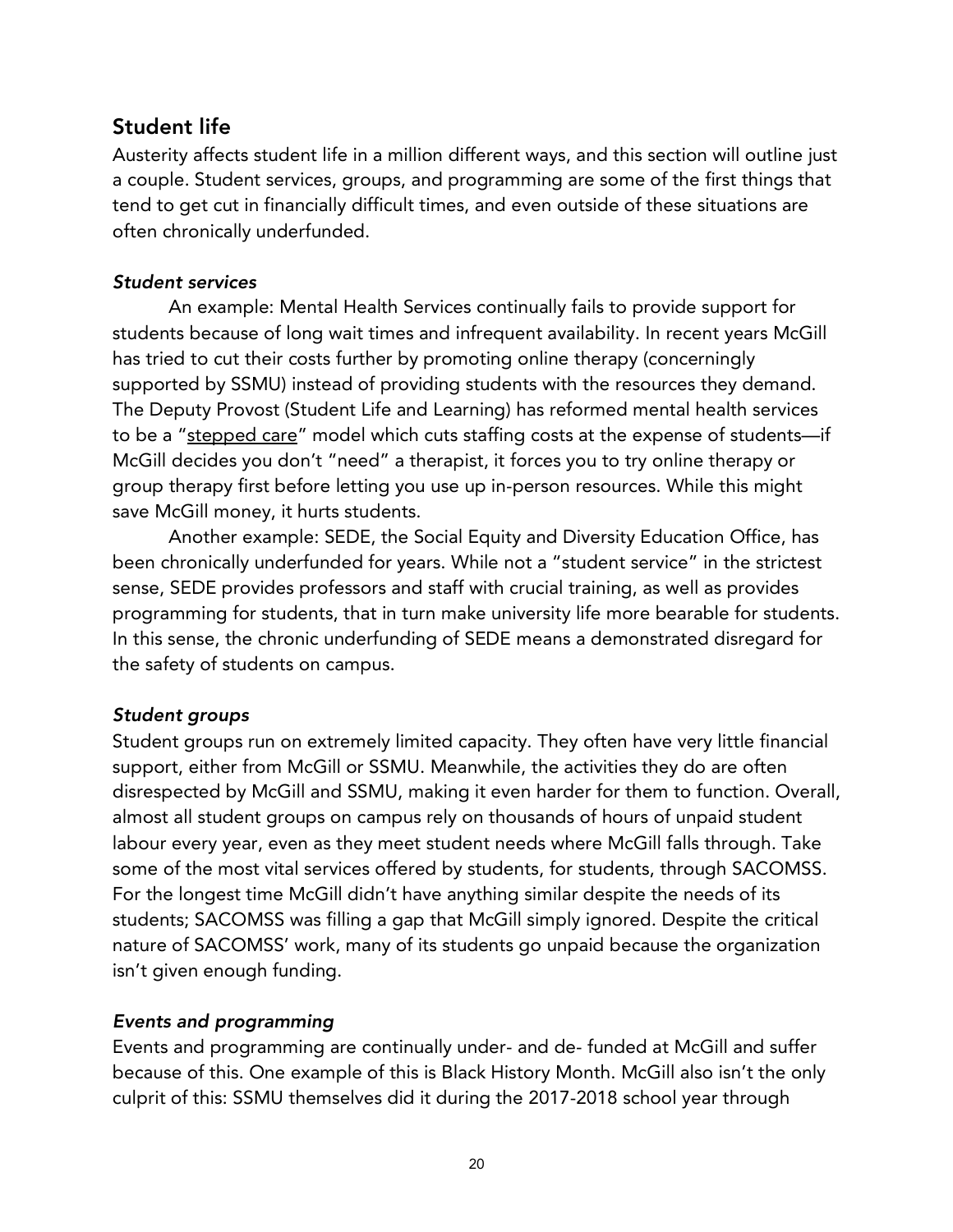## Student life

Austerity affects student life in a million different ways, and this section will outline just a couple. Student services, groups, and programming are some of the first things that tend to get cut in financially difficult times, and even outside of these situations are often chronically underfunded.

### *Student services*

An example: Mental Health Services continually fails to provide support for students because of long wait times and infrequent availability. In recent years McGill has tried to cut their costs further by promoting online therapy (concerningly supported by SSMU) instead of providing students with the resources they demand. The Deputy Provost (Student Life and Learning) has reformed mental health services to be a "stepped care" model which cuts staffing costs at the expense of students—if McGill decides you don't "need" a therapist, it forces you to try online therapy or group therapy first before letting you use up in-person resources. While this might save McGill money, it hurts students.

Another example: SEDE, the Social Equity and Diversity Education Office, has been chronically underfunded for years. While not a "student service" in the strictest sense, SEDE provides professors and staff with crucial training, as well as provides programming for students, that in turn make university life more bearable for students. In this sense, the chronic underfunding of SEDE means a demonstrated disregard for the safety of students on campus.

### *Student groups*

Student groups run on extremely limited capacity. They often have very little financial support, either from McGill or SSMU. Meanwhile, the activities they do are often disrespected by McGill and SSMU, making it even harder for them to function. Overall, almost all student groups on campus rely on thousands of hours of unpaid student labour every year, even as they meet student needs where McGill falls through. Take some of the most vital services offered by students, for students, through SACOMSS. For the longest time McGill didn't have anything similar despite the needs of its students; SACOMSS was filling a gap that McGill simply ignored. Despite the critical nature of SACOMSS' work, many of its students go unpaid because the organization isn't given enough funding.

### *Events and programming*

Events and programming are continually under- and de- funded at McGill and suffer because of this. One example of this is Black History Month. McGill also isn't the only culprit of this: SSMU themselves did it during the 2017-2018 school year through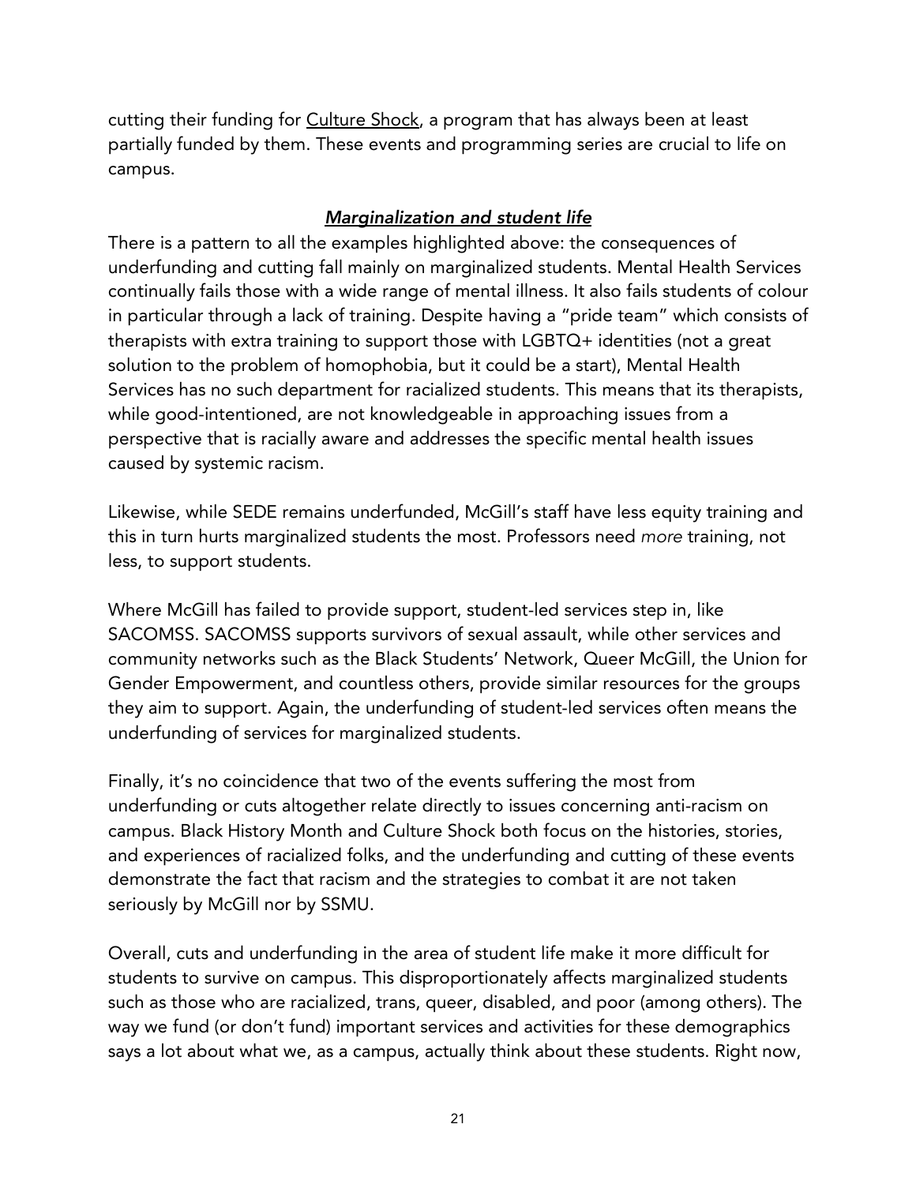cutting their funding for Culture Shock, a program that has always been at least partially funded by them. These events and programming series are crucial to life on campus.

### ***Marginalization and student life***

There is a pattern to all the examples highlighted above: the consequences of underfunding and cutting fall mainly on marginalized students. Mental Health Services continually fails those with a wide range of mental illness. It also fails students of colour in particular through a lack of training. Despite having a "pride team" which consists of therapists with extra training to support those with LGBTQ+ identities (not a great solution to the problem of homophobia, but it could be a start), Mental Health Services has no such department for racialized students. This means that its therapists, while good-intentioned, are not knowledgeable in approaching issues from a perspective that is racially aware and addresses the specific mental health issues caused by systemic racism.

Likewise, while SEDE remains underfunded, McGill's staff have less equity training and this in turn hurts marginalized students the most. Professors need *more* training, not less, to support students.

Where McGill has failed to provide support, student-led services step in, like SACOMSS. SACOMSS supports survivors of sexual assault, while other services and community networks such as the Black Students' Network, Queer McGill, the Union for Gender Empowerment, and countless others, provide similar resources for the groups they aim to support. Again, the underfunding of student-led services often means the underfunding of services for marginalized students.

Finally, it's no coincidence that two of the events suffering the most from underfunding or cuts altogether relate directly to issues concerning anti-racism on campus. Black History Month and Culture Shock both focus on the histories, stories, and experiences of racialized folks, and the underfunding and cutting of these events demonstrate the fact that racism and the strategies to combat it are not taken seriously by McGill nor by SSMU.

Overall, cuts and underfunding in the area of student life make it more difficult for students to survive on campus. This disproportionately affects marginalized students such as those who are racialized, trans, queer, disabled, and poor (among others). The way we fund (or don't fund) important services and activities for these demographics says a lot about what we, as a campus, actually think about these students. Right now,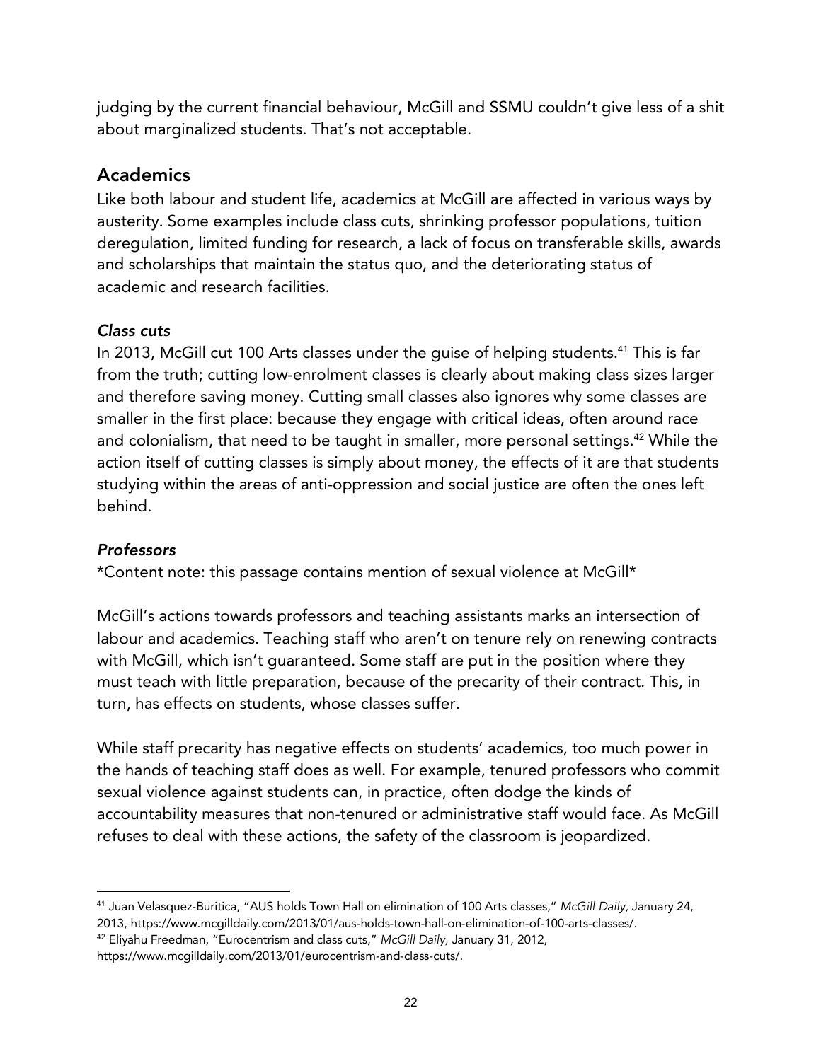judging by the current financial behaviour, McGill and SSMU couldn't give less of a shit about marginalized students. That's not acceptable.

## Academics

Like both labour and student life, academics at McGill are affected in various ways by austerity. Some examples include class cuts, shrinking professor populations, tuition deregulation, limited funding for research, a lack of focus on transferable skills, awards and scholarships that maintain the status quo, and the deteriorating status of academic and research facilities.

### *Class cuts*

In 2013, McGill cut 100 Arts classes under the guise of helping students.[41] This is far from the truth; cutting low-enrolment classes is clearly about making class sizes larger and therefore saving money. Cutting small classes also ignores why some classes are smaller in the first place: because they engage with critical ideas, often around race and colonialism, that need to be taught in smaller, more personal settings.[42] While the action itself of cutting classes is simply about money, the effects of it are that students studying within the areas of anti-oppression and social justice are often the ones left behind.

### *Professors*

*Content note: this passage contains mention of sexual violence at McGill*

McGill's actions towards professors and teaching assistants marks an intersection of labour and academics. Teaching staff who aren't on tenure rely on renewing contracts with McGill, which isn't guaranteed. Some staff are put in the position where they must teach with little preparation, because of the precarity of their contract. This, in turn, has effects on students, whose classes suffer.

While staff precarity has negative effects on students' academics, too much power in the hands of teaching staff does as well. For example, tenured professors who commit sexual violence against students can, in practice, often dodge the kinds of accountability measures that non-tenured or administrative staff would face. As McGill refuses to deal with these actions, the safety of the classroom is jeopardized.

---

[41] Juan Velasquez-Buritica, "AUS holds Town Hall on elimination of 100 Arts classes," *McGill Daily,* January 24, 2013, https://www.mcgilldaily.com/2013/01/aus-holds-town-hall-on-elimination-of-100-arts-classes/.

[42] Eliyahu Freedman, "Eurocentrism and class cuts," *McGill Daily,* January 31, 2012, https://www.mcgilldaily.com/2013/01/eurocentrism-and-class-cuts/.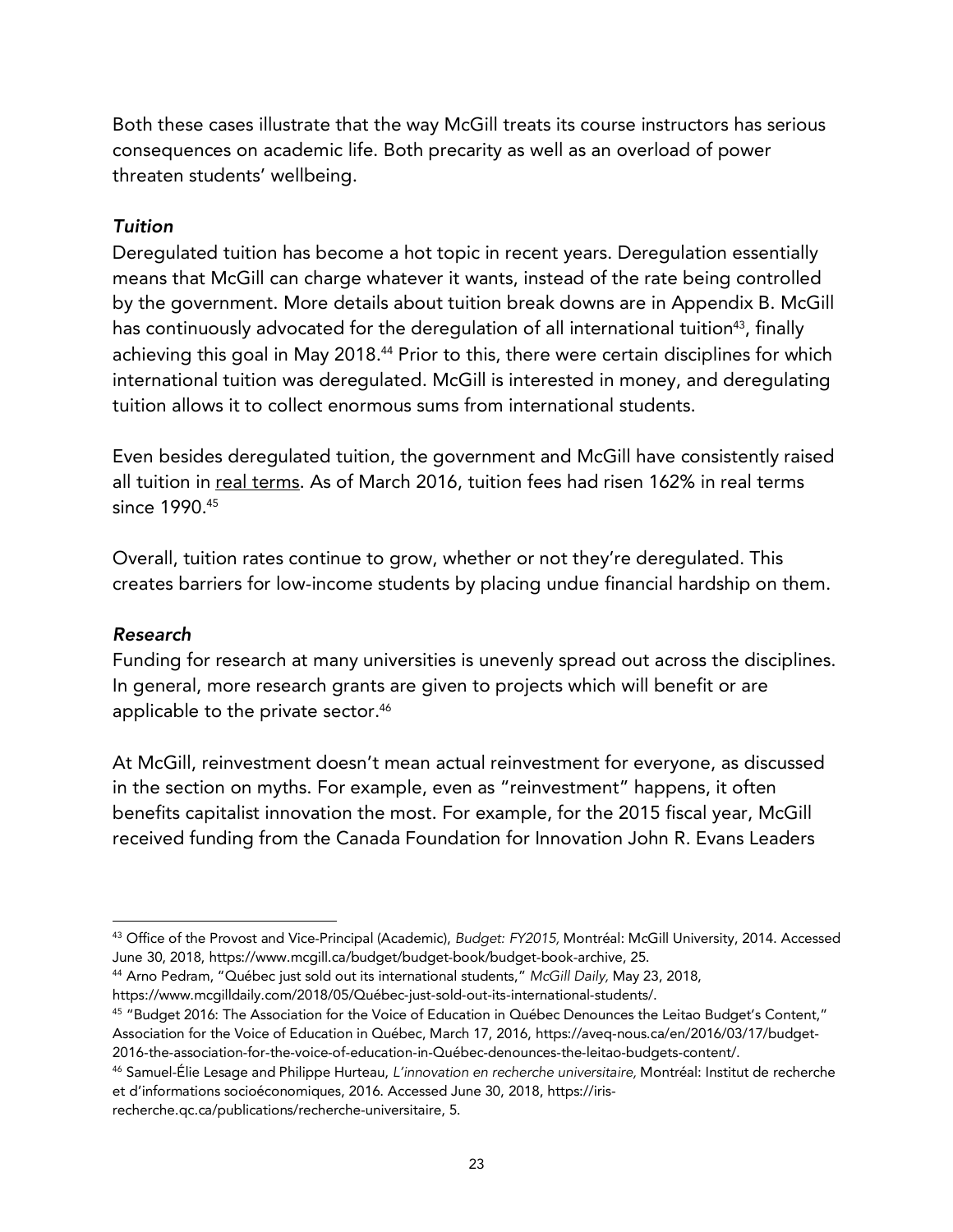Both these cases illustrate that the way McGill treats its course instructors has serious consequences on academic life. Both precarity as well as an overload of power threaten students' wellbeing.

### *Tuition*

Deregulated tuition has become a hot topic in recent years. Deregulation essentially means that McGill can charge whatever it wants, instead of the rate being controlled by the government. More details about tuition break downs are in Appendix B. McGill has continuously advocated for the deregulation of all international tuition[43], finally achieving this goal in May 2018.[44] Prior to this, there were certain disciplines for which international tuition was deregulated. McGill is interested in money, and deregulating tuition allows it to collect enormous sums from international students.

Even besides deregulated tuition, the government and McGill have consistently raised all tuition in real terms. As of March 2016, tuition fees had risen 162% in real terms since 1990.[45]

Overall, tuition rates continue to grow, whether or not they're deregulated. This creates barriers for low-income students by placing undue financial hardship on them.

### *Research*

Funding for research at many universities is unevenly spread out across the disciplines. In general, more research grants are given to projects which will benefit or are applicable to the private sector.[46]

At McGill, reinvestment doesn't mean actual reinvestment for everyone, as discussed in the section on myths. For example, even as "reinvestment" happens, it often benefits capitalist innovation the most. For example, for the 2015 fiscal year, McGill received funding from the Canada Foundation for Innovation John R. Evans Leaders

---

[43] Office of the Provost and Vice-Principal (Academic), *Budget: FY2015,* Montréal: McGill University, 2014. Accessed June 30, 2018, https://www.mcgill.ca/budget/budget-book/budget-book-archive, 25.

[44] Arno Pedram, "Québec just sold out its international students," *McGill Daily,* May 23, 2018, https://www.mcgilldaily.com/2018/05/Québec-just-sold-out-its-international-students/.

[45] "Budget 2016: The Association for the Voice of Education in Québec Denounces the Leitao Budget's Content," Association for the Voice of Education in Québec, March 17, 2016, https://aveq-nous.ca/en/2016/03/17/budget-2016-the-association-for-the-voice-of-education-in-Québec-denounces-the-leitao-budgets-content/.

[46] Samuel-Élie Lesage and Philippe Hurteau, *L'innovation en recherche universitaire,* Montréal: Institut de recherche et d'informations socioéconomiques, 2016. Accessed June 30, 2018, https://iris-recherche.qc.ca/publications/recherche-universitaire, 5.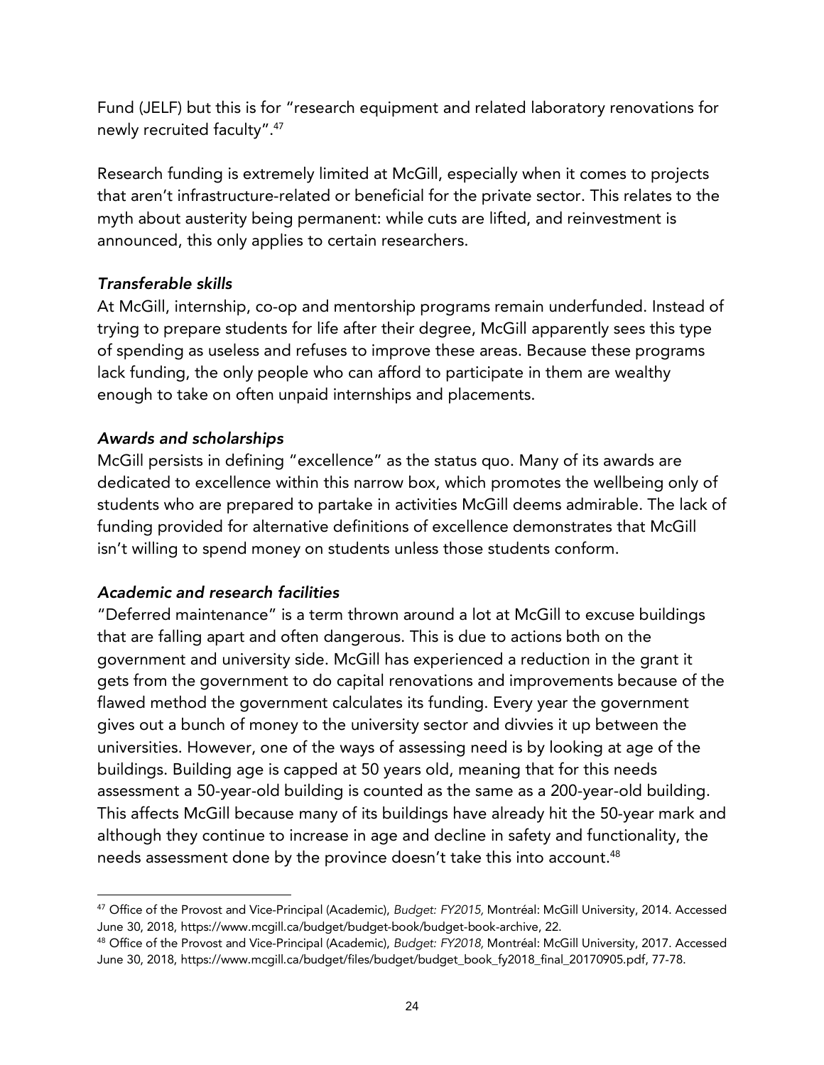Fund (JELF) but this is for "research equipment and related laboratory renovations for newly recruited faculty".[47]

Research funding is extremely limited at McGill, especially when it comes to projects that aren't infrastructure-related or beneficial for the private sector. This relates to the myth about austerity being permanent: while cuts are lifted, and reinvestment is announced, this only applies to certain researchers.

### *Transferable skills*

At McGill, internship, co-op and mentorship programs remain underfunded. Instead of trying to prepare students for life after their degree, McGill apparently sees this type of spending as useless and refuses to improve these areas. Because these programs lack funding, the only people who can afford to participate in them are wealthy enough to take on often unpaid internships and placements.

### *Awards and scholarships*

McGill persists in defining "excellence" as the status quo. Many of its awards are dedicated to excellence within this narrow box, which promotes the wellbeing only of students who are prepared to partake in activities McGill deems admirable. The lack of funding provided for alternative definitions of excellence demonstrates that McGill isn't willing to spend money on students unless those students conform.

### *Academic and research facilities*

"Deferred maintenance" is a term thrown around a lot at McGill to excuse buildings that are falling apart and often dangerous. This is due to actions both on the government and university side. McGill has experienced a reduction in the grant it gets from the government to do capital renovations and improvements because of the flawed method the government calculates its funding. Every year the government gives out a bunch of money to the university sector and divvies it up between the universities. However, one of the ways of assessing need is by looking at age of the buildings. Building age is capped at 50 years old, meaning that for this needs assessment a 50-year-old building is counted as the same as a 200-year-old building. This affects McGill because many of its buildings have already hit the 50-year mark and although they continue to increase in age and decline in safety and functionality, the needs assessment done by the province doesn't take this into account.[48]

---

[47] Office of the Provost and Vice-Principal (Academic), *Budget: FY2015,* Montréal: McGill University, 2014. Accessed June 30, 2018, https://www.mcgill.ca/budget/budget-book/budget-book-archive, 22.

[48] Office of the Provost and Vice-Principal (Academic), *Budget: FY2018,* Montréal: McGill University, 2017. Accessed June 30, 2018, https://www.mcgill.ca/budget/files/budget/budget_book_fy2018_final_20170905.pdf, 77-78.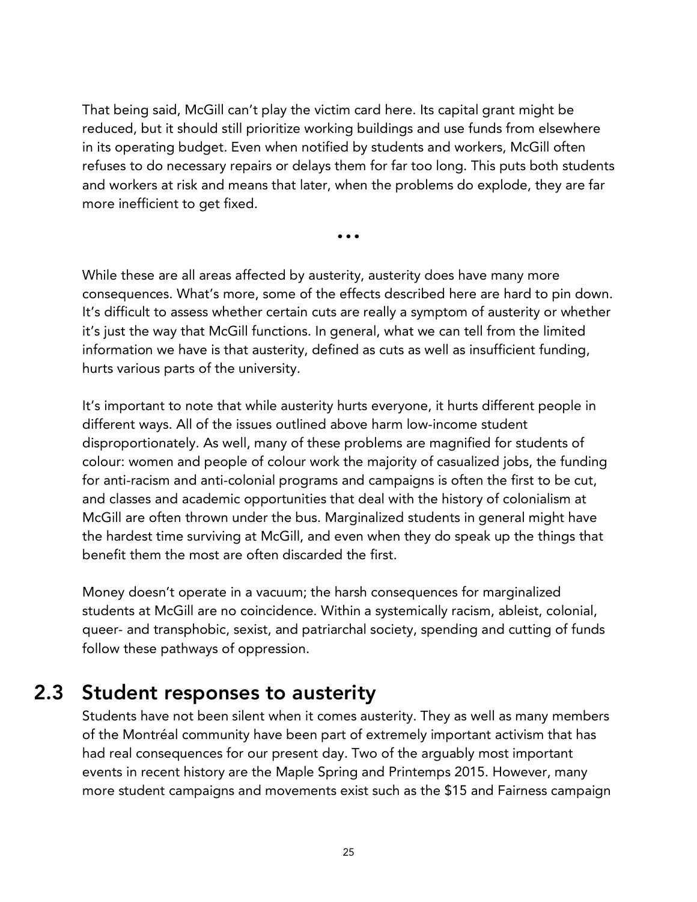That being said, McGill can't play the victim card here. Its capital grant might be reduced, but it should still prioritize working buildings and use funds from elsewhere in its operating budget. Even when notified by students and workers, McGill often refuses to do necessary repairs or delays them for far too long. This puts both students and workers at risk and means that later, when the problems do explode, they are far more inefficient to get fixed.

•••

While these are all areas affected by austerity, austerity does have many more consequences. What's more, some of the effects described here are hard to pin down. It's difficult to assess whether certain cuts are really a symptom of austerity or whether it's just the way that McGill functions. In general, what we can tell from the limited information we have is that austerity, defined as cuts as well as insufficient funding, hurts various parts of the university.

It's important to note that while austerity hurts everyone, it hurts different people in different ways. All of the issues outlined above harm low-income student disproportionately. As well, many of these problems are magnified for students of colour: women and people of colour work the majority of casualized jobs, the funding for anti-racism and anti-colonial programs and campaigns is often the first to be cut, and classes and academic opportunities that deal with the history of colonialism at McGill are often thrown under the bus. Marginalized students in general might have the hardest time surviving at McGill, and even when they do speak up the things that benefit them the most are often discarded the first.

Money doesn't operate in a vacuum; the harsh consequences for marginalized students at McGill are no coincidence. Within a systemically racism, ableist, colonial, queer- and transphobic, sexist, and patriarchal society, spending and cutting of funds follow these pathways of oppression.

## 2.3 Student responses to austerity

Students have not been silent when it comes austerity. They as well as many members of the Montréal community have been part of extremely important activism that has had real consequences for our present day. Two of the arguably most important events in recent history are the Maple Spring and Printemps 2015. However, many more student campaigns and movements exist such as the $15 and Fairness campaign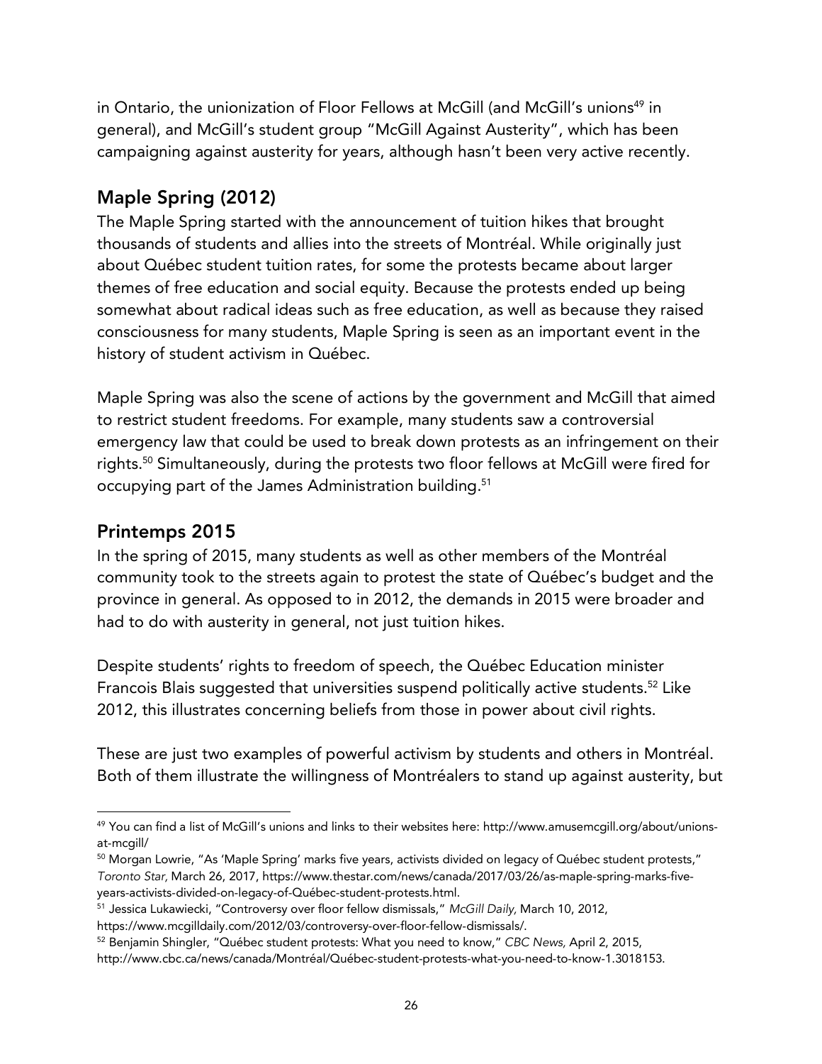in Ontario, the unionization of Floor Fellows at McGill (and McGill's unions[49] in general), and McGill's student group "McGill Against Austerity", which has been campaigning against austerity for years, although hasn't been very active recently.

## Maple Spring (2012)

The Maple Spring started with the announcement of tuition hikes that brought thousands of students and allies into the streets of Montréal. While originally just about Québec student tuition rates, for some the protests became about larger themes of free education and social equity. Because the protests ended up being somewhat about radical ideas such as free education, as well as because they raised consciousness for many students, Maple Spring is seen as an important event in the history of student activism in Québec.

Maple Spring was also the scene of actions by the government and McGill that aimed to restrict student freedoms. For example, many students saw a controversial emergency law that could be used to break down protests as an infringement on their rights.[50] Simultaneously, during the protests two floor fellows at McGill were fired for occupying part of the James Administration building.[51]

## Printemps 2015

In the spring of 2015, many students as well as other members of the Montréal community took to the streets again to protest the state of Québec's budget and the province in general. As opposed to in 2012, the demands in 2015 were broader and had to do with austerity in general, not just tuition hikes.

Despite students' rights to freedom of speech, the Québec Education minister Francois Blais suggested that universities suspend politically active students.[52] Like 2012, this illustrates concerning beliefs from those in power about civil rights.

These are just two examples of powerful activism by students and others in Montréal. Both of them illustrate the willingness of Montréalers to stand up against austerity, but

---

[49] You can find a list of McGill's unions and links to their websites here: http://www.amusemcgill.org/about/unions-at-mcgill/

[50] Morgan Lowrie, "As 'Maple Spring' marks five years, activists divided on legacy of Québec student protests," *Toronto Star,* March 26, 2017, https://www.thestar.com/news/canada/2017/03/26/as-maple-spring-marks-five-years-activists-divided-on-legacy-of-Québec-student-protests.html.

[51] Jessica Lukawiecki, "Controversy over floor fellow dismissals," *McGill Daily,* March 10, 2012, https://www.mcgilldaily.com/2012/03/controversy-over-floor-fellow-dismissals/.

[52] Benjamin Shingler, "Québec student protests: What you need to know," *CBC News,* April 2, 2015, http://www.cbc.ca/news/canada/Montréal/Québec-student-protests-what-you-need-to-know-1.3018153.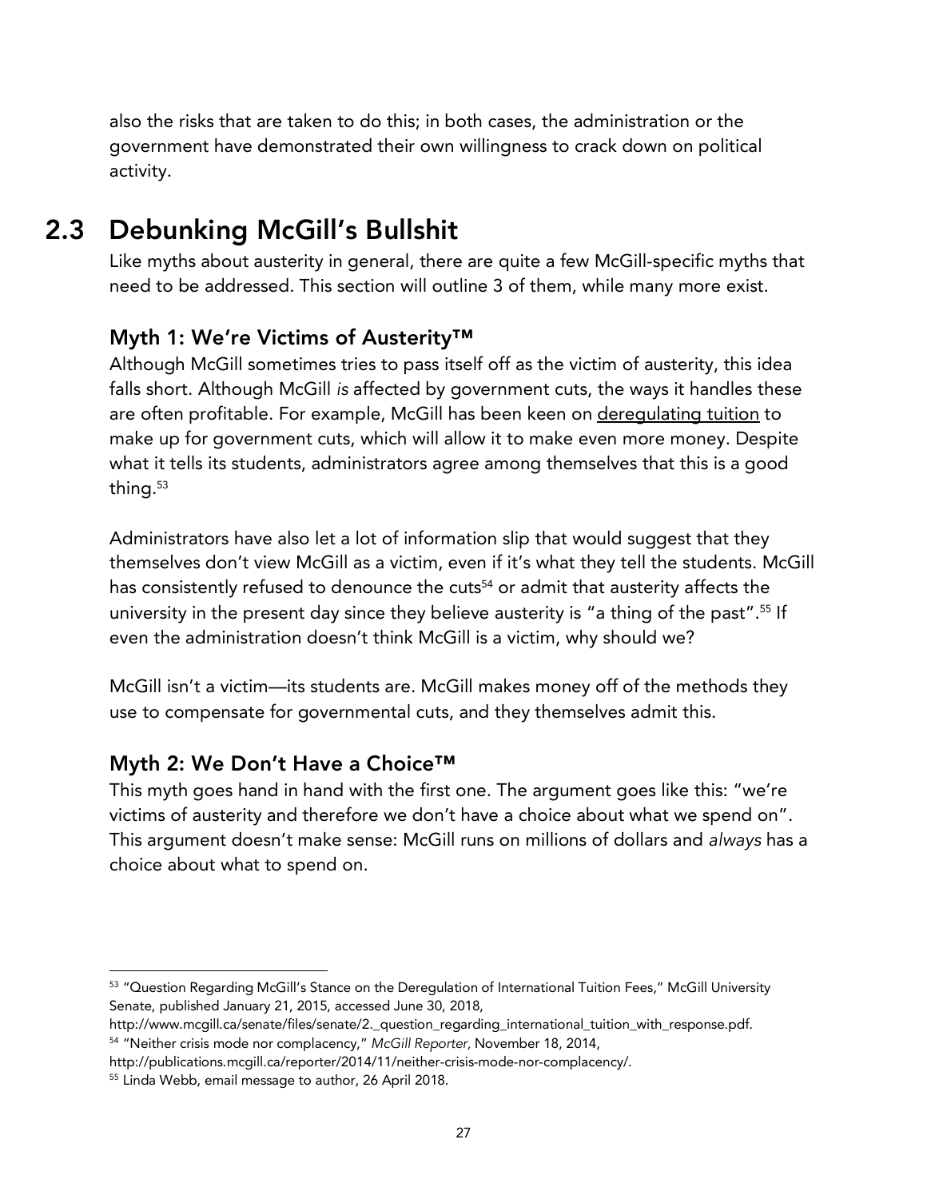also the risks that are taken to do this; in both cases, the administration or the government have demonstrated their own willingness to crack down on political activity.

## 2.3 Debunking McGill's Bullshit

Like myths about austerity in general, there are quite a few McGill-specific myths that need to be addressed. This section will outline 3 of them, while many more exist.

### Myth 1: We're Victims of Austerity™

Although McGill sometimes tries to pass itself off as the victim of austerity, this idea falls short. Although McGill *is* affected by government cuts, the ways it handles these are often profitable. For example, McGill has been keen on <u>deregulating tuition</u> to make up for government cuts, which will allow it to make even more money. Despite what it tells its students, administrators agree among themselves that this is a good thing.[53]

Administrators have also let a lot of information slip that would suggest that they themselves don't view McGill as a victim, even if it's what they tell the students. McGill has consistently refused to denounce the cuts[54] or admit that austerity affects the university in the present day since they believe austerity is "a thing of the past".[55] If even the administration doesn't think McGill is a victim, why should we?

McGill isn't a victim—its students are. McGill makes money off of the methods they use to compensate for governmental cuts, and they themselves admit this.

### Myth 2: We Don't Have a Choice™

This myth goes hand in hand with the first one. The argument goes like this: "we're victims of austerity and therefore we don't have a choice about what we spend on". This argument doesn't make sense: McGill runs on millions of dollars and *always* has a choice about what to spend on.

---

[53] "Question Regarding McGill's Stance on the Deregulation of International Tuition Fees," McGill University Senate, published January 21, 2015, accessed June 30, 2018, http://www.mcgill.ca/senate/files/senate/2._question_regarding_international_tuition_with_response.pdf.

[54] "Neither crisis mode nor complacency," *McGill Reporter,* November 18, 2014, http://publications.mcgill.ca/reporter/2014/11/neither-crisis-mode-nor-complacency/.

[55] Linda Webb, email message to author, 26 April 2018.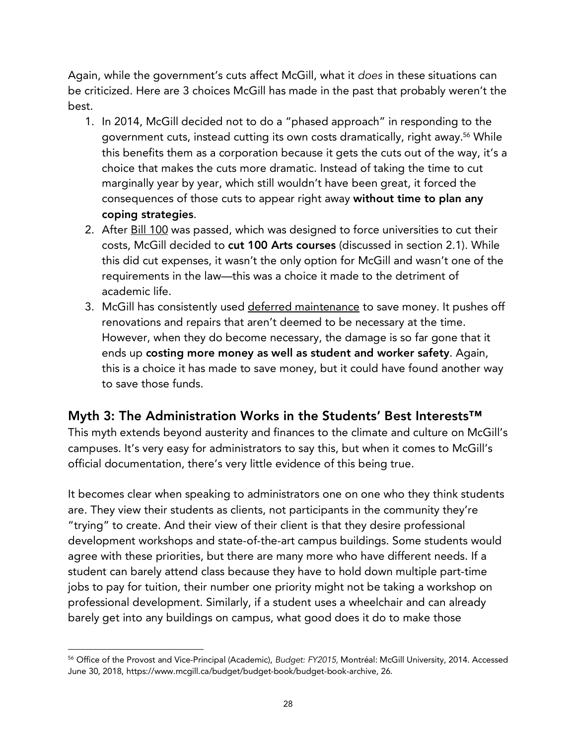Again, while the government's cuts affect McGill, what it *does* in these situations can be criticized. Here are 3 choices McGill has made in the past that probably weren't the best.

1. In 2014, McGill decided not to do a "phased approach" in responding to the government cuts, instead cutting its own costs dramatically, right away.[56] While this benefits them as a corporation because it gets the cuts out of the way, it's a choice that makes the cuts more dramatic. Instead of taking the time to cut marginally year by year, which still wouldn't have been great, it forced the consequences of those cuts to appear right away **without time to plan any coping strategies**.
2. After Bill 100 was passed, which was designed to force universities to cut their costs, McGill decided to **cut 100 Arts courses** (discussed in section 2.1). While this did cut expenses, it wasn't the only option for McGill and wasn't one of the requirements in the law—this was a choice it made to the detriment of academic life.
3. McGill has consistently used deferred maintenance to save money. It pushes off renovations and repairs that aren't deemed to be necessary at the time. However, when they do become necessary, the damage is so far gone that it ends up **costing more money as well as student and worker safety**. Again, this is a choice it has made to save money, but it could have found another way to save those funds.

## Myth 3: The Administration Works in the Students' Best Interests™

This myth extends beyond austerity and finances to the climate and culture on McGill's campuses. It's very easy for administrators to say this, but when it comes to McGill's official documentation, there's very little evidence of this being true.

It becomes clear when speaking to administrators one on one who they think students are. They view their students as clients, not participants in the community they're "trying" to create. And their view of their client is that they desire professional development workshops and state-of-the-art campus buildings. Some students would agree with these priorities, but there are many more who have different needs. If a student can barely attend class because they have to hold down multiple part-time jobs to pay for tuition, their number one priority might not be taking a workshop on professional development. Similarly, if a student uses a wheelchair and can already barely get into any buildings on campus, what good does it do to make those

[56] Office of the Provost and Vice-Principal (Academic), *Budget: FY2015,* Montréal: McGill University, 2014. Accessed June 30, 2018, https://www.mcgill.ca/budget/budget-book/budget-book-archive, 26.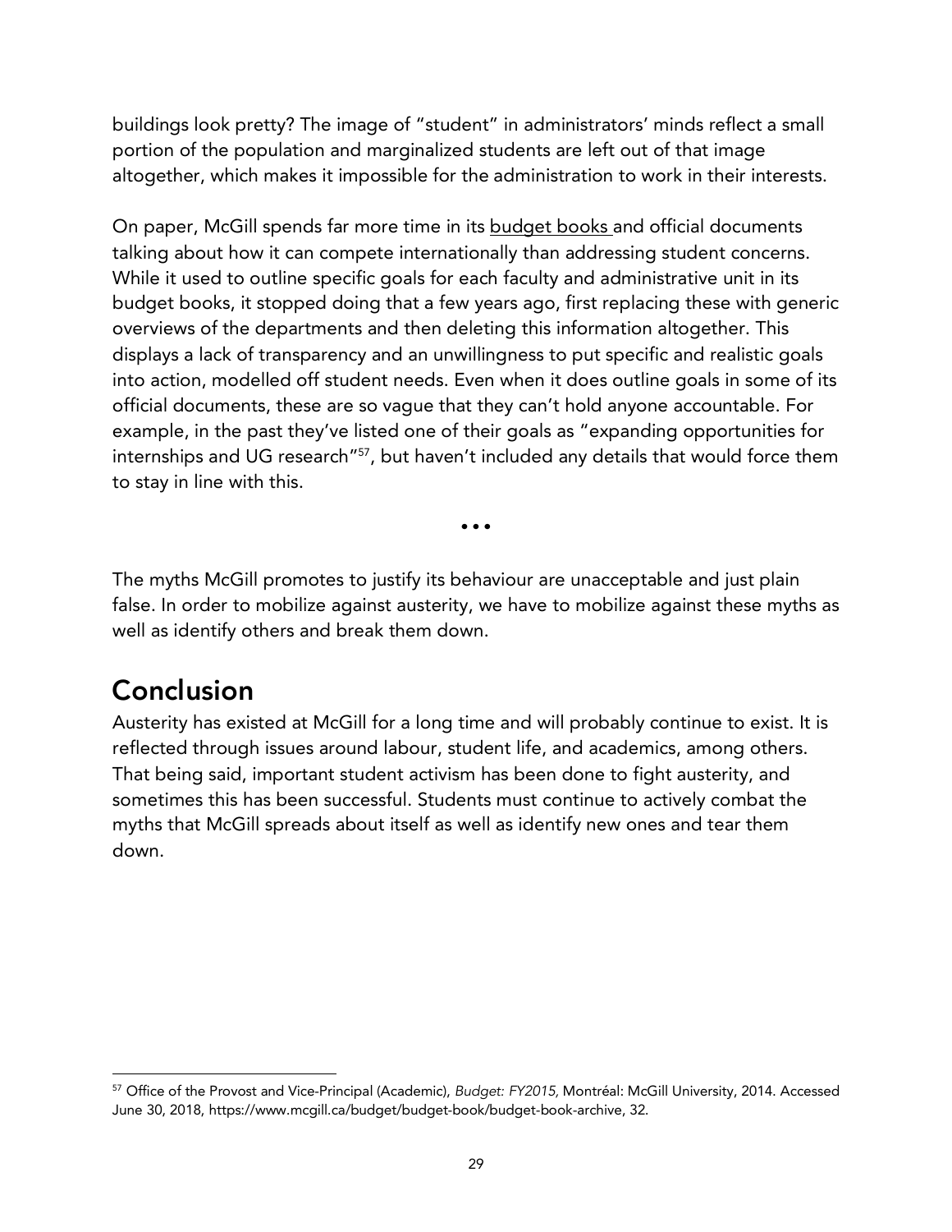buildings look pretty? The image of "student" in administrators' minds reflect a small portion of the population and marginalized students are left out of that image altogether, which makes it impossible for the administration to work in their interests.

On paper, McGill spends far more time in its budget books and official documents talking about how it can compete internationally than addressing student concerns. While it used to outline specific goals for each faculty and administrative unit in its budget books, it stopped doing that a few years ago, first replacing these with generic overviews of the departments and then deleting this information altogether. This displays a lack of transparency and an unwillingness to put specific and realistic goals into action, modelled off student needs. Even when it does outline goals in some of its official documents, these are so vague that they can't hold anyone accountable. For example, in the past they've listed one of their goals as "expanding opportunities for internships and UG research"[57], but haven't included any details that would force them to stay in line with this.

• • •

The myths McGill promotes to justify its behaviour are unacceptable and just plain false. In order to mobilize against austerity, we have to mobilize against these myths as well as identify others and break them down.

## Conclusion

Austerity has existed at McGill for a long time and will probably continue to exist. It is reflected through issues around labour, student life, and academics, among others. That being said, important student activism has been done to fight austerity, and sometimes this has been successful. Students must continue to actively combat the myths that McGill spreads about itself as well as identify new ones and tear them down.

---

[57] Office of the Provost and Vice-Principal (Academic), *Budget: FY2015,* Montréal: McGill University, 2014. Accessed June 30, 2018, https://www.mcgill.ca/budget/budget-book/budget-book-archive, 32.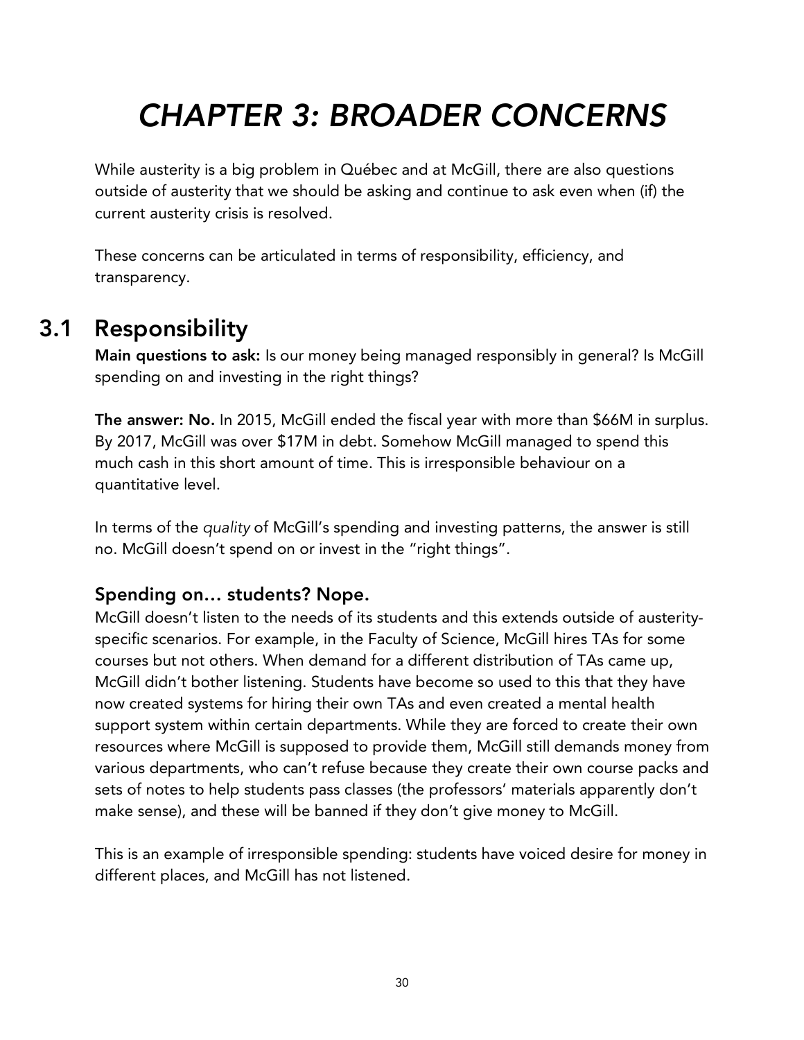# *CHAPTER 3: BROADER CONCERNS*

While austerity is a big problem in Québec and at McGill, there are also questions outside of austerity that we should be asking and continue to ask even when (if) the current austerity crisis is resolved.

These concerns can be articulated in terms of responsibility, efficiency, and transparency.

## 3.1 Responsibility

**Main questions to ask:** Is our money being managed responsibly in general? Is McGill spending on and investing in the right things?

**The answer: No.** In 2015, McGill ended the fiscal year with more than $66M in surplus. By 2017, McGill was over $17M in debt. Somehow McGill managed to spend this much cash in this short amount of time. This is irresponsible behaviour on a quantitative level.

In terms of the *quality* of McGill's spending and investing patterns, the answer is still no. McGill doesn't spend on or invest in the "right things".

### Spending on… students? Nope.

McGill doesn't listen to the needs of its students and this extends outside of austerity-specific scenarios. For example, in the Faculty of Science, McGill hires TAs for some courses but not others. When demand for a different distribution of TAs came up, McGill didn't bother listening. Students have become so used to this that they have now created systems for hiring their own TAs and even created a mental health support system within certain departments. While they are forced to create their own resources where McGill is supposed to provide them, McGill still demands money from various departments, who can't refuse because they create their own course packs and sets of notes to help students pass classes (the professors' materials apparently don't make sense), and these will be banned if they don't give money to McGill.

This is an example of irresponsible spending: students have voiced desire for money in different places, and McGill has not listened.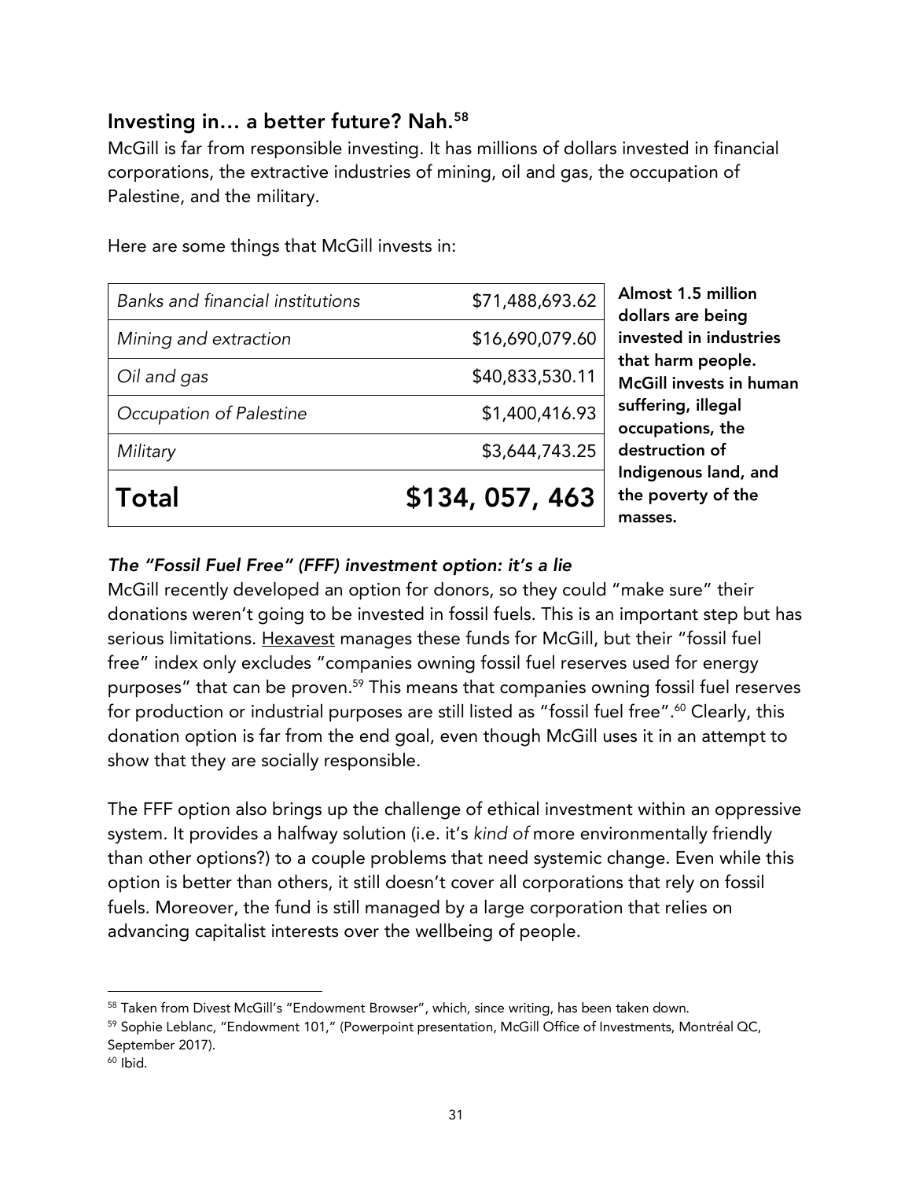## Investing in… a better future? Nah.[58]

McGill is far from responsible investing. It has millions of dollars invested in financial corporations, the extractive industries of mining, oil and gas, the occupation of Palestine, and the military.

Here are some things that McGill invests in:

| | |
|---|---|
| *Banks and financial institutions* | $71,488,693.62 |
| *Mining and extraction* | $16,690,079.60 |
| *Oil and gas* | $40,833,530.11 |
| *Occupation of Palestine* | $1,400,416.93 |
| *Military* | $3,644,743.25 |
| **Total** | **$134, 057, 463** |

**Almost 1.5 million dollars are being invested in industries that harm people. McGill invests in human suffering, illegal occupations, the destruction of Indigenous land, and the poverty of the masses.**

### *The "Fossil Fuel Free" (FFF) investment option: it's a lie*

McGill recently developed an option for donors, so they could "make sure" their donations weren't going to be invested in fossil fuels. This is an important step but has serious limitations. Hexavest manages these funds for McGill, but their "fossil fuel free" index only excludes "companies owning fossil fuel reserves used for energy purposes" that can be proven.[59] This means that companies owning fossil fuel reserves for production or industrial purposes are still listed as "fossil fuel free".[60] Clearly, this donation option is far from the end goal, even though McGill uses it in an attempt to show that they are socially responsible.

The FFF option also brings up the challenge of ethical investment within an oppressive system. It provides a halfway solution (i.e. it's *kind of* more environmentally friendly than other options?) to a couple problems that need systemic change. Even while this option is better than others, it still doesn't cover all corporations that rely on fossil fuels. Moreover, the fund is still managed by a large corporation that relies on advancing capitalist interests over the wellbeing of people.

---

[58] Taken from Divest McGill's "Endowment Browser", which, since writing, has been taken down.

[59] Sophie Leblanc, "Endowment 101," (Powerpoint presentation, McGill Office of Investments, Montréal QC, September 2017).

[60] Ibid.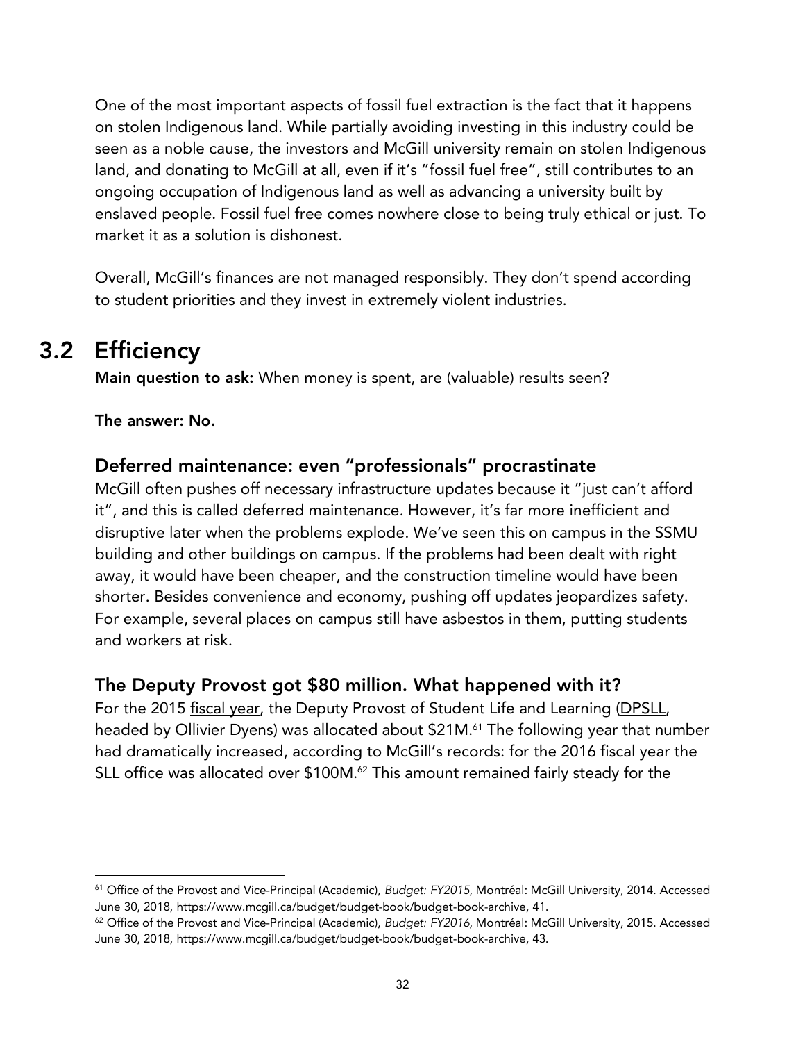One of the most important aspects of fossil fuel extraction is the fact that it happens on stolen Indigenous land. While partially avoiding investing in this industry could be seen as a noble cause, the investors and McGill university remain on stolen Indigenous land, and donating to McGill at all, even if it's "fossil fuel free", still contributes to an ongoing occupation of Indigenous land as well as advancing a university built by enslaved people. Fossil fuel free comes nowhere close to being truly ethical or just. To market it as a solution is dishonest.

Overall, McGill's finances are not managed responsibly. They don't spend according to student priorities and they invest in extremely violent industries.

## 3.2 Efficiency

**Main question to ask:** When money is spent, are (valuable) results seen?

**The answer: No.**

### Deferred maintenance: even "professionals" procrastinate

McGill often pushes off necessary infrastructure updates because it "just can't afford it", and this is called deferred maintenance. However, it's far more inefficient and disruptive later when the problems explode. We've seen this on campus in the SSMU building and other buildings on campus. If the problems had been dealt with right away, it would have been cheaper, and the construction timeline would have been shorter. Besides convenience and economy, pushing off updates jeopardizes safety. For example, several places on campus still have asbestos in them, putting students and workers at risk.

### The Deputy Provost got $80 million. What happened with it?

For the 2015 fiscal year, the Deputy Provost of Student Life and Learning (DPSLL, headed by Ollivier Dyens) was allocated about $21M.[61] The following year that number had dramatically increased, according to McGill's records: for the 2016 fiscal year the SLL office was allocated over $100M.[62] This amount remained fairly steady for the

---

[61] Office of the Provost and Vice-Principal (Academic), *Budget: FY2015,* Montréal: McGill University, 2014. Accessed June 30, 2018, https://www.mcgill.ca/budget/budget-book/budget-book-archive, 41.

[62] Office of the Provost and Vice-Principal (Academic), *Budget: FY2016,* Montréal: McGill University, 2015. Accessed June 30, 2018, https://www.mcgill.ca/budget/budget-book/budget-book-archive, 43.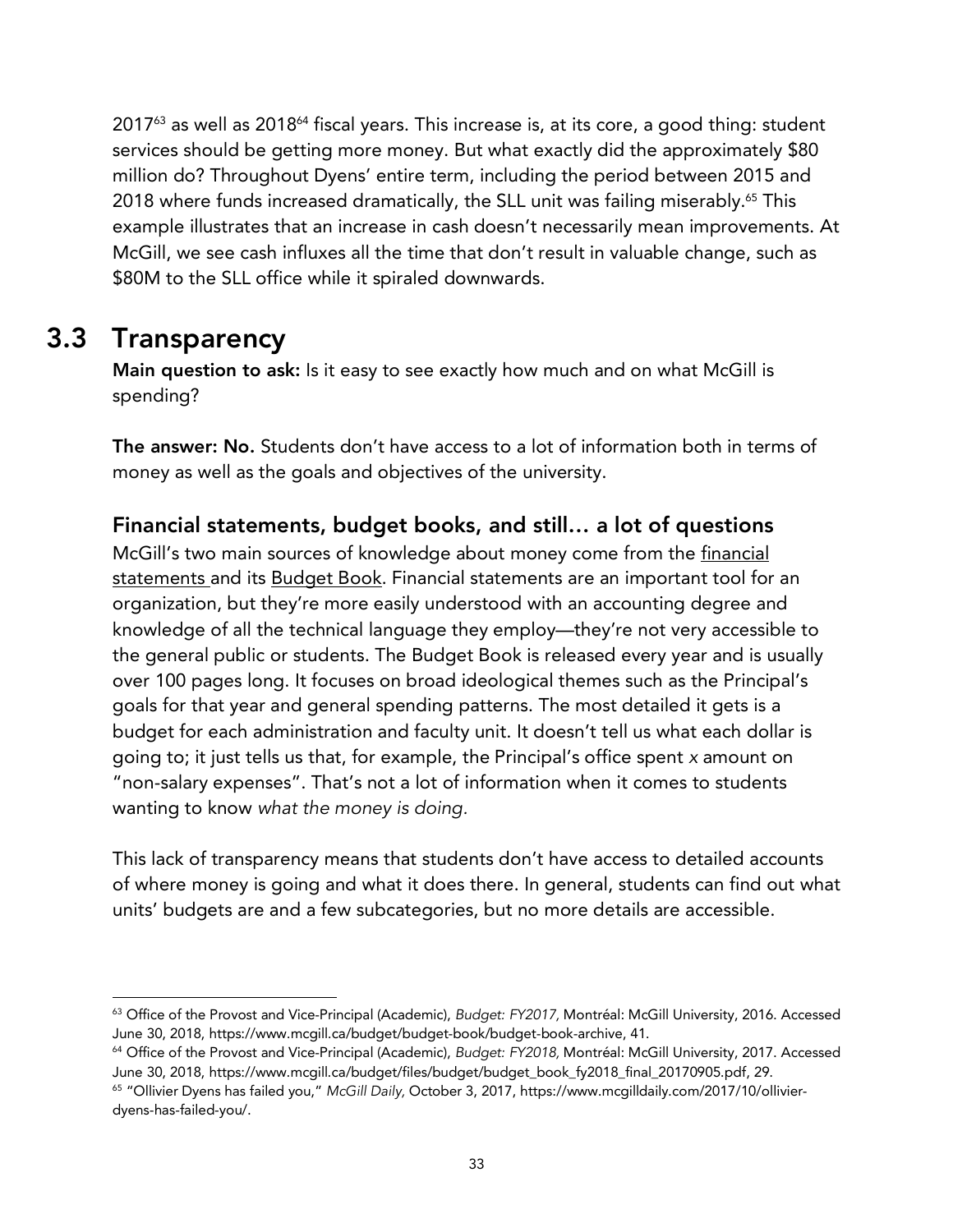2017[63] as well as 2018[64] fiscal years. This increase is, at its core, a good thing: student services should be getting more money. But what exactly did the approximately $80 million do? Throughout Dyens' entire term, including the period between 2015 and 2018 where funds increased dramatically, the SLL unit was failing miserably.[65] This example illustrates that an increase in cash doesn't necessarily mean improvements. At McGill, we see cash influxes all the time that don't result in valuable change, such as $80M to the SLL office while it spiraled downwards.

## 3.3 Transparency

**Main question to ask:** Is it easy to see exactly how much and on what McGill is spending?

**The answer: No.** Students don't have access to a lot of information both in terms of money as well as the goals and objectives of the university.

### Financial statements, budget books, and still… a lot of questions

McGill's two main sources of knowledge about money come from the financial statements and its Budget Book. Financial statements are an important tool for an organization, but they're more easily understood with an accounting degree and knowledge of all the technical language they employ—they're not very accessible to the general public or students. The Budget Book is released every year and is usually over 100 pages long. It focuses on broad ideological themes such as the Principal's goals for that year and general spending patterns. The most detailed it gets is a budget for each administration and faculty unit. It doesn't tell us what each dollar is going to; it just tells us that, for example, the Principal's office spent *x* amount on "non-salary expenses". That's not a lot of information when it comes to students wanting to know *what the money is doing.*

This lack of transparency means that students don't have access to detailed accounts of where money is going and what it does there. In general, students can find out what units' budgets are and a few subcategories, but no more details are accessible.

---

[63] Office of the Provost and Vice-Principal (Academic), *Budget: FY2017,* Montréal: McGill University, 2016. Accessed June 30, 2018, https://www.mcgill.ca/budget/budget-book/budget-book-archive, 41.

[64] Office of the Provost and Vice-Principal (Academic), *Budget: FY2018,* Montréal: McGill University, 2017. Accessed June 30, 2018, https://www.mcgill.ca/budget/files/budget/budget_book_fy2018_final_20170905.pdf, 29.

[65] "Ollivier Dyens has failed you," *McGill Daily,* October 3, 2017, https://www.mcgilldaily.com/2017/10/ollivier-dyens-has-failed-you/.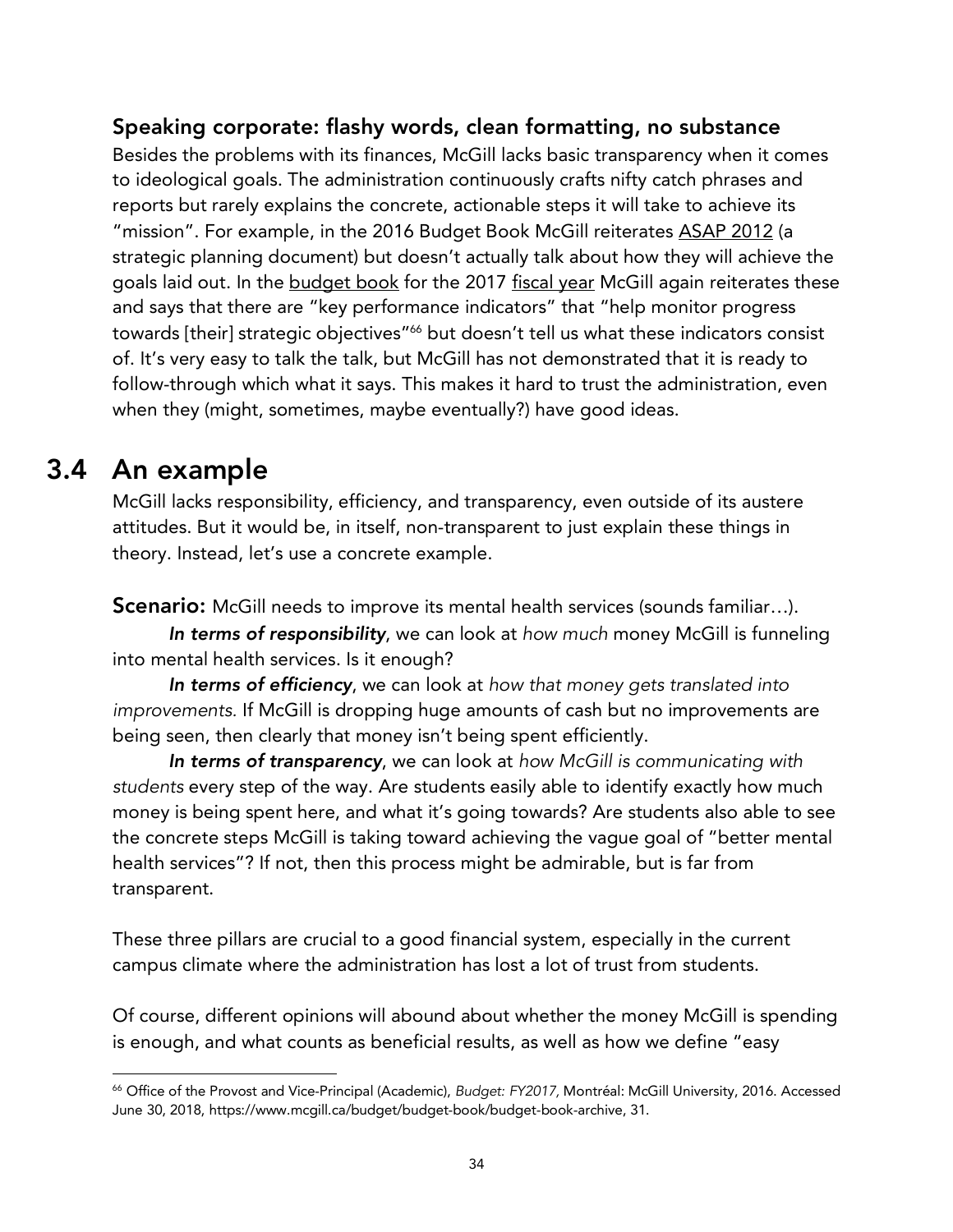### Speaking corporate: flashy words, clean formatting, no substance

Besides the problems with its finances, McGill lacks basic transparency when it comes to ideological goals. The administration continuously crafts nifty catch phrases and reports but rarely explains the concrete, actionable steps it will take to achieve its "mission". For example, in the 2016 Budget Book McGill reiterates ASAP 2012 (a strategic planning document) but doesn't actually talk about how they will achieve the goals laid out. In the budget book for the 2017 fiscal year McGill again reiterates these and says that there are "key performance indicators" that "help monitor progress towards [their] strategic objectives"[66] but doesn't tell us what these indicators consist of. It's very easy to talk the talk, but McGill has not demonstrated that it is ready to follow-through which what it says. This makes it hard to trust the administration, even when they (might, sometimes, maybe eventually?) have good ideas.

## 3.4 An example

McGill lacks responsibility, efficiency, and transparency, even outside of its austere attitudes. But it would be, in itself, non-transparent to just explain these things in theory. Instead, let's use a concrete example.

**Scenario:** McGill needs to improve its mental health services (sounds familiar…).

***In terms of responsibility***, we can look at *how much* money McGill is funneling into mental health services. Is it enough?

***In terms of efficiency***, we can look at *how that money gets translated into improvements.* If McGill is dropping huge amounts of cash but no improvements are being seen, then clearly that money isn't being spent efficiently.

***In terms of transparency***, we can look at *how McGill is communicating with students* every step of the way. Are students easily able to identify exactly how much money is being spent here, and what it's going towards? Are students also able to see the concrete steps McGill is taking toward achieving the vague goal of "better mental health services"? If not, then this process might be admirable, but is far from transparent.

These three pillars are crucial to a good financial system, especially in the current campus climate where the administration has lost a lot of trust from students.

Of course, different opinions will abound about whether the money McGill is spending is enough, and what counts as beneficial results, as well as how we define "easy

---

[66] Office of the Provost and Vice-Principal (Academic), *Budget: FY2017*, Montréal: McGill University, 2016. Accessed June 30, 2018, https://www.mcgill.ca/budget/budget-book/budget-book-archive, 31.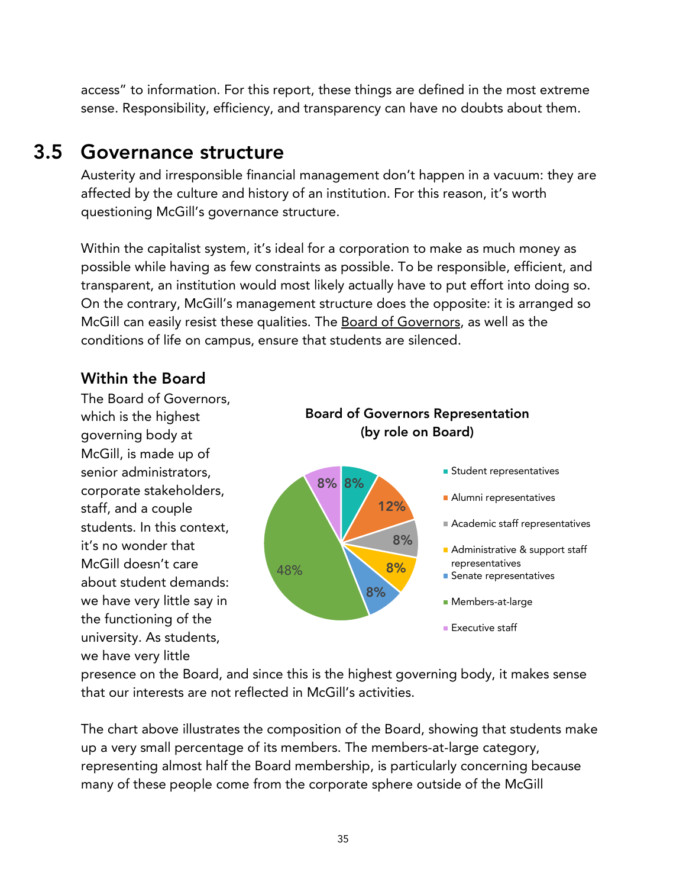access" to information. For this report, these things are defined in the most extreme sense. Responsibility, efficiency, and transparency can have no doubts about them.

## 3.5 Governance structure

Austerity and irresponsible financial management don't happen in a vacuum: they are affected by the culture and history of an institution. For this reason, it's worth questioning McGill's governance structure.

Within the capitalist system, it's ideal for a corporation to make as much money as possible while having as few constraints as possible. To be responsible, efficient, and transparent, an institution would most likely actually have to put effort into doing so. On the contrary, McGill's management structure does the opposite: it is arranged so McGill can easily resist these qualities. The Board of Governors, as well as the conditions of life on campus, ensure that students are silenced.

### Within the Board

The Board of Governors, which is the highest governing body at McGill, is made up of senior administrators, corporate stakeholders, staff, and a couple students. In this context, it's no wonder that McGill doesn't care about student demands: we have very little say in the functioning of the university. As students, we have very little presence on the Board, and since this is the highest governing body, it makes sense that our interests are not reflected in McGill's activities.

**Board of Governors Representation (by role on Board)**

| Role | Share |
| --- | --- |
| Student representatives | 8% |
| Alumni representatives | 12% |
| Academic staff representatives | 8% |
| Administrative & support staff representatives | 8% |
| Senate representatives | 8% |
| Members-at-large | 48% |
| Executive staff | 8% |

The chart above illustrates the composition of the Board, showing that students make up a very small percentage of its members. The members-at-large category, representing almost half the Board membership, is particularly concerning because many of these people come from the corporate sphere outside of the McGill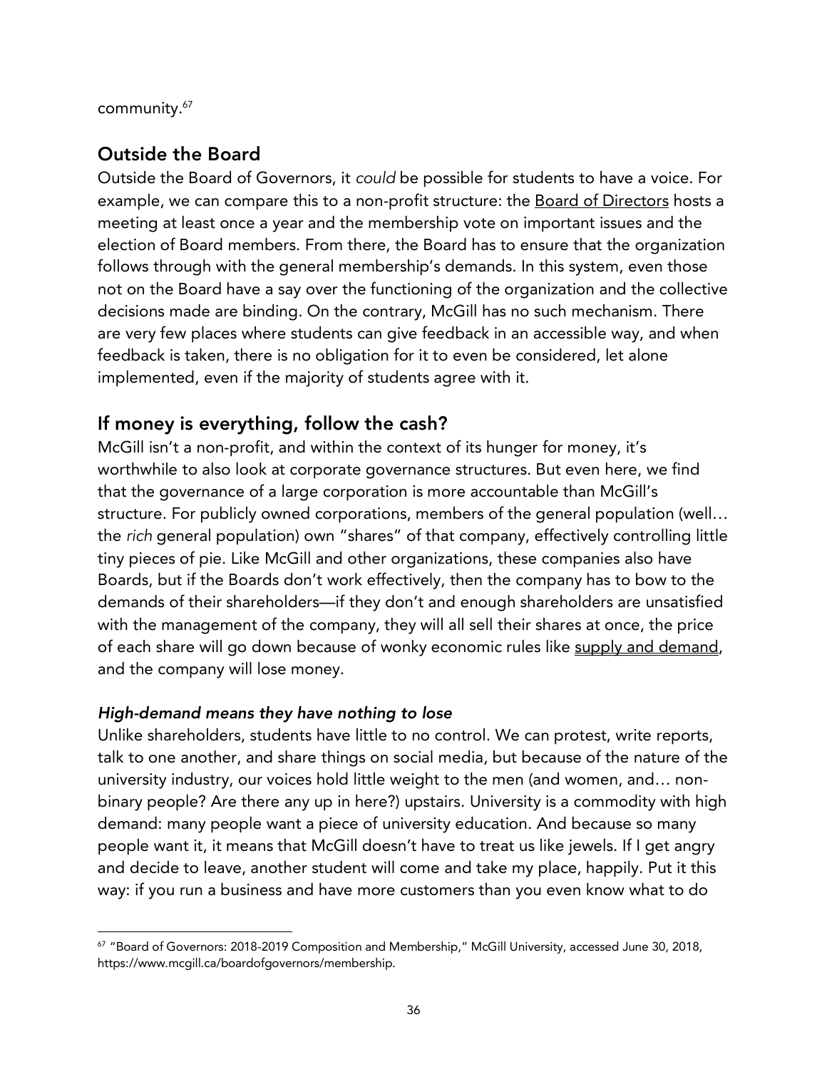community.[67]

## Outside the Board

Outside the Board of Governors, it *could* be possible for students to have a voice. For example, we can compare this to a non-profit structure: the Board of Directors hosts a meeting at least once a year and the membership vote on important issues and the election of Board members. From there, the Board has to ensure that the organization follows through with the general membership's demands. In this system, even those not on the Board have a say over the functioning of the organization and the collective decisions made are binding. On the contrary, McGill has no such mechanism. There are very few places where students can give feedback in an accessible way, and when feedback is taken, there is no obligation for it to even be considered, let alone implemented, even if the majority of students agree with it.

## If money is everything, follow the cash?

McGill isn't a non-profit, and within the context of its hunger for money, it's worthwhile to also look at corporate governance structures. But even here, we find that the governance of a large corporation is more accountable than McGill's structure. For publicly owned corporations, members of the general population (well… the *rich* general population) own "shares" of that company, effectively controlling little tiny pieces of pie. Like McGill and other organizations, these companies also have Boards, but if the Boards don't work effectively, then the company has to bow to the demands of their shareholders—if they don't and enough shareholders are unsatisfied with the management of the company, they will all sell their shares at once, the price of each share will go down because of wonky economic rules like supply and demand, and the company will lose money.

### *High-demand means they have nothing to lose*

Unlike shareholders, students have little to no control. We can protest, write reports, talk to one another, and share things on social media, but because of the nature of the university industry, our voices hold little weight to the men (and women, and… non-binary people? Are there any up in here?) upstairs. University is a commodity with high demand: many people want a piece of university education. And because so many people want it, it means that McGill doesn't have to treat us like jewels. If I get angry and decide to leave, another student will come and take my place, happily. Put it this way: if you run a business and have more customers than you even know what to do

---

[67] "Board of Governors: 2018-2019 Composition and Membership," McGill University, accessed June 30, 2018, https://www.mcgill.ca/boardofgovernors/membership.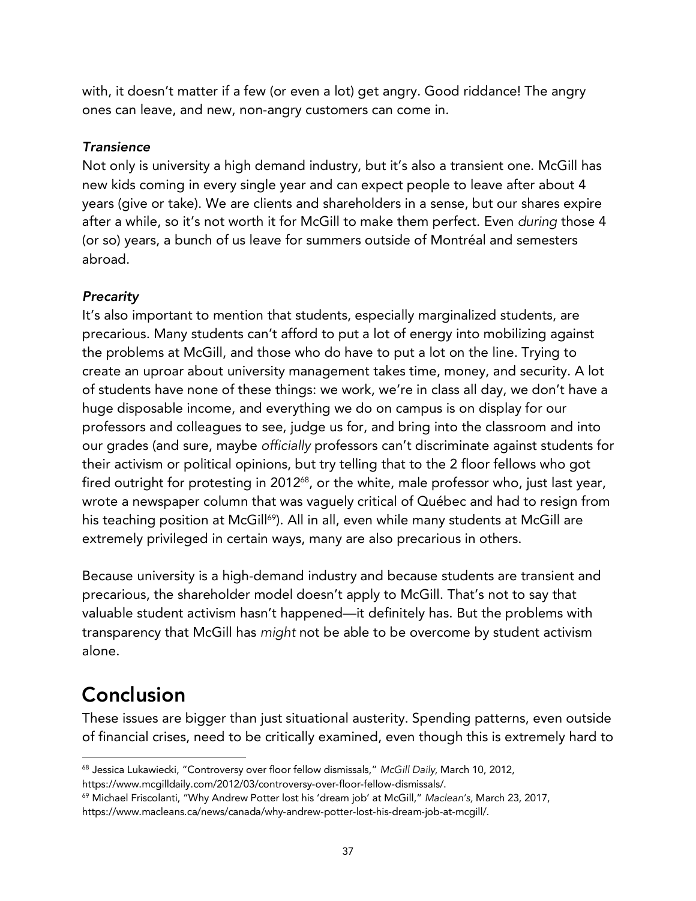with, it doesn't matter if a few (or even a lot) get angry. Good riddance! The angry ones can leave, and new, non-angry customers can come in.

### *Transience*

Not only is university a high demand industry, but it's also a transient one. McGill has new kids coming in every single year and can expect people to leave after about 4 years (give or take). We are clients and shareholders in a sense, but our shares expire after a while, so it's not worth it for McGill to make them perfect. Even *during* those 4 (or so) years, a bunch of us leave for summers outside of Montréal and semesters abroad.

### *Precarity*

It's also important to mention that students, especially marginalized students, are precarious. Many students can't afford to put a lot of energy into mobilizing against the problems at McGill, and those who do have to put a lot on the line. Trying to create an uproar about university management takes time, money, and security. A lot of students have none of these things: we work, we're in class all day, we don't have a huge disposable income, and everything we do on campus is on display for our professors and colleagues to see, judge us for, and bring into the classroom and into our grades (and sure, maybe *officially* professors can't discriminate against students for their activism or political opinions, but try telling that to the 2 floor fellows who got fired outright for protesting in 2012[68], or the white, male professor who, just last year, wrote a newspaper column that was vaguely critical of Québec and had to resign from his teaching position at McGill[69]). All in all, even while many students at McGill are extremely privileged in certain ways, many are also precarious in others.

Because university is a high-demand industry and because students are transient and precarious, the shareholder model doesn't apply to McGill. That's not to say that valuable student activism hasn't happened—it definitely has. But the problems with transparency that McGill has *might* not be able to be overcome by student activism alone.

## Conclusion

These issues are bigger than just situational austerity. Spending patterns, even outside of financial crises, need to be critically examined, even though this is extremely hard to

---

[68] Jessica Lukawiecki, "Controversy over floor fellow dismissals," *McGill Daily,* March 10, 2012, https://www.mcgilldaily.com/2012/03/controversy-over-floor-fellow-dismissals/.

[69] Michael Friscolanti, "Why Andrew Potter lost his 'dream job' at McGill," *Maclean's,* March 23, 2017, https://www.macleans.ca/news/canada/why-andrew-potter-lost-his-dream-job-at-mcgill/.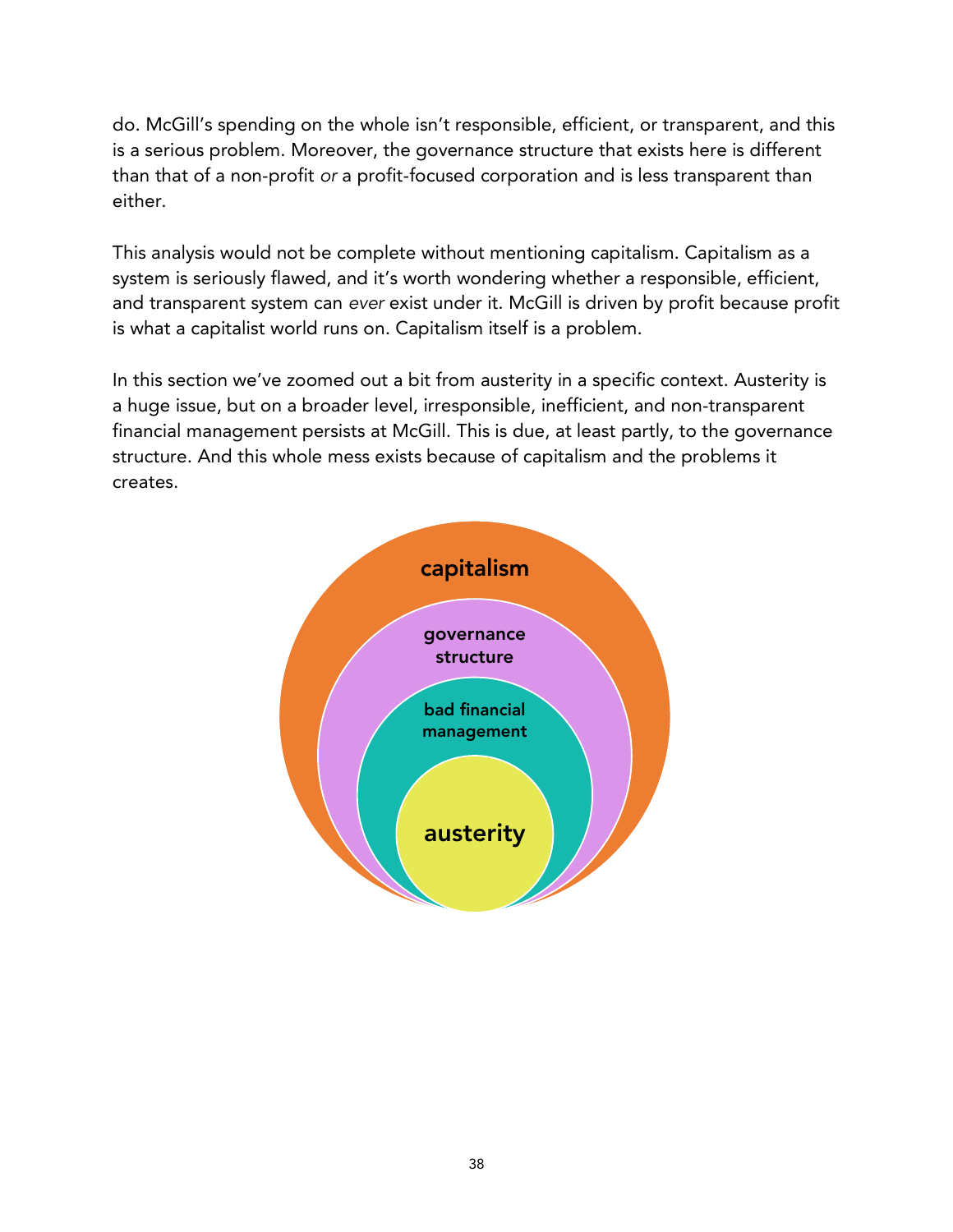do. McGill's spending on the whole isn't responsible, efficient, or transparent, and this is a serious problem. Moreover, the governance structure that exists here is different than that of a non-profit *or* a profit-focused corporation and is less transparent than either.

This analysis would not be complete without mentioning capitalism. Capitalism as a system is seriously flawed, and it's worth wondering whether a responsible, efficient, and transparent system can *ever* exist under it. McGill is driven by profit because profit is what a capitalist world runs on. Capitalism itself is a problem.

In this section we've zoomed out a bit from austerity in a specific context. Austerity is a huge issue, but on a broader level, irresponsible, inefficient, and non-transparent financial management persists at McGill. This is due, at least partly, to the governance structure. And this whole mess exists because of capitalism and the problems it creates.

**capitalism**

**governance structure**

**bad financial management**

**austerity**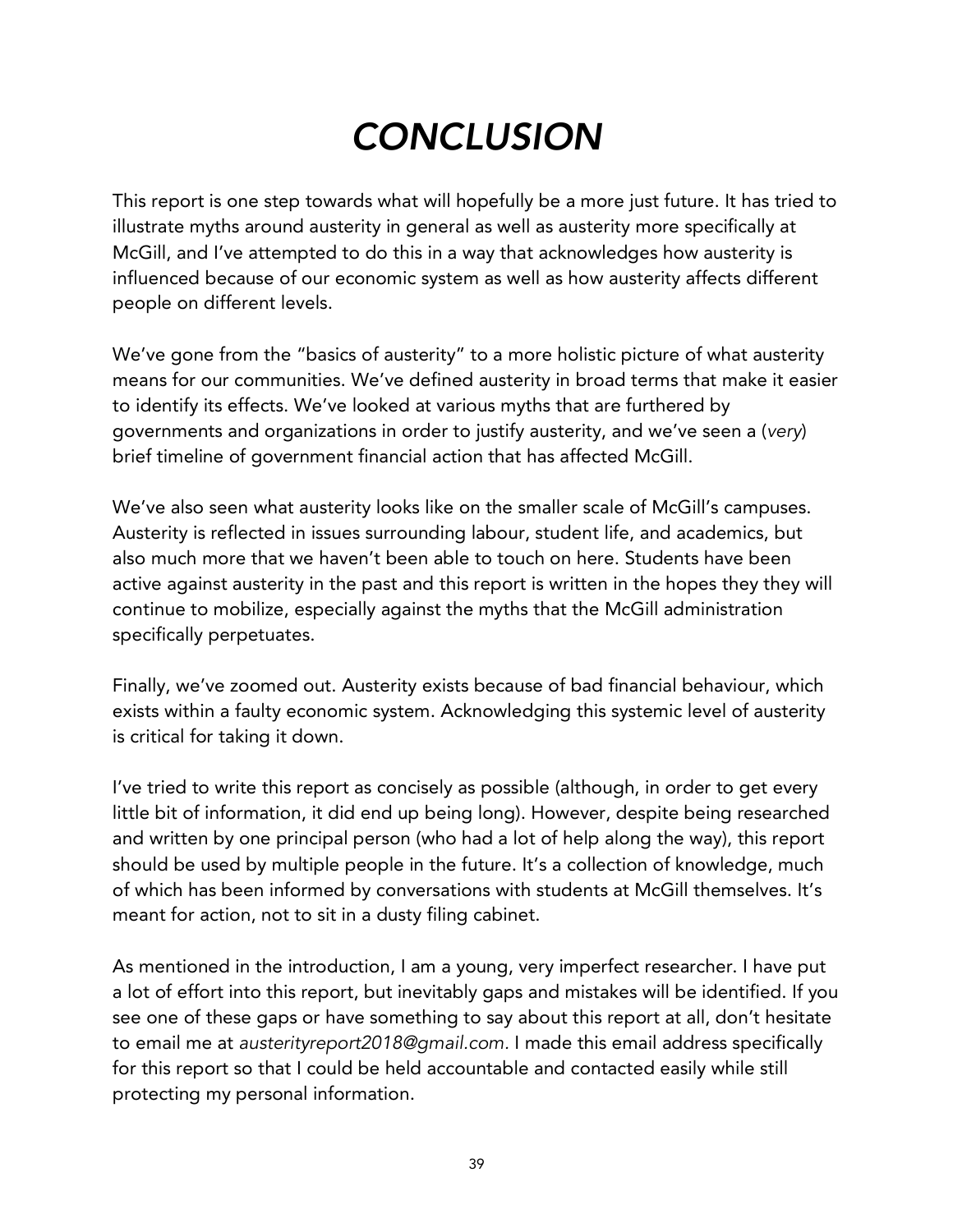# *CONCLUSION*

This report is one step towards what will hopefully be a more just future. It has tried to illustrate myths around austerity in general as well as austerity more specifically at McGill, and I've attempted to do this in a way that acknowledges how austerity is influenced because of our economic system as well as how austerity affects different people on different levels.

We've gone from the "basics of austerity" to a more holistic picture of what austerity means for our communities. We've defined austerity in broad terms that make it easier to identify its effects. We've looked at various myths that are furthered by governments and organizations in order to justify austerity, and we've seen a (*very*) brief timeline of government financial action that has affected McGill.

We've also seen what austerity looks like on the smaller scale of McGill's campuses. Austerity is reflected in issues surrounding labour, student life, and academics, but also much more that we haven't been able to touch on here. Students have been active against austerity in the past and this report is written in the hopes they they will continue to mobilize, especially against the myths that the McGill administration specifically perpetuates.

Finally, we've zoomed out. Austerity exists because of bad financial behaviour, which exists within a faulty economic system. Acknowledging this systemic level of austerity is critical for taking it down.

I've tried to write this report as concisely as possible (although, in order to get every little bit of information, it did end up being long). However, despite being researched and written by one principal person (who had a lot of help along the way), this report should be used by multiple people in the future. It's a collection of knowledge, much of which has been informed by conversations with students at McGill themselves. It's meant for action, not to sit in a dusty filing cabinet.

As mentioned in the introduction, I am a young, very imperfect researcher. I have put a lot of effort into this report, but inevitably gaps and mistakes will be identified. If you see one of these gaps or have something to say about this report at all, don't hesitate to email me at *austerityreport2018@gmail.com*. I made this email address specifically for this report so that I could be held accountable and contacted easily while still protecting my personal information.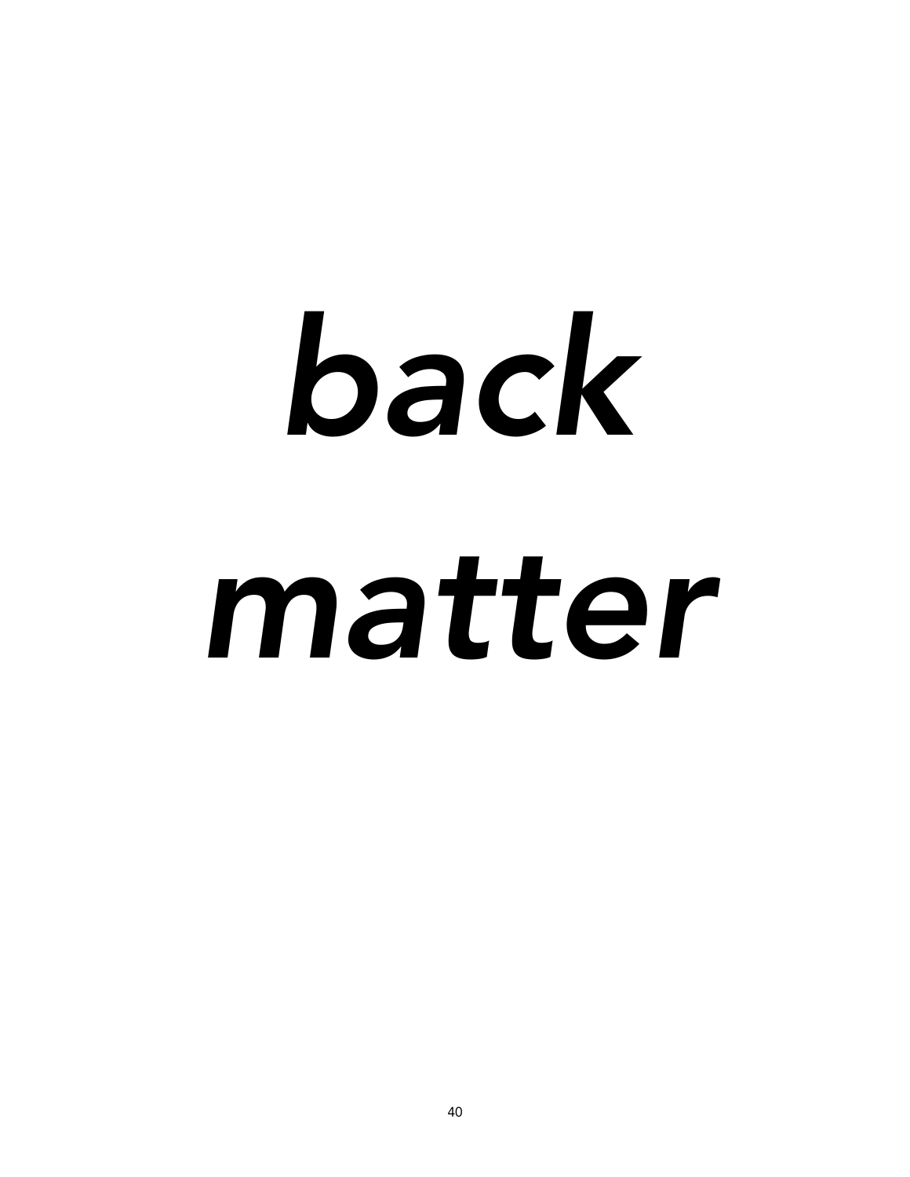# *back matter*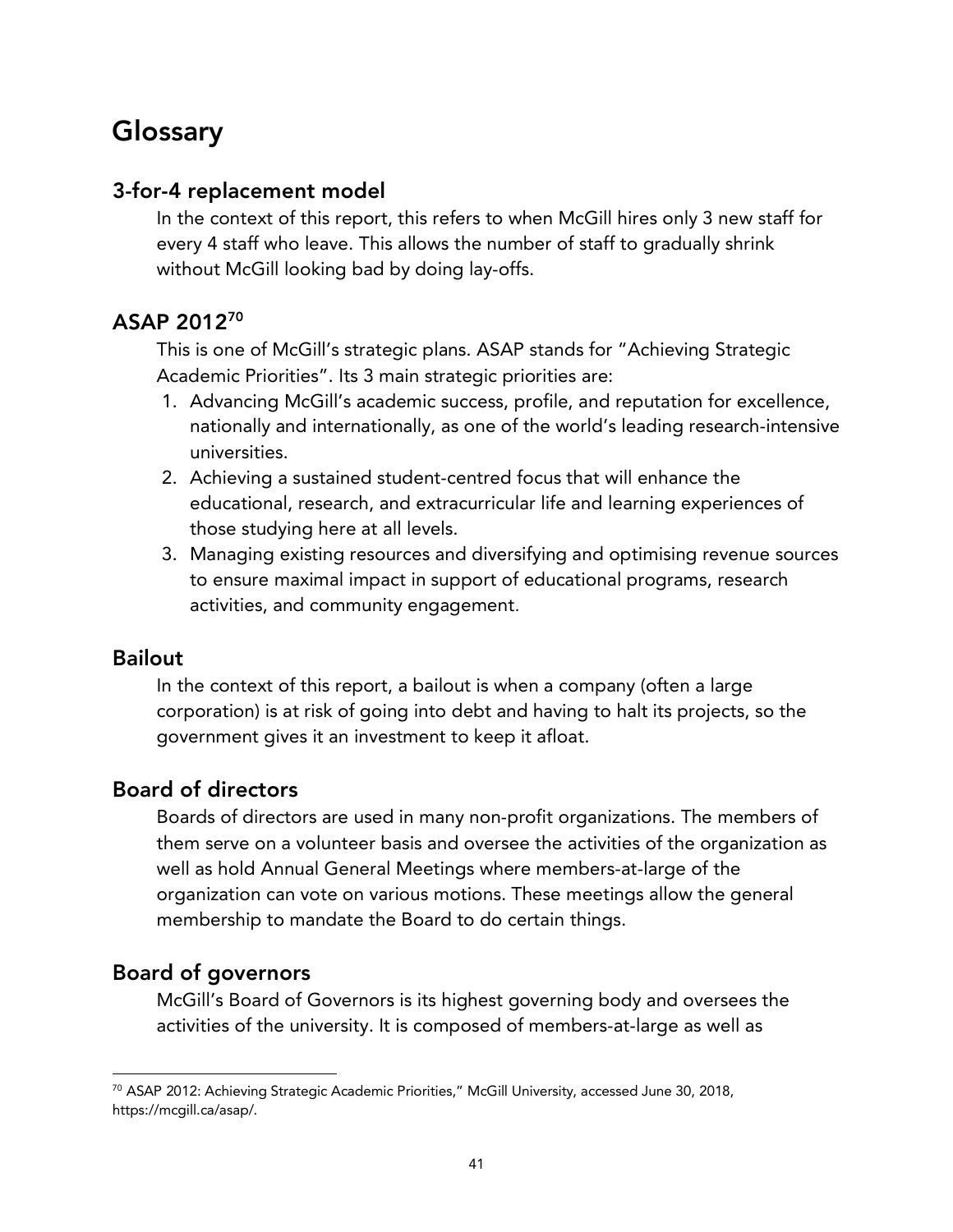# Glossary

## 3-for-4 replacement model

In the context of this report, this refers to when McGill hires only 3 new staff for every 4 staff who leave. This allows the number of staff to gradually shrink without McGill looking bad by doing lay-offs.

## ASAP 2012[70]

This is one of McGill's strategic plans. ASAP stands for "Achieving Strategic Academic Priorities". Its 3 main strategic priorities are:

1. Advancing McGill's academic success, profile, and reputation for excellence, nationally and internationally, as one of the world's leading research-intensive universities.
2. Achieving a sustained student-centred focus that will enhance the educational, research, and extracurricular life and learning experiences of those studying here at all levels.
3. Managing existing resources and diversifying and optimising revenue sources to ensure maximal impact in support of educational programs, research activities, and community engagement.

## Bailout

In the context of this report, a bailout is when a company (often a large corporation) is at risk of going into debt and having to halt its projects, so the government gives it an investment to keep it afloat.

## Board of directors

Boards of directors are used in many non-profit organizations. The members of them serve on a volunteer basis and oversee the activities of the organization as well as hold Annual General Meetings where members-at-large of the organization can vote on various motions. These meetings allow the general membership to mandate the Board to do certain things.

## Board of governors

McGill's Board of Governors is its highest governing body and oversees the activities of the university. It is composed of members-at-large as well as

[70] ASAP 2012: Achieving Strategic Academic Priorities," McGill University, accessed June 30, 2018, https://mcgill.ca/asap/.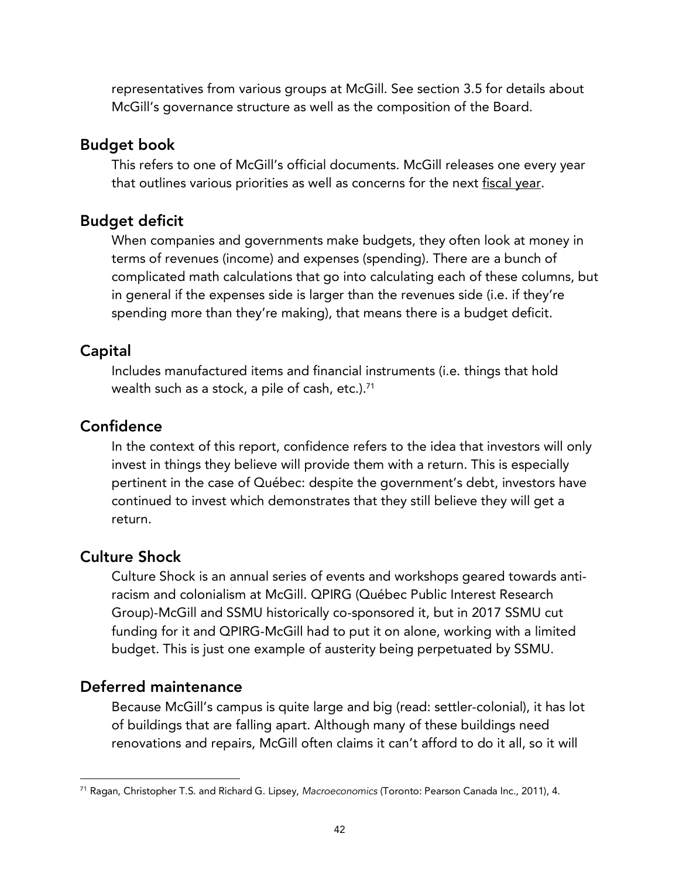representatives from various groups at McGill. See section 3.5 for details about McGill's governance structure as well as the composition of the Board.

## Budget book

This refers to one of McGill's official documents. McGill releases one every year that outlines various priorities as well as concerns for the next fiscal year.

## Budget deficit

When companies and governments make budgets, they often look at money in terms of revenues (income) and expenses (spending). There are a bunch of complicated math calculations that go into calculating each of these columns, but in general if the expenses side is larger than the revenues side (i.e. if they're spending more than they're making), that means there is a budget deficit.

## Capital

Includes manufactured items and financial instruments (i.e. things that hold wealth such as a stock, a pile of cash, etc.).[71]

## Confidence

In the context of this report, confidence refers to the idea that investors will only invest in things they believe will provide them with a return. This is especially pertinent in the case of Québec: despite the government's debt, investors have continued to invest which demonstrates that they still believe they will get a return.

## Culture Shock

Culture Shock is an annual series of events and workshops geared towards anti-racism and colonialism at McGill. QPIRG (Québec Public Interest Research Group)-McGill and SSMU historically co-sponsored it, but in 2017 SSMU cut funding for it and QPIRG-McGill had to put it on alone, working with a limited budget. This is just one example of austerity being perpetuated by SSMU.

## Deferred maintenance

Because McGill's campus is quite large and big (read: settler-colonial), it has lot of buildings that are falling apart. Although many of these buildings need renovations and repairs, McGill often claims it can't afford to do it all, so it will

---

[71] Ragan, Christopher T.S. and Richard G. Lipsey, *Macroeconomics* (Toronto: Pearson Canada Inc., 2011), 4.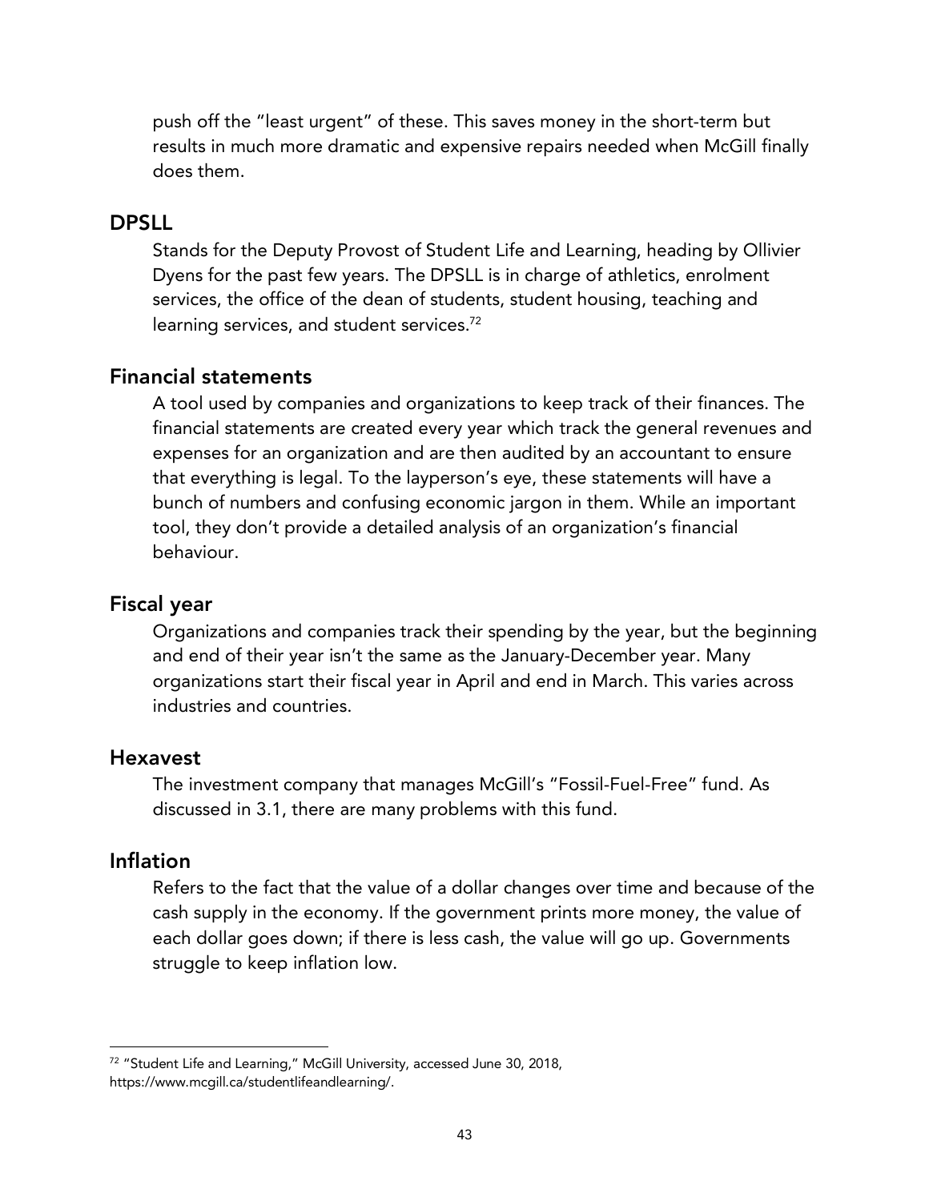push off the "least urgent" of these. This saves money in the short-term but results in much more dramatic and expensive repairs needed when McGill finally does them.

## DPSLL

Stands for the Deputy Provost of Student Life and Learning, heading by Ollivier Dyens for the past few years. The DPSLL is in charge of athletics, enrolment services, the office of the dean of students, student housing, teaching and learning services, and student services.[72]

## Financial statements

A tool used by companies and organizations to keep track of their finances. The financial statements are created every year which track the general revenues and expenses for an organization and are then audited by an accountant to ensure that everything is legal. To the layperson's eye, these statements will have a bunch of numbers and confusing economic jargon in them. While an important tool, they don't provide a detailed analysis of an organization's financial behaviour.

## Fiscal year

Organizations and companies track their spending by the year, but the beginning and end of their year isn't the same as the January-December year. Many organizations start their fiscal year in April and end in March. This varies across industries and countries.

## Hexavest

The investment company that manages McGill's "Fossil-Fuel-Free" fund. As discussed in 3.1, there are many problems with this fund.

## Inflation

Refers to the fact that the value of a dollar changes over time and because of the cash supply in the economy. If the government prints more money, the value of each dollar goes down; if there is less cash, the value will go up. Governments struggle to keep inflation low.

---

[72] "Student Life and Learning," McGill University, accessed June 30, 2018, https://www.mcgill.ca/studentlifeandlearning/.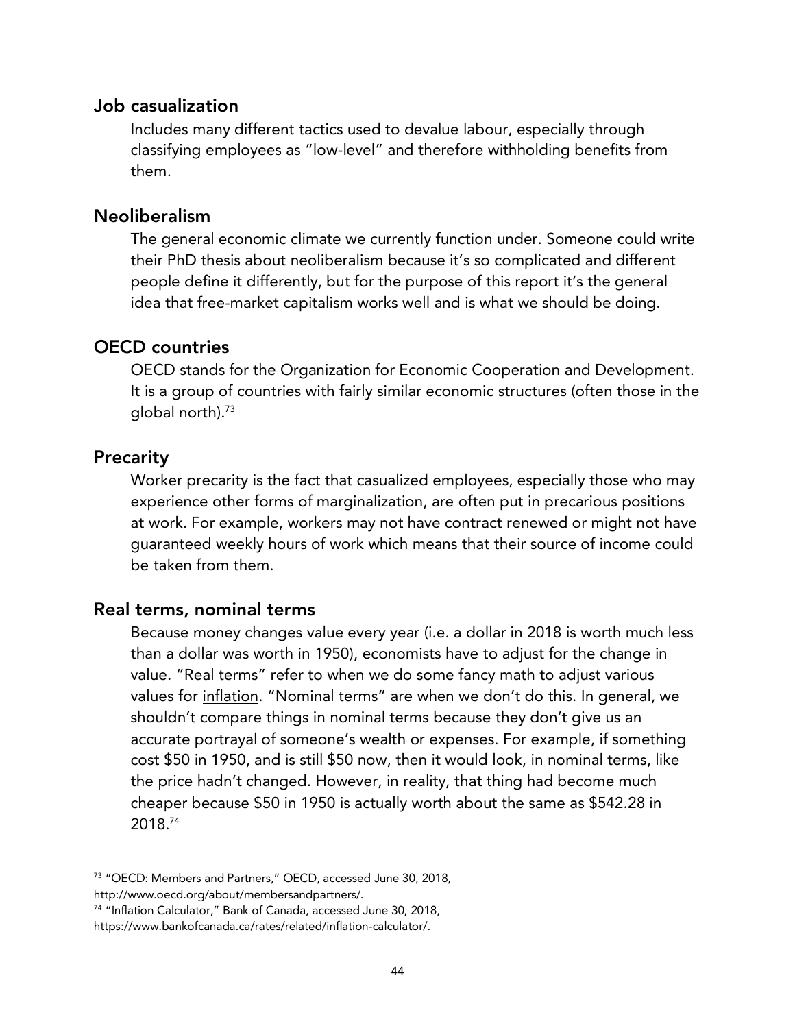## Job casualization

Includes many different tactics used to devalue labour, especially through classifying employees as "low-level" and therefore withholding benefits from them.

## Neoliberalism

The general economic climate we currently function under. Someone could write their PhD thesis about neoliberalism because it's so complicated and different people define it differently, but for the purpose of this report it's the general idea that free-market capitalism works well and is what we should be doing.

## OECD countries

OECD stands for the Organization for Economic Cooperation and Development. It is a group of countries with fairly similar economic structures (often those in the global north).[73]

## Precarity

Worker precarity is the fact that casualized employees, especially those who may experience other forms of marginalization, are often put in precarious positions at work. For example, workers may not have contract renewed or might not have guaranteed weekly hours of work which means that their source of income could be taken from them.

## Real terms, nominal terms

Because money changes value every year (i.e. a dollar in 2018 is worth much less than a dollar was worth in 1950), economists have to adjust for the change in value. "Real terms" refer to when we do some fancy math to adjust various values for inflation. "Nominal terms" are when we don't do this. In general, we shouldn't compare things in nominal terms because they don't give us an accurate portrayal of someone's wealth or expenses. For example, if something cost $50 in 1950, and is still $50 now, then it would look, in nominal terms, like the price hadn't changed. However, in reality, that thing had become much cheaper because $50 in 1950 is actually worth about the same as $542.28 in 2018.[74]

---

[73] "OECD: Members and Partners," OECD, accessed June 30, 2018, http://www.oecd.org/about/membersandpartners/.

[74] "Inflation Calculator," Bank of Canada, accessed June 30, 2018, https://www.bankofcanada.ca/rates/related/inflation-calculator/.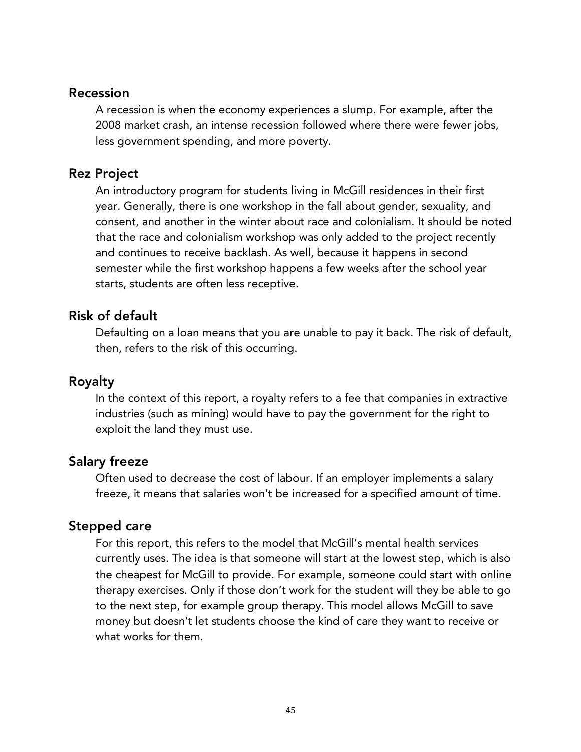### Recession

A recession is when the economy experiences a slump. For example, after the 2008 market crash, an intense recession followed where there were fewer jobs, less government spending, and more poverty.

### Rez Project

An introductory program for students living in McGill residences in their first year. Generally, there is one workshop in the fall about gender, sexuality, and consent, and another in the winter about race and colonialism. It should be noted that the race and colonialism workshop was only added to the project recently and continues to receive backlash. As well, because it happens in second semester while the first workshop happens a few weeks after the school year starts, students are often less receptive.

### Risk of default

Defaulting on a loan means that you are unable to pay it back. The risk of default, then, refers to the risk of this occurring.

### Royalty

In the context of this report, a royalty refers to a fee that companies in extractive industries (such as mining) would have to pay the government for the right to exploit the land they must use.

### Salary freeze

Often used to decrease the cost of labour. If an employer implements a salary freeze, it means that salaries won't be increased for a specified amount of time.

### Stepped care

For this report, this refers to the model that McGill's mental health services currently uses. The idea is that someone will start at the lowest step, which is also the cheapest for McGill to provide. For example, someone could start with online therapy exercises. Only if those don't work for the student will they be able to go to the next step, for example group therapy. This model allows McGill to save money but doesn't let students choose the kind of care they want to receive or what works for them.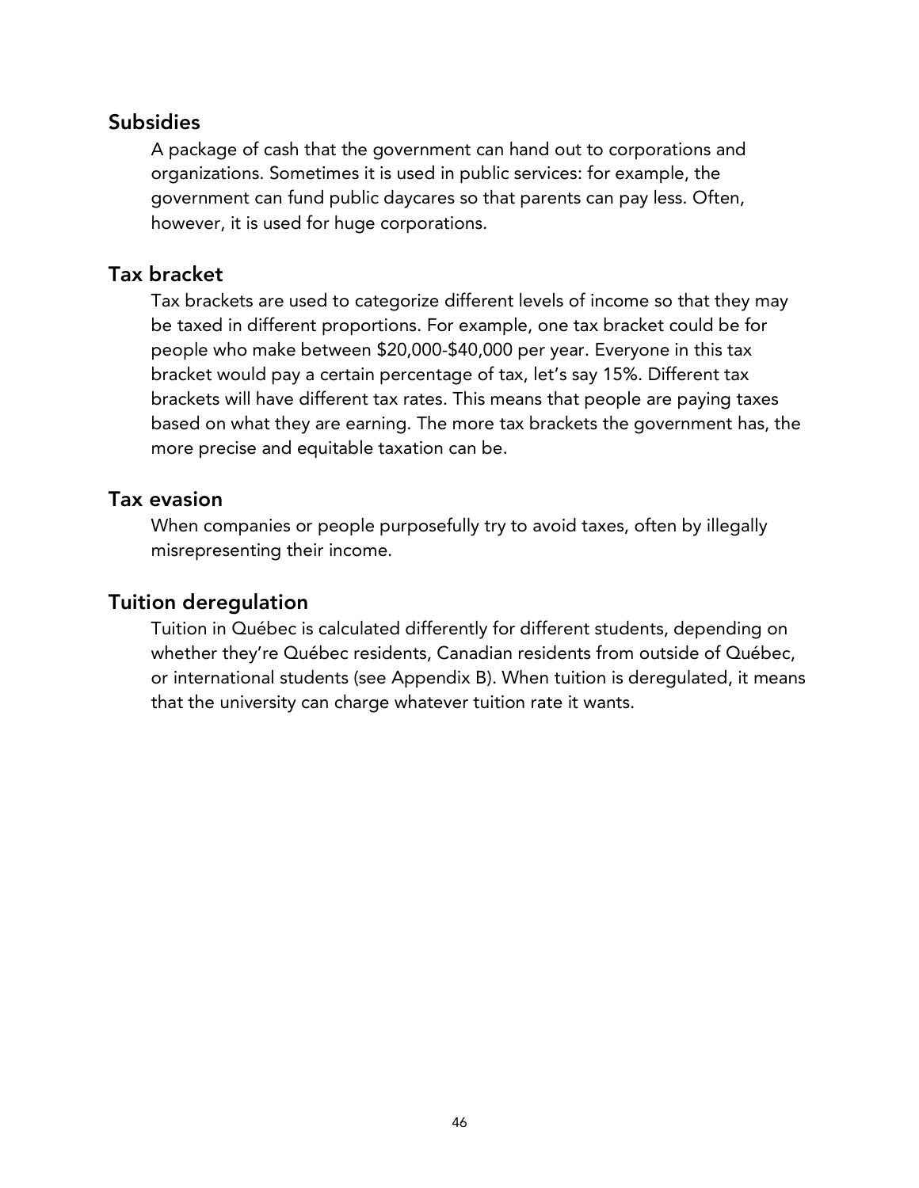## Subsidies

A package of cash that the government can hand out to corporations and organizations. Sometimes it is used in public services: for example, the government can fund public daycares so that parents can pay less. Often, however, it is used for huge corporations.

## Tax bracket

Tax brackets are used to categorize different levels of income so that they may be taxed in different proportions. For example, one tax bracket could be for people who make between $20,000-$40,000 per year. Everyone in this tax bracket would pay a certain percentage of tax, let's say 15%. Different tax brackets will have different tax rates. This means that people are paying taxes based on what they are earning. The more tax brackets the government has, the more precise and equitable taxation can be.

## Tax evasion

When companies or people purposefully try to avoid taxes, often by illegally misrepresenting their income.

## Tuition deregulation

Tuition in Québec is calculated differently for different students, depending on whether they're Québec residents, Canadian residents from outside of Québec, or international students (see Appendix B). When tuition is deregulated, it means that the university can charge whatever tuition rate it wants.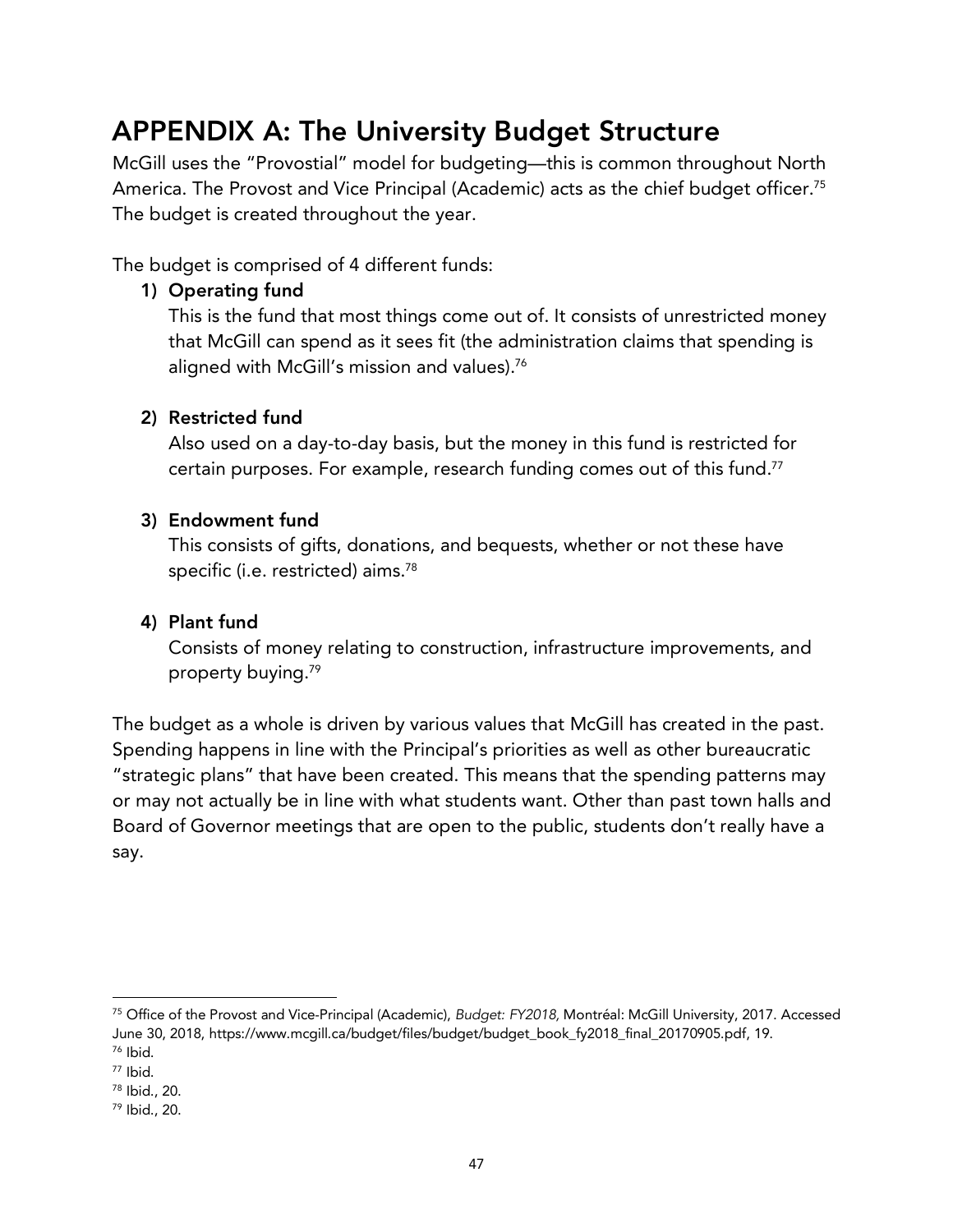# APPENDIX A: The University Budget Structure

McGill uses the "Provostial" model for budgeting—this is common throughout North America. The Provost and Vice Principal (Academic) acts as the chief budget officer.[75] The budget is created throughout the year.

The budget is comprised of 4 different funds:

1) **Operating fund**
   This is the fund that most things come out of. It consists of unrestricted money that McGill can spend as it sees fit (the administration claims that spending is aligned with McGill's mission and values).[76]

2) **Restricted fund**
   Also used on a day-to-day basis, but the money in this fund is restricted for certain purposes. For example, research funding comes out of this fund.[77]

3) **Endowment fund**
   This consists of gifts, donations, and bequests, whether or not these have specific (i.e. restricted) aims.[78]

4) **Plant fund**
   Consists of money relating to construction, infrastructure improvements, and property buying.[79]

The budget as a whole is driven by various values that McGill has created in the past. Spending happens in line with the Principal's priorities as well as other bureaucratic "strategic plans" that have been created. This means that the spending patterns may or may not actually be in line with what students want. Other than past town halls and Board of Governor meetings that are open to the public, students don't really have a say.

---

[75] Office of the Provost and Vice-Principal (Academic), *Budget: FY2018,* Montréal: McGill University, 2017. Accessed June 30, 2018, https://www.mcgill.ca/budget/files/budget/budget_book_fy2018_final_20170905.pdf, 19.

[76] Ibid.

[77] Ibid.

[78] Ibid., 20.

[79] Ibid., 20.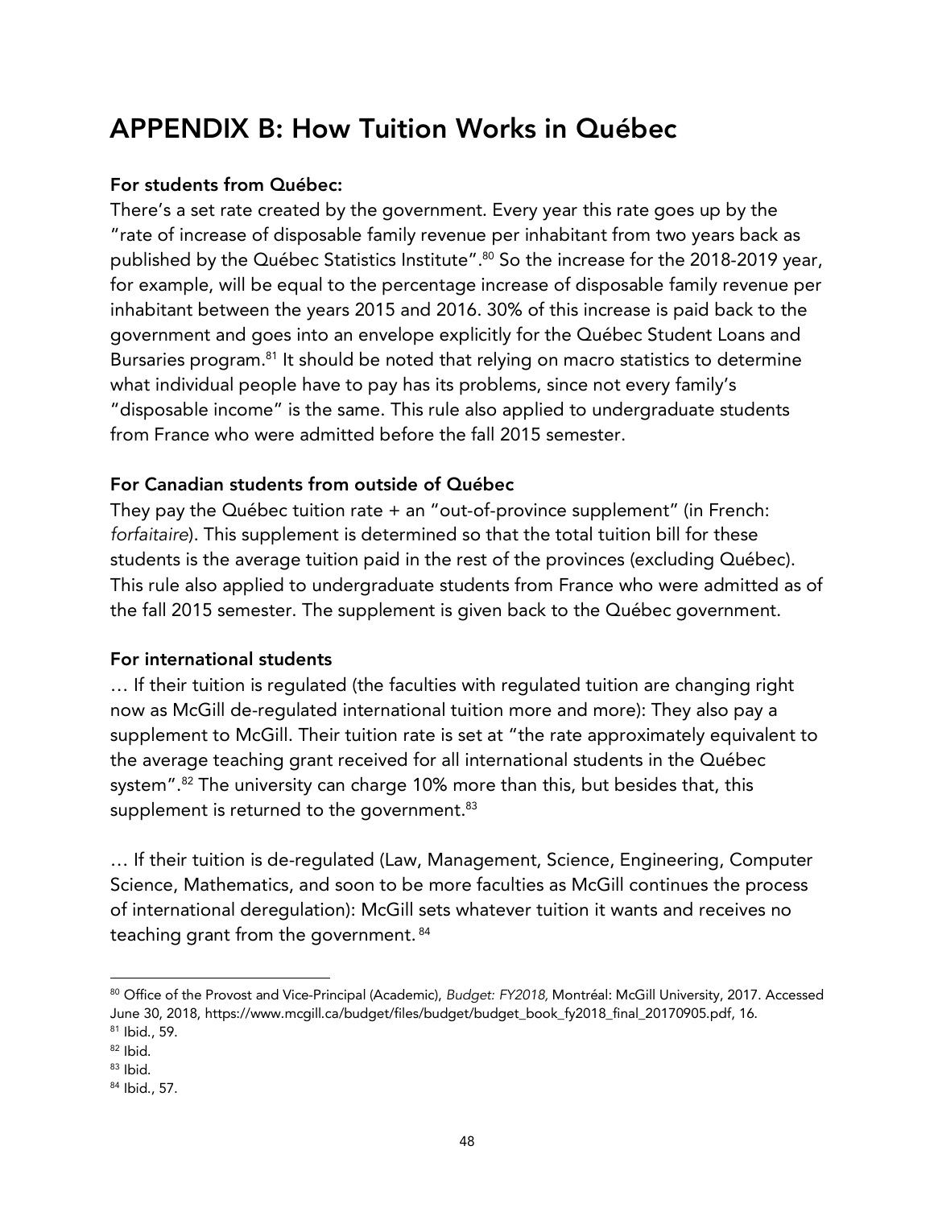# APPENDIX B: How Tuition Works in Québec

**For students from Québec:**

There's a set rate created by the government. Every year this rate goes up by the "rate of increase of disposable family revenue per inhabitant from two years back as published by the Québec Statistics Institute".[80] So the increase for the 2018-2019 year, for example, will be equal to the percentage increase of disposable family revenue per inhabitant between the years 2015 and 2016. 30% of this increase is paid back to the government and goes into an envelope explicitly for the Québec Student Loans and Bursaries program.[81] It should be noted that relying on macro statistics to determine what individual people have to pay has its problems, since not every family's "disposable income" is the same. This rule also applied to undergraduate students from France who were admitted before the fall 2015 semester.

**For Canadian students from outside of Québec**

They pay the Québec tuition rate + an "out-of-province supplement" (in French: *forfaitaire*). This supplement is determined so that the total tuition bill for these students is the average tuition paid in the rest of the provinces (excluding Québec). This rule also applied to undergraduate students from France who were admitted as of the fall 2015 semester. The supplement is given back to the Québec government.

**For international students**

… If their tuition is regulated (the faculties with regulated tuition are changing right now as McGill de-regulated international tuition more and more): They also pay a supplement to McGill. Their tuition rate is set at "the rate approximately equivalent to the average teaching grant received for all international students in the Québec system".[82] The university can charge 10% more than this, but besides that, this supplement is returned to the government.[83]

… If their tuition is de-regulated (Law, Management, Science, Engineering, Computer Science, Mathematics, and soon to be more faculties as McGill continues the process of international deregulation): McGill sets whatever tuition it wants and receives no teaching grant from the government.[84]

---

[80] Office of the Provost and Vice-Principal (Academic), *Budget: FY2018,* Montréal: McGill University, 2017. Accessed June 30, 2018, https://www.mcgill.ca/budget/files/budget/budget_book_fy2018_final_20170905.pdf, 16.

[81] Ibid., 59.

[82] Ibid.

[83] Ibid.

[84] Ibid., 57.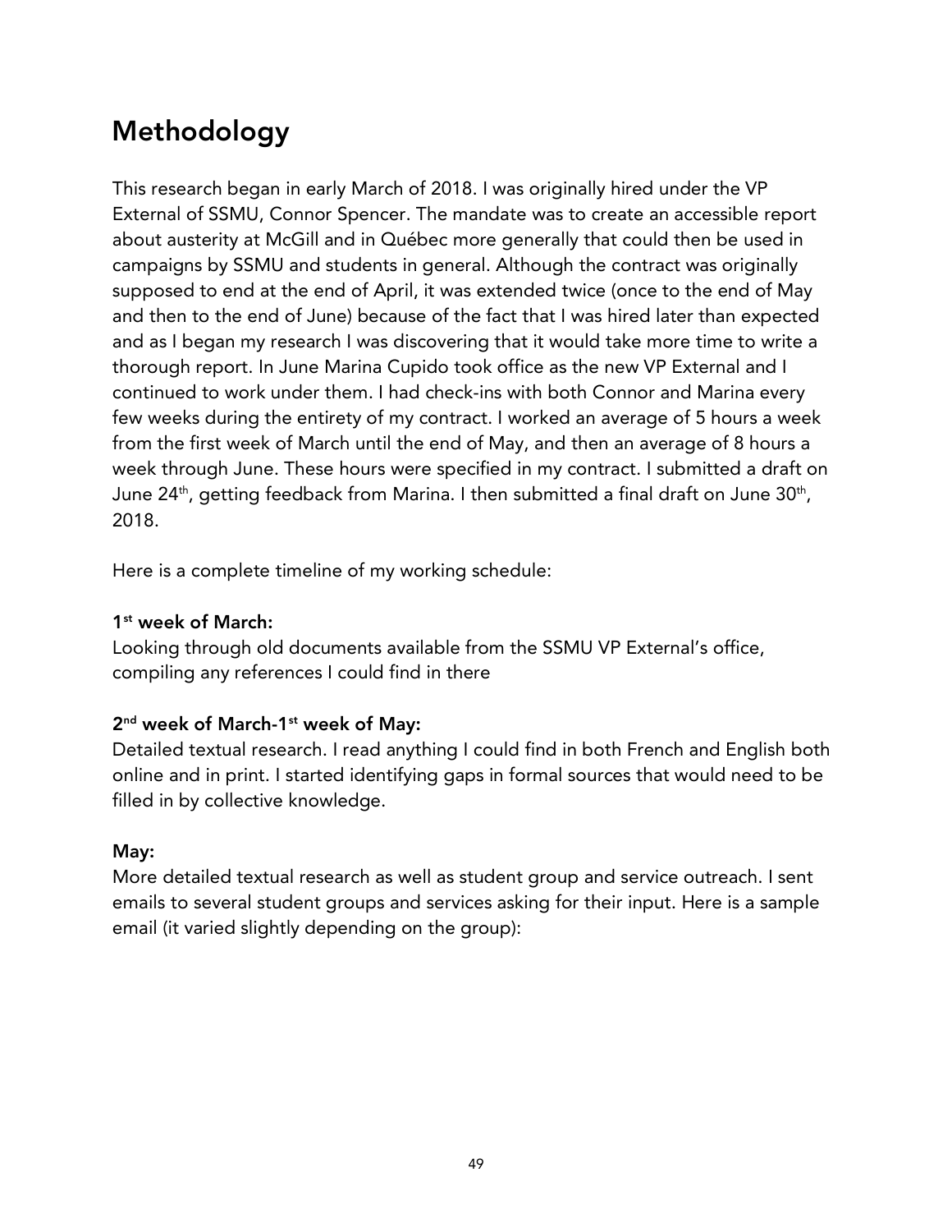# Methodology

This research began in early March of 2018. I was originally hired under the VP External of SSMU, Connor Spencer. The mandate was to create an accessible report about austerity at McGill and in Québec more generally that could then be used in campaigns by SSMU and students in general. Although the contract was originally supposed to end at the end of April, it was extended twice (once to the end of May and then to the end of June) because of the fact that I was hired later than expected and as I began my research I was discovering that it would take more time to write a thorough report. In June Marina Cupido took office as the new VP External and I continued to work under them. I had check-ins with both Connor and Marina every few weeks during the entirety of my contract. I worked an average of 5 hours a week from the first week of March until the end of May, and then an average of 8 hours a week through June. These hours were specified in my contract. I submitted a draft on June 24th, getting feedback from Marina. I then submitted a final draft on June 30th, 2018.

Here is a complete timeline of my working schedule:

**1st week of March:**
Looking through old documents available from the SSMU VP External's office, compiling any references I could find in there

**2nd week of March-1st week of May:**
Detailed textual research. I read anything I could find in both French and English both online and in print. I started identifying gaps in formal sources that would need to be filled in by collective knowledge.

**May:**
More detailed textual research as well as student group and service outreach. I sent emails to several student groups and services asking for their input. Here is a sample email (it varied slightly depending on the group):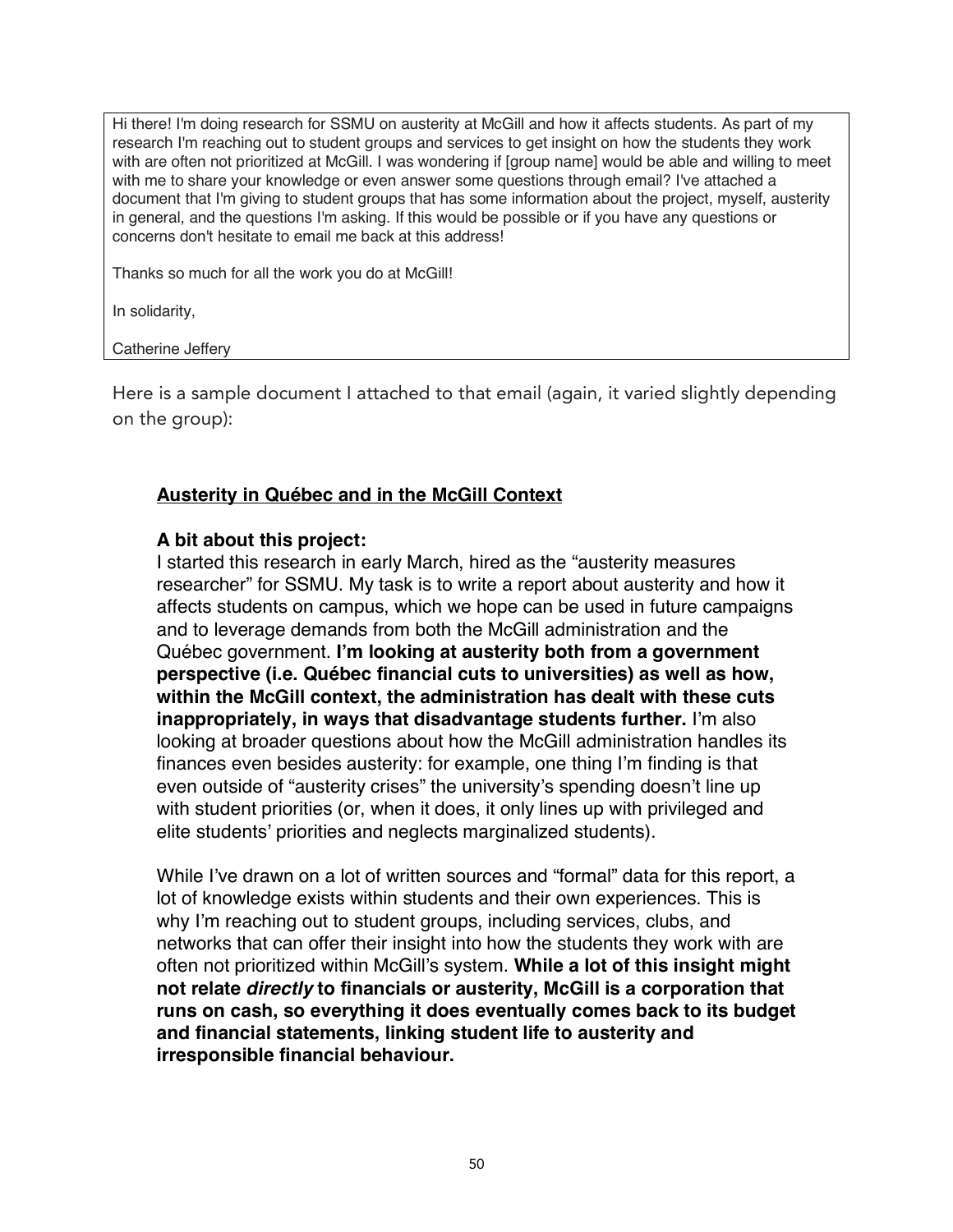Hi there! I'm doing research for SSMU on austerity at McGill and how it affects students. As part of my research I'm reaching out to student groups and services to get insight on how the students they work with are often not prioritized at McGill. I was wondering if [group name] would be able and willing to meet with me to share your knowledge or even answer some questions through email? I've attached a document that I'm giving to student groups that has some information about the project, myself, austerity in general, and the questions I'm asking. If this would be possible or if you have any questions or concerns don't hesitate to email me back at this address!

Thanks so much for all the work you do at McGill!

In solidarity,

Catherine Jeffery

Here is a sample document I attached to that email (again, it varied slightly depending on the group):

**Austerity in Québec and in the McGill Context**

**A bit about this project:**

I started this research in early March, hired as the "austerity measures researcher" for SSMU. My task is to write a report about austerity and how it affects students on campus, which we hope can be used in future campaigns and to leverage demands from both the McGill administration and the Québec government. **I'm looking at austerity both from a government perspective (i.e. Québec financial cuts to universities) as well as how, within the McGill context, the administration has dealt with these cuts inappropriately, in ways that disadvantage students further.** I'm also looking at broader questions about how the McGill administration handles its finances even besides austerity: for example, one thing I'm finding is that even outside of "austerity crises" the university's spending doesn't line up with student priorities (or, when it does, it only lines up with privileged and elite students' priorities and neglects marginalized students).

While I've drawn on a lot of written sources and "formal" data for this report, a lot of knowledge exists within students and their own experiences. This is why I'm reaching out to student groups, including services, clubs, and networks that can offer their insight into how the students they work with are often not prioritized within McGill's system. **While a lot of this insight might not relate *directly* to financials or austerity, McGill is a corporation that runs on cash, so everything it does eventually comes back to its budget and financial statements, linking student life to austerity and irresponsible financial behaviour.**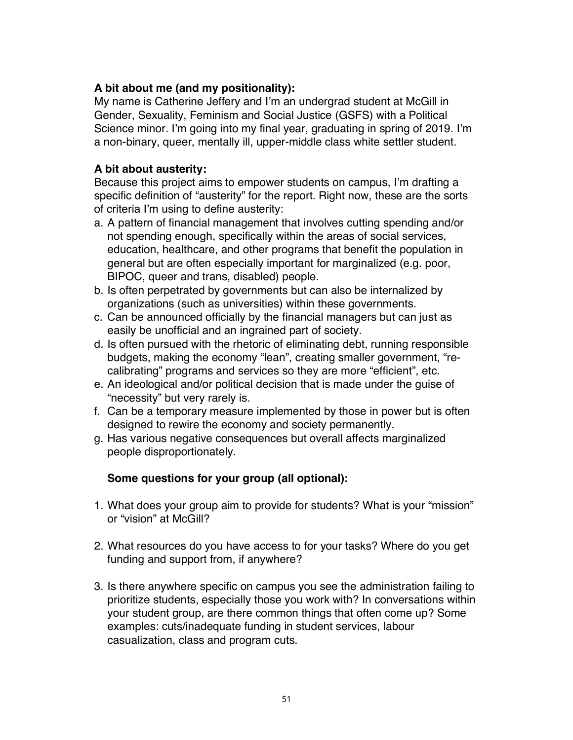**A bit about me (and my positionality):**
My name is Catherine Jeffery and I'm an undergrad student at McGill in Gender, Sexuality, Feminism and Social Justice (GSFS) with a Political Science minor. I'm going into my final year, graduating in spring of 2019. I'm a non-binary, queer, mentally ill, upper-middle class white settler student.

**A bit about austerity:**
Because this project aims to empower students on campus, I'm drafting a specific definition of "austerity" for the report. Right now, these are the sorts of criteria I'm using to define austerity:

a. A pattern of financial management that involves cutting spending and/or not spending enough, specifically within the areas of social services, education, healthcare, and other programs that benefit the population in general but are often especially important for marginalized (e.g. poor, BIPOC, queer and trans, disabled) people.
b. Is often perpetrated by governments but can also be internalized by organizations (such as universities) within these governments.
c. Can be announced officially by the financial managers but can just as easily be unofficial and an ingrained part of society.
d. Is often pursued with the rhetoric of eliminating debt, running responsible budgets, making the economy "lean", creating smaller government, "re-calibrating" programs and services so they are more "efficient", etc.
e. An ideological and/or political decision that is made under the guise of "necessity" but very rarely is.
f. Can be a temporary measure implemented by those in power but is often designed to rewire the economy and society permanently.
g. Has various negative consequences but overall affects marginalized people disproportionately.

**Some questions for your group (all optional):**

1. What does your group aim to provide for students? What is your "mission" or "vision" at McGill?

2. What resources do you have access to for your tasks? Where do you get funding and support from, if anywhere?

3. Is there anywhere specific on campus you see the administration failing to prioritize students, especially those you work with? In conversations within your student group, are there common things that often come up? Some examples: cuts/inadequate funding in student services, labour casualization, class and program cuts.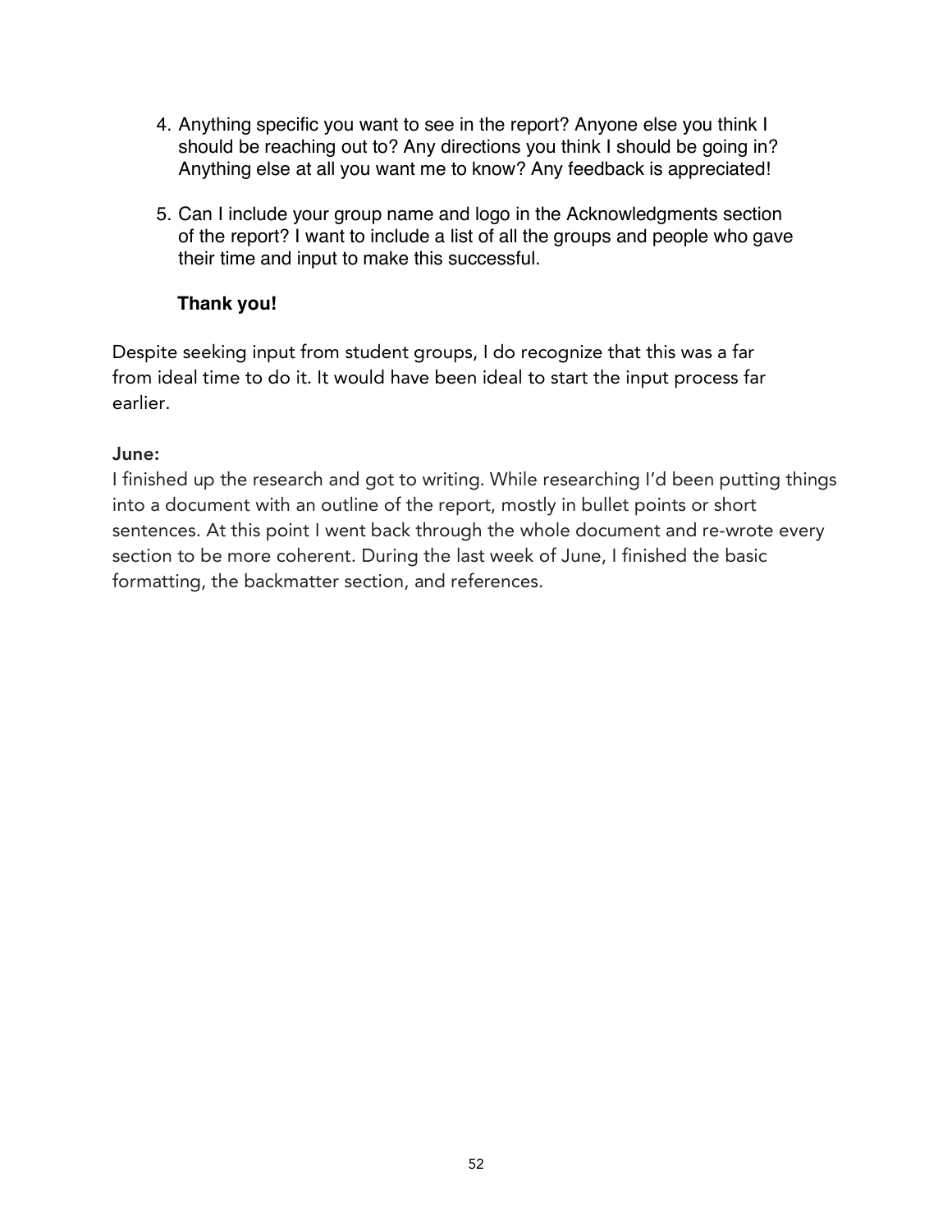4. Anything specific you want to see in the report? Anyone else you think I should be reaching out to? Any directions you think I should be going in? Anything else at all you want me to know? Any feedback is appreciated!

5. Can I include your group name and logo in the Acknowledgments section of the report? I want to include a list of all the groups and people who gave their time and input to make this successful.

   **Thank you!**

Despite seeking input from student groups, I do recognize that this was a far from ideal time to do it. It would have been ideal to start the input process far earlier.

**June:**

I finished up the research and got to writing. While researching I'd been putting things into a document with an outline of the report, mostly in bullet points or short sentences. At this point I went back through the whole document and re-wrote every section to be more coherent. During the last week of June, I finished the basic formatting, the backmatter section, and references.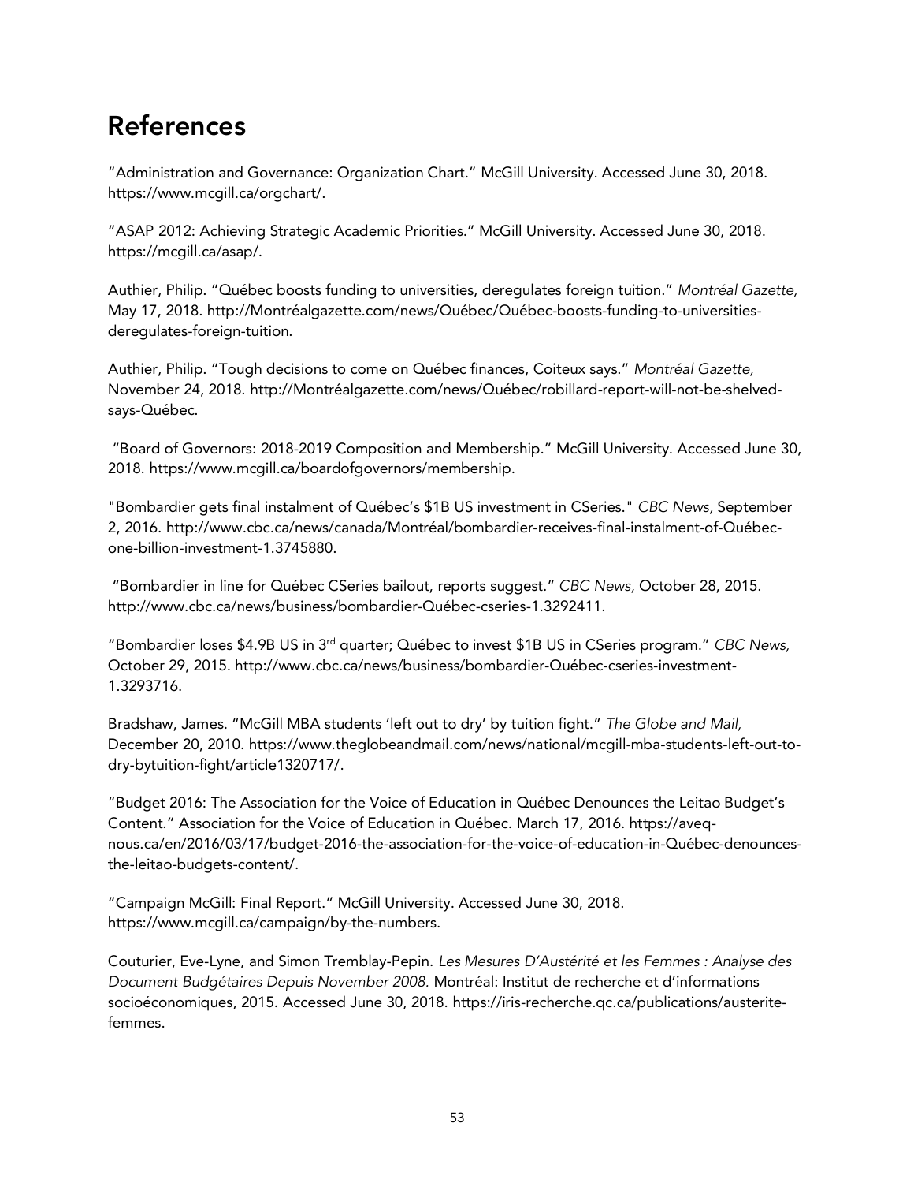# References

"Administration and Governance: Organization Chart." McGill University. Accessed June 30, 2018. https://www.mcgill.ca/orgchart/.

"ASAP 2012: Achieving Strategic Academic Priorities." McGill University. Accessed June 30, 2018. https://mcgill.ca/asap/.

Authier, Philip. "Québec boosts funding to universities, deregulates foreign tuition." *Montréal Gazette,* May 17, 2018. http://Montréalgazette.com/news/Québec/Québec-boosts-funding-to-universities-deregulates-foreign-tuition.

Authier, Philip. "Tough decisions to come on Québec finances, Coiteux says." *Montréal Gazette,* November 24, 2018. http://Montréalgazette.com/news/Québec/robillard-report-will-not-be-shelved-says-Québec.

"Board of Governors: 2018-2019 Composition and Membership." McGill University. Accessed June 30, 2018. https://www.mcgill.ca/boardofgovernors/membership.

"Bombardier gets final instalment of Québec's $1B US investment in CSeries." *CBC News,* September 2, 2016. http://www.cbc.ca/news/canada/Montréal/bombardier-receives-final-instalment-of-Québec-one-billion-investment-1.3745880.

"Bombardier in line for Québec CSeries bailout, reports suggest." *CBC News,* October 28, 2015. http://www.cbc.ca/news/business/bombardier-Québec-cseries-1.3292411.

"Bombardier loses $4.9B US in 3rd quarter; Québec to invest $1B US in CSeries program." *CBC News,* October 29, 2015. http://www.cbc.ca/news/business/bombardier-Québec-cseries-investment-1.3293716.

Bradshaw, James. "McGill MBA students 'left out to dry' by tuition fight." *The Globe and Mail,* December 20, 2010. https://www.theglobeandmail.com/news/national/mcgill-mba-students-left-out-to-dry-bytuition-fight/article1320717/.

"Budget 2016: The Association for the Voice of Education in Québec Denounces the Leitao Budget's Content." Association for the Voice of Education in Québec. March 17, 2016. https://aveq-nous.ca/en/2016/03/17/budget-2016-the-association-for-the-voice-of-education-in-Québec-denounces-the-leitao-budgets-content/.

"Campaign McGill: Final Report." McGill University. Accessed June 30, 2018. https://www.mcgill.ca/campaign/by-the-numbers.

Couturier, Eve-Lyne, and Simon Tremblay-Pepin. *Les Mesures D'Austérité et les Femmes : Analyse des Document Budgétaires Depuis November 2008.* Montréal: Institut de recherche et d'informations socioéconomiques, 2015. Accessed June 30, 2018. https://iris-recherche.qc.ca/publications/austerite-femmes.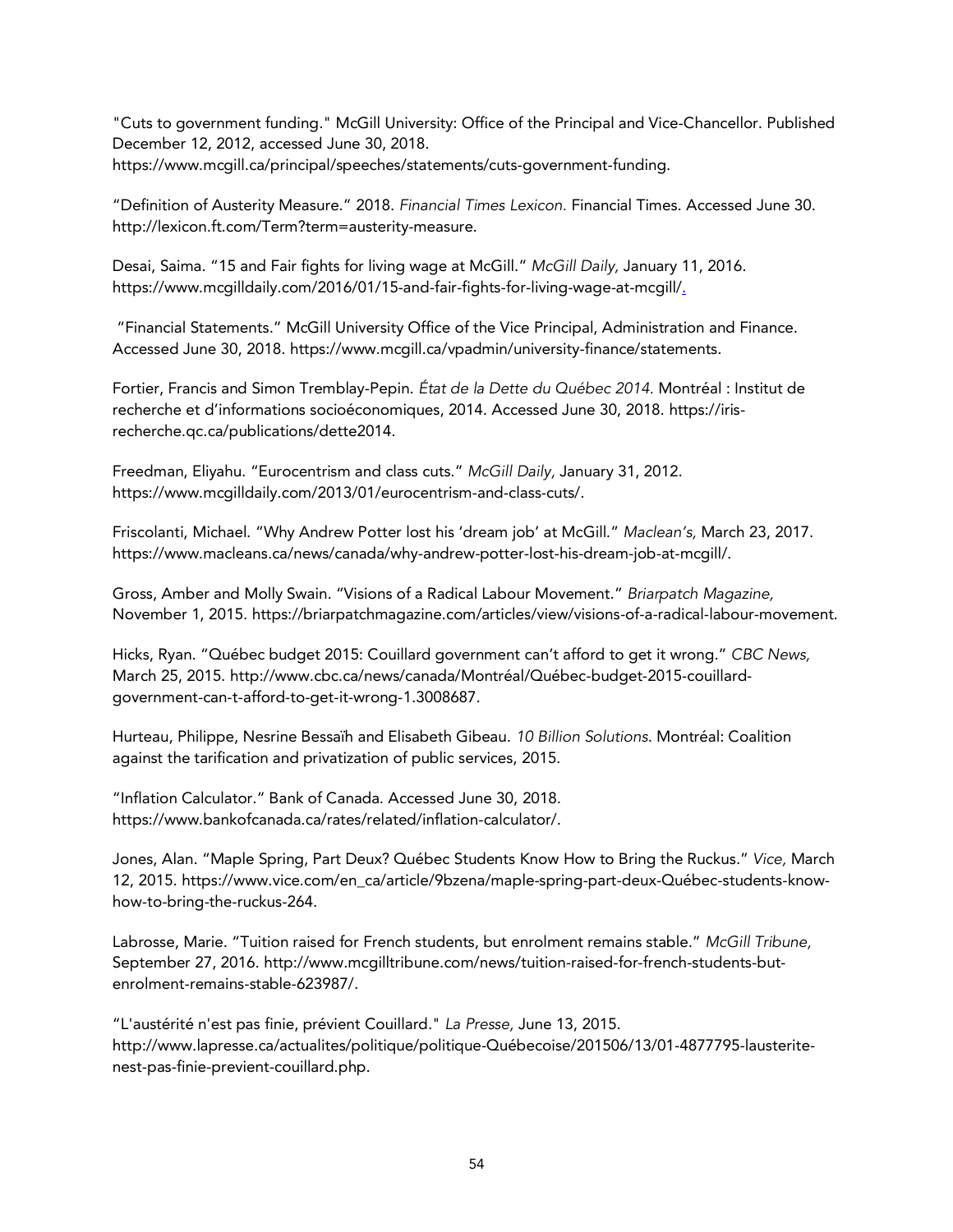"Cuts to government funding." McGill University: Office of the Principal and Vice-Chancellor. Published December 12, 2012, accessed June 30, 2018. https://www.mcgill.ca/principal/speeches/statements/cuts-government-funding.

"Definition of Austerity Measure." 2018. *Financial Times Lexicon.* Financial Times. Accessed June 30. http://lexicon.ft.com/Term?term=austerity-measure.

Desai, Saima. "15 and Fair fights for living wage at McGill." *McGill Daily,* January 11, 2016. https://www.mcgilldaily.com/2016/01/15-and-fair-fights-for-living-wage-at-mcgill/.

"Financial Statements." McGill University Office of the Vice Principal, Administration and Finance. Accessed June 30, 2018. https://www.mcgill.ca/vpadmin/university-finance/statements.

Fortier, Francis and Simon Tremblay-Pepin. *État de la Dette du Québec 2014.* Montréal : Institut de recherche et d'informations socioéconomiques, 2014. Accessed June 30, 2018. https://iris-recherche.qc.ca/publications/dette2014.

Freedman, Eliyahu. "Eurocentrism and class cuts." *McGill Daily,* January 31, 2012. https://www.mcgilldaily.com/2013/01/eurocentrism-and-class-cuts/.

Friscolanti, Michael. "Why Andrew Potter lost his 'dream job' at McGill." *Maclean's,* March 23, 2017. https://www.macleans.ca/news/canada/why-andrew-potter-lost-his-dream-job-at-mcgill/.

Gross, Amber and Molly Swain. "Visions of a Radical Labour Movement." *Briarpatch Magazine,* November 1, 2015. https://briarpatchmagazine.com/articles/view/visions-of-a-radical-labour-movement.

Hicks, Ryan. "Québec budget 2015: Couillard government can't afford to get it wrong." *CBC News,* March 25, 2015. http://www.cbc.ca/news/canada/Montréal/Québec-budget-2015-couillard-government-can-t-afford-to-get-it-wrong-1.3008687.

Hurteau, Philippe, Nesrine Bessaïh and Elisabeth Gibeau. *10 Billion Solutions*. Montréal: Coalition against the tarification and privatization of public services, 2015.

"Inflation Calculator." Bank of Canada. Accessed June 30, 2018. https://www.bankofcanada.ca/rates/related/inflation-calculator/.

Jones, Alan. "Maple Spring, Part Deux? Québec Students Know How to Bring the Ruckus." *Vice,* March 12, 2015. https://www.vice.com/en_ca/article/9bzena/maple-spring-part-deux-Québec-students-know-how-to-bring-the-ruckus-264.

Labrosse, Marie. "Tuition raised for French students, but enrolment remains stable." *McGill Tribune,* September 27, 2016. http://www.mcgilltribune.com/news/tuition-raised-for-french-students-but-enrolment-remains-stable-623987/.

"L'austérité n'est pas finie, prévient Couillard." *La Presse,* June 13, 2015. http://www.lapresse.ca/actualites/politique/politique-Québecoise/201506/13/01-4877795-lausterite-nest-pas-finie-previent-couillard.php.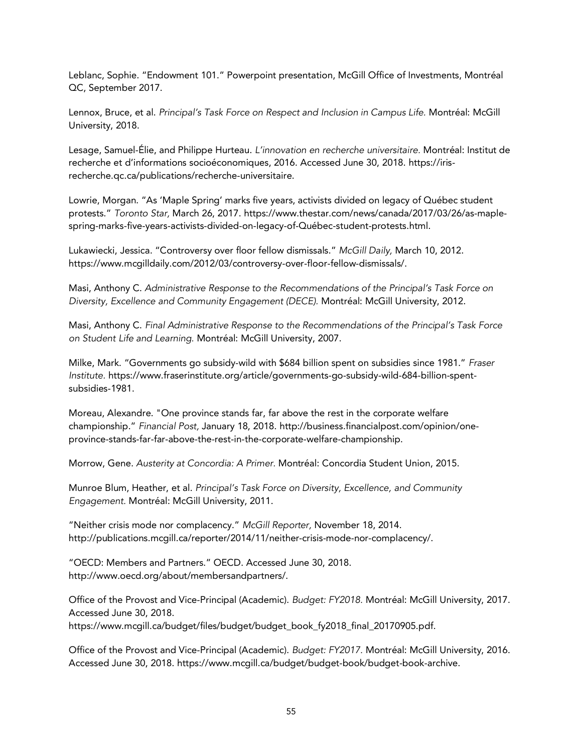Leblanc, Sophie. "Endowment 101." Powerpoint presentation, McGill Office of Investments, Montréal QC, September 2017.

Lennox, Bruce, et al. *Principal's Task Force on Respect and Inclusion in Campus Life.* Montréal: McGill University, 2018.

Lesage, Samuel-Élie, and Philippe Hurteau. *L'innovation en recherche universitaire.* Montréal: Institut de recherche et d'informations socioéconomiques, 2016. Accessed June 30, 2018. https://iris-recherche.qc.ca/publications/recherche-universitaire.

Lowrie, Morgan. "As 'Maple Spring' marks five years, activists divided on legacy of Québec student protests." *Toronto Star,* March 26, 2017. https://www.thestar.com/news/canada/2017/03/26/as-maple-spring-marks-five-years-activists-divided-on-legacy-of-Québec-student-protests.html.

Lukawiecki, Jessica. "Controversy over floor fellow dismissals." *McGill Daily,* March 10, 2012. https://www.mcgilldaily.com/2012/03/controversy-over-floor-fellow-dismissals/.

Masi, Anthony C. *Administrative Response to the Recommendations of the Principal's Task Force on Diversity, Excellence and Community Engagement (DECE).* Montréal: McGill University, 2012.

Masi, Anthony C. *Final Administrative Response to the Recommendations of the Principal's Task Force on Student Life and Learning.* Montréal: McGill University, 2007.

Milke, Mark. "Governments go subsidy-wild with $684 billion spent on subsidies since 1981." *Fraser Institute.* https://www.fraserinstitute.org/article/governments-go-subsidy-wild-684-billion-spent-subsidies-1981.

Moreau, Alexandre. "One province stands far, far above the rest in the corporate welfare championship." *Financial Post,* January 18, 2018. http://business.financialpost.com/opinion/one-province-stands-far-far-above-the-rest-in-the-corporate-welfare-championship.

Morrow, Gene. *Austerity at Concordia: A Primer.* Montréal: Concordia Student Union, 2015.

Munroe Blum, Heather, et al. *Principal's Task Force on Diversity, Excellence, and Community Engagement.* Montréal: McGill University, 2011.

"Neither crisis mode nor complacency." *McGill Reporter,* November 18, 2014. http://publications.mcgill.ca/reporter/2014/11/neither-crisis-mode-nor-complacency/.

"OECD: Members and Partners." OECD. Accessed June 30, 2018. http://www.oecd.org/about/membersandpartners/.

Office of the Provost and Vice-Principal (Academic). *Budget: FY2018.* Montréal: McGill University, 2017. Accessed June 30, 2018. https://www.mcgill.ca/budget/files/budget/budget_book_fy2018_final_20170905.pdf.

Office of the Provost and Vice-Principal (Academic). *Budget: FY2017.* Montréal: McGill University, 2016. Accessed June 30, 2018. https://www.mcgill.ca/budget/budget-book/budget-book-archive.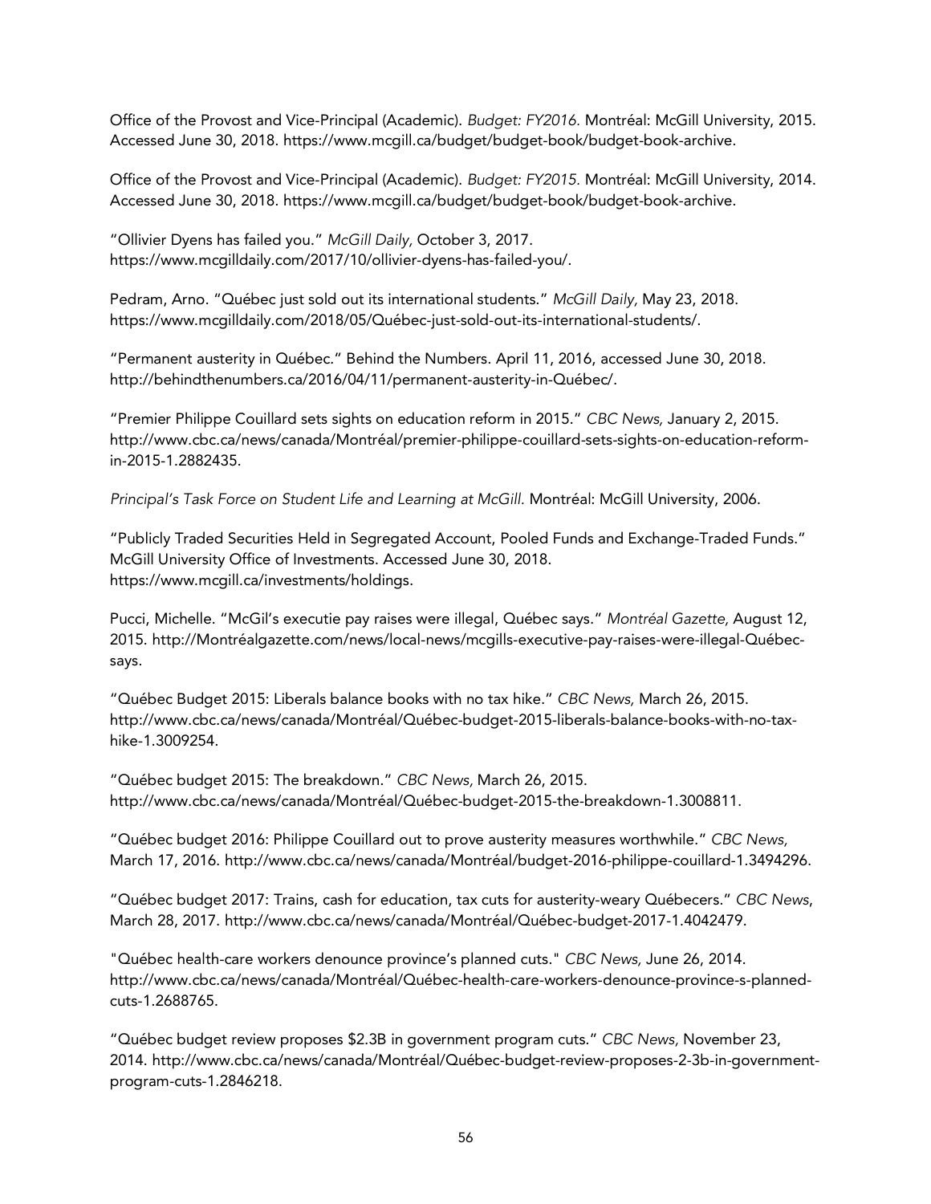Office of the Provost and Vice-Principal (Academic). *Budget: FY2016.* Montréal: McGill University, 2015. Accessed June 30, 2018. https://www.mcgill.ca/budget/budget-book/budget-book-archive.

Office of the Provost and Vice-Principal (Academic). *Budget: FY2015.* Montréal: McGill University, 2014. Accessed June 30, 2018. https://www.mcgill.ca/budget/budget-book/budget-book-archive.

"Ollivier Dyens has failed you." *McGill Daily,* October 3, 2017. https://www.mcgilldaily.com/2017/10/ollivier-dyens-has-failed-you/.

Pedram, Arno. "Québec just sold out its international students." *McGill Daily,* May 23, 2018. https://www.mcgilldaily.com/2018/05/Québec-just-sold-out-its-international-students/.

"Permanent austerity in Québec." Behind the Numbers. April 11, 2016, accessed June 30, 2018. http://behindthenumbers.ca/2016/04/11/permanent-austerity-in-Québec/.

"Premier Philippe Couillard sets sights on education reform in 2015." *CBC News,* January 2, 2015. http://www.cbc.ca/news/canada/Montréal/premier-philippe-couillard-sets-sights-on-education-reform-in-2015-1.2882435.

*Principal's Task Force on Student Life and Learning at McGill.* Montréal: McGill University, 2006.

"Publicly Traded Securities Held in Segregated Account, Pooled Funds and Exchange-Traded Funds." McGill University Office of Investments. Accessed June 30, 2018. https://www.mcgill.ca/investments/holdings.

Pucci, Michelle. "McGil's executie pay raises were illegal, Québec says." *Montréal Gazette,* August 12, 2015. http://Montréalgazette.com/news/local-news/mcgills-executive-pay-raises-were-illegal-Québec-says.

"Québec Budget 2015: Liberals balance books with no tax hike." *CBC News,* March 26, 2015. http://www.cbc.ca/news/canada/Montréal/Québec-budget-2015-liberals-balance-books-with-no-tax-hike-1.3009254.

"Québec budget 2015: The breakdown." *CBC News,* March 26, 2015. http://www.cbc.ca/news/canada/Montréal/Québec-budget-2015-the-breakdown-1.3008811.

"Québec budget 2016: Philippe Couillard out to prove austerity measures worthwhile." *CBC News,* March 17, 2016. http://www.cbc.ca/news/canada/Montréal/budget-2016-philippe-couillard-1.3494296.

"Québec budget 2017: Trains, cash for education, tax cuts for austerity-weary Québecers." *CBC News*, March 28, 2017. http://www.cbc.ca/news/canada/Montréal/Québec-budget-2017-1.4042479.

"Québec health-care workers denounce province's planned cuts." *CBC News,* June 26, 2014. http://www.cbc.ca/news/canada/Montréal/Québec-health-care-workers-denounce-province-s-planned-cuts-1.2688765.

"Québec budget review proposes $2.3B in government program cuts." *CBC News,* November 23, 2014. http://www.cbc.ca/news/canada/Montréal/Québec-budget-review-proposes-2-3b-in-government-program-cuts-1.2846218.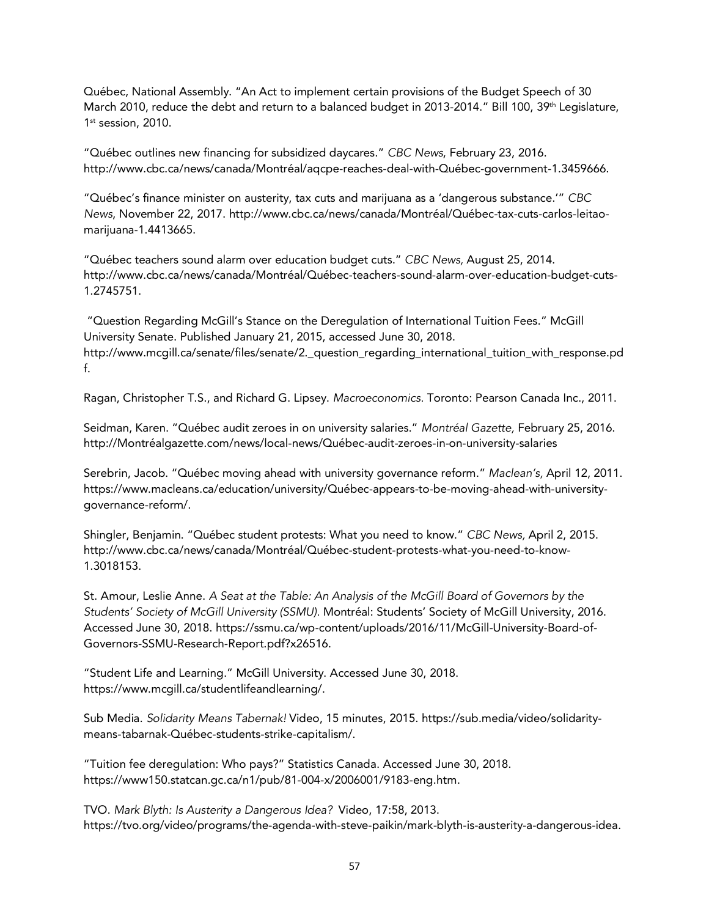Québec, National Assembly. "An Act to implement certain provisions of the Budget Speech of 30 March 2010, reduce the debt and return to a balanced budget in 2013-2014." Bill 100, 39th Legislature, 1st session, 2010.

"Québec outlines new financing for subsidized daycares." *CBC News*, February 23, 2016. http://www.cbc.ca/news/canada/Montréal/aqcpe-reaches-deal-with-Québec-government-1.3459666.

"Québec's finance minister on austerity, tax cuts and marijuana as a 'dangerous substance.'" *CBC News*, November 22, 2017. http://www.cbc.ca/news/canada/Montréal/Québec-tax-cuts-carlos-leitao-marijuana-1.4413665.

"Québec teachers sound alarm over education budget cuts." *CBC News,* August 25, 2014. http://www.cbc.ca/news/canada/Montréal/Québec-teachers-sound-alarm-over-education-budget-cuts-1.2745751.

"Question Regarding McGill's Stance on the Deregulation of International Tuition Fees." McGill University Senate. Published January 21, 2015, accessed June 30, 2018. http://www.mcgill.ca/senate/files/senate/2._question_regarding_international_tuition_with_response.pdf.

Ragan, Christopher T.S., and Richard G. Lipsey. *Macroeconomics.* Toronto: Pearson Canada Inc., 2011.

Seidman, Karen. "Québec audit zeroes in on university salaries." *Montréal Gazette,* February 25, 2016. http://Montréalgazette.com/news/local-news/Québec-audit-zeroes-in-on-university-salaries

Serebrin, Jacob. "Québec moving ahead with university governance reform." *Maclean's,* April 12, 2011. https://www.macleans.ca/education/university/Québec-appears-to-be-moving-ahead-with-university-governance-reform/.

Shingler, Benjamin. "Québec student protests: What you need to know." *CBC News,* April 2, 2015. http://www.cbc.ca/news/canada/Montréal/Québec-student-protests-what-you-need-to-know-1.3018153.

St. Amour, Leslie Anne. *A Seat at the Table: An Analysis of the McGill Board of Governors by the Students' Society of McGill University (SSMU).* Montréal: Students' Society of McGill University, 2016. Accessed June 30, 2018. https://ssmu.ca/wp-content/uploads/2016/11/McGill-University-Board-of-Governors-SSMU-Research-Report.pdf?x26516.

"Student Life and Learning." McGill University. Accessed June 30, 2018. https://www.mcgill.ca/studentlifeandlearning/.

Sub Media. *Solidarity Means Tabernak!* Video, 15 minutes, 2015. https://sub.media/video/solidarity-means-tabarnak-Québec-students-strike-capitalism/.

"Tuition fee deregulation: Who pays?" Statistics Canada. Accessed June 30, 2018. https://www150.statcan.gc.ca/n1/pub/81-004-x/2006001/9183-eng.htm.

TVO. *Mark Blyth: Is Austerity a Dangerous Idea?* Video, 17:58, 2013. https://tvo.org/video/programs/the-agenda-with-steve-paikin/mark-blyth-is-austerity-a-dangerous-idea.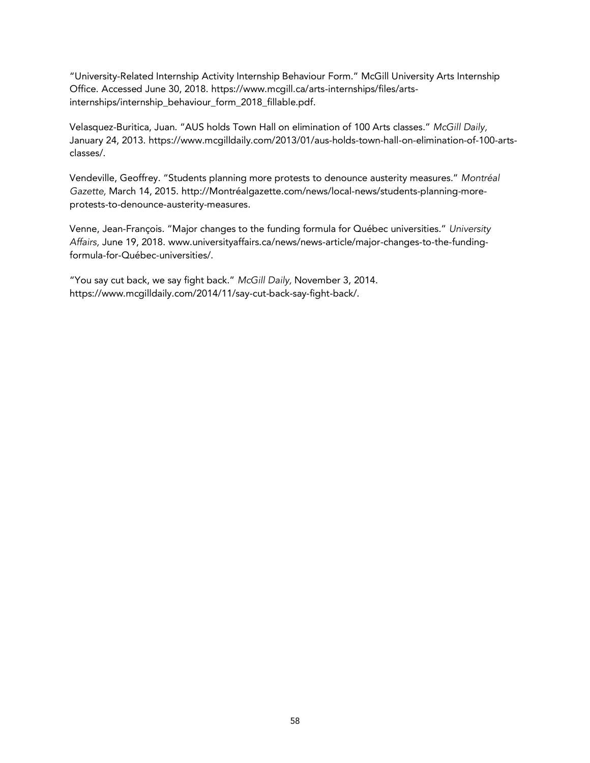"University-Related Internship Activity Internship Behaviour Form." McGill University Arts Internship Office. Accessed June 30, 2018. https://www.mcgill.ca/arts-internships/files/arts-internships/internship_behaviour_form_2018_fillable.pdf.

Velasquez-Buritica, Juan. "AUS holds Town Hall on elimination of 100 Arts classes." *McGill Daily,* January 24, 2013. https://www.mcgilldaily.com/2013/01/aus-holds-town-hall-on-elimination-of-100-arts-classes/.

Vendeville, Geoffrey. "Students planning more protests to denounce austerity measures." *Montréal Gazette,* March 14, 2015. http://Montréalgazette.com/news/local-news/students-planning-more-protests-to-denounce-austerity-measures.

Venne, Jean-François. "Major changes to the funding formula for Québec universities." *University Affairs,* June 19, 2018. www.universityaffairs.ca/news/news-article/major-changes-to-the-funding-formula-for-Québec-universities/.

"You say cut back, we say fight back." *McGill Daily,* November 3, 2014. https://www.mcgilldaily.com/2014/11/say-cut-back-say-fight-back/.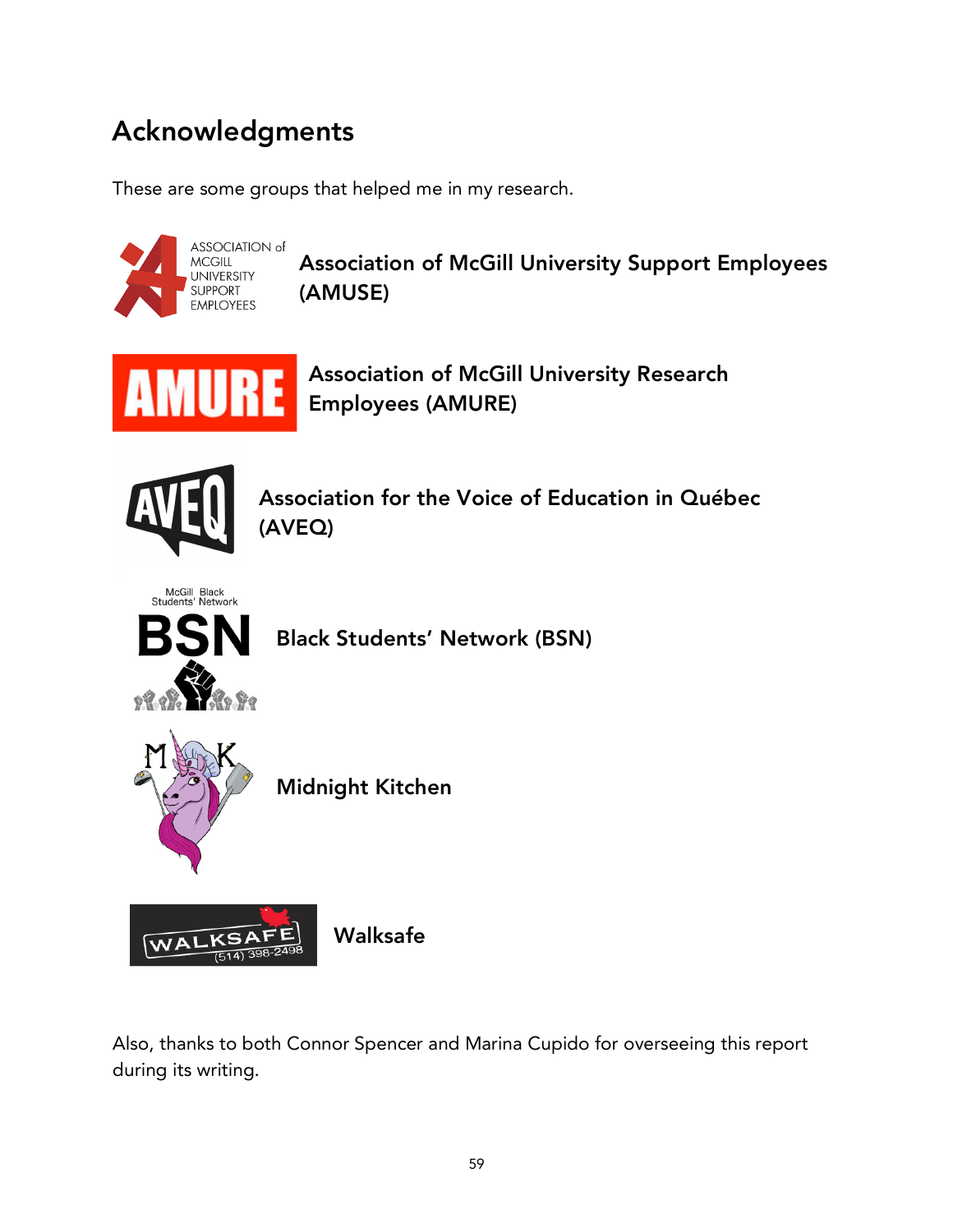## Acknowledgments

These are some groups that helped me in my research.

**Association of McGill University Support Employees (AMUSE)**

**Association of McGill University Research Employees (AMURE)**

**Association for the Voice of Education in Québec (AVEQ)**

**Black Students' Network (BSN)**

**Midnight Kitchen**

**Walksafe**

Also, thanks to both Connor Spencer and Marina Cupido for overseeing this report during its writing.